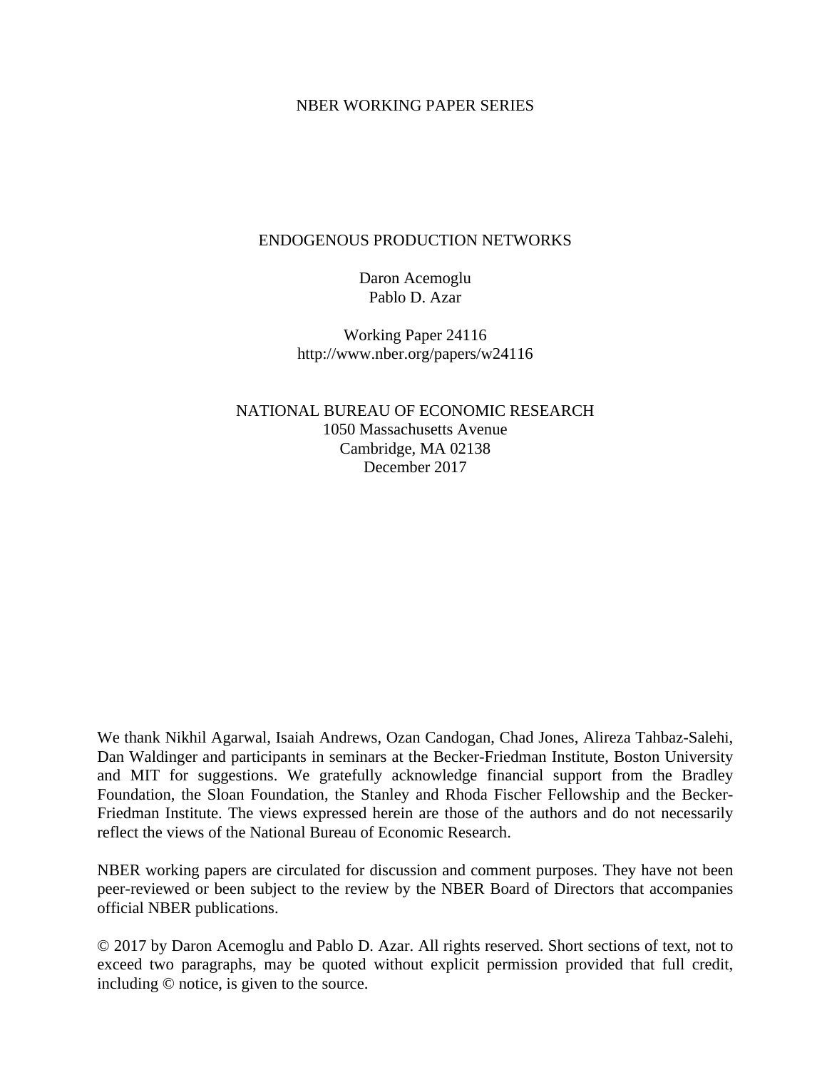NBER WORKING PAPER SERIES

# ENDOGENOUS PRODUCTION NETWORKS

Daron Acemoglu
Pablo D. Azar

Working Paper 24116
http://www.nber.org/papers/w24116

NATIONAL BUREAU OF ECONOMIC RESEARCH
1050 Massachusetts Avenue
Cambridge, MA 02138
December 2017

We thank Nikhil Agarwal, Isaiah Andrews, Ozan Candogan, Chad Jones, Alireza Tahbaz-Salehi, Dan Waldinger and participants in seminars at the Becker-Friedman Institute, Boston University and MIT for suggestions. We gratefully acknowledge financial support from the Bradley Foundation, the Sloan Foundation, the Stanley and Rhoda Fischer Fellowship and the Becker-Friedman Institute. The views expressed herein are those of the authors and do not necessarily reflect the views of the National Bureau of Economic Research.

NBER working papers are circulated for discussion and comment purposes. They have not been peer-reviewed or been subject to the review by the NBER Board of Directors that accompanies official NBER publications.

© 2017 by Daron Acemoglu and Pablo D. Azar. All rights reserved. Short sections of text, not to exceed two paragraphs, may be quoted without explicit permission provided that full credit, including © notice, is given to the source.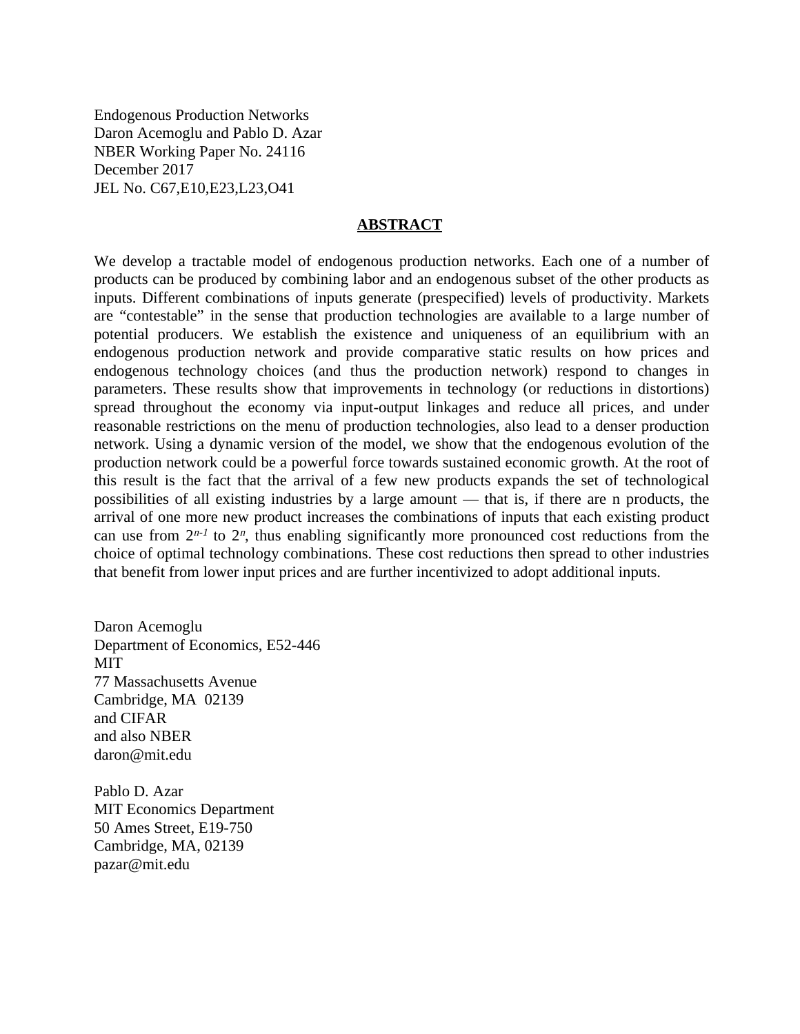Endogenous Production Networks
Daron Acemoglu and Pablo D. Azar
NBER Working Paper No. 24116
December 2017
JEL No. C67,E10,E23,L23,O41

## ABSTRACT

We develop a tractable model of endogenous production networks. Each one of a number of products can be produced by combining labor and an endogenous subset of the other products as inputs. Different combinations of inputs generate (prespecified) levels of productivity. Markets are "contestable" in the sense that production technologies are available to a large number of potential producers. We establish the existence and uniqueness of an equilibrium with an endogenous production network and provide comparative static results on how prices and endogenous technology choices (and thus the production network) respond to changes in parameters. These results show that improvements in technology (or reductions in distortions) spread throughout the economy via input-output linkages and reduce all prices, and under reasonable restrictions on the menu of production technologies, also lead to a denser production network. Using a dynamic version of the model, we show that the endogenous evolution of the production network could be a powerful force towards sustained economic growth. At the root of this result is the fact that the arrival of a few new products expands the set of technological possibilities of all existing industries by a large amount — that is, if there are n products, the arrival of one more new product increases the combinations of inputs that each existing product can use from $2^{n-1}$ to $2^{n}$, thus enabling significantly more pronounced cost reductions from the choice of optimal technology combinations. These cost reductions then spread to other industries that benefit from lower input prices and are further incentivized to adopt additional inputs.

Daron Acemoglu
Department of Economics, E52-446
MIT
77 Massachusetts Avenue
Cambridge, MA 02139
and CIFAR
and also NBER
daron@mit.edu

Pablo D. Azar
MIT Economics Department
50 Ames Street, E19-750
Cambridge, MA, 02139
pazar@mit.edu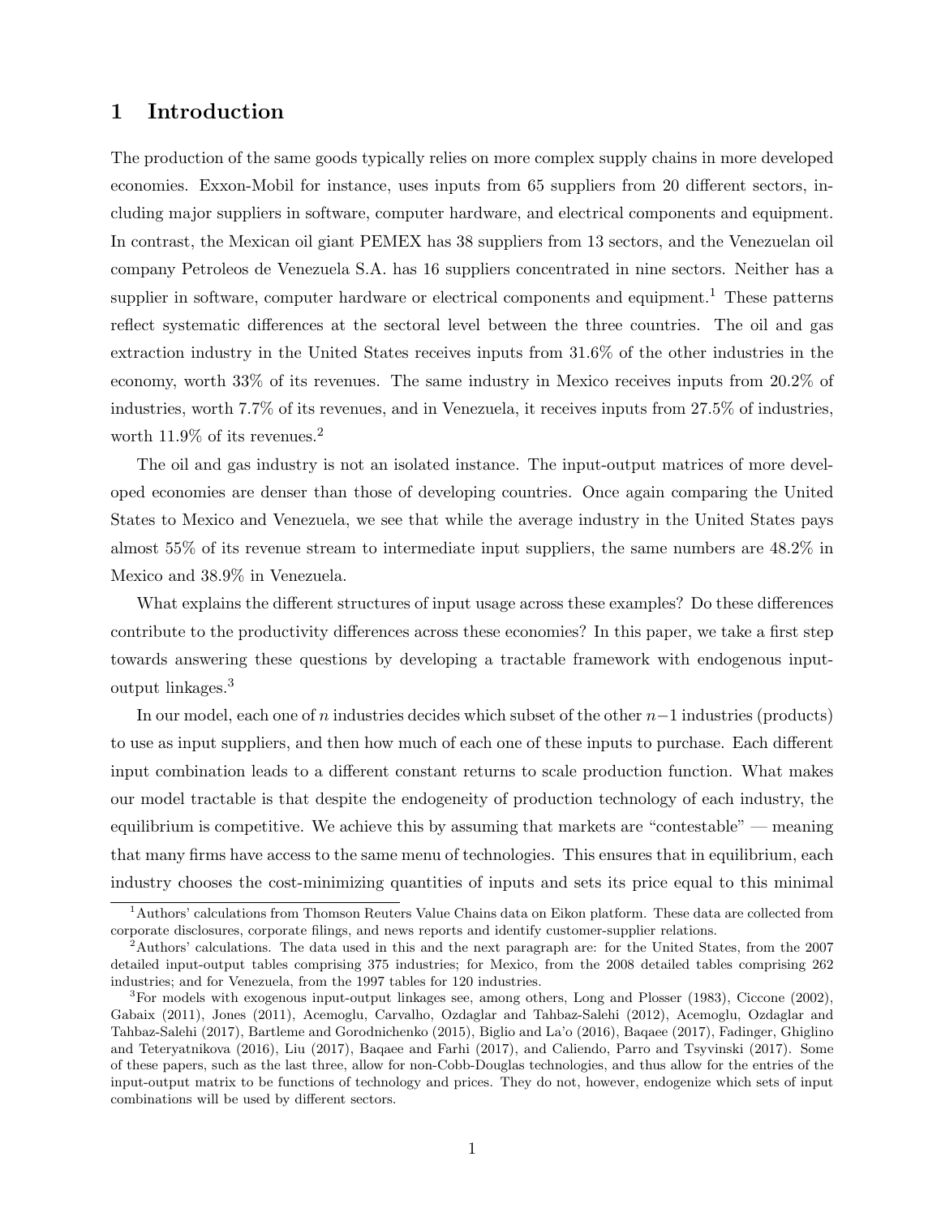# 1 Introduction

The production of the same goods typically relies on more complex supply chains in more developed economies. Exxon-Mobil for instance, uses inputs from 65 suppliers from 20 different sectors, including major suppliers in software, computer hardware, and electrical components and equipment. In contrast, the Mexican oil giant PEMEX has 38 suppliers from 13 sectors, and the Venezuelan oil company Petroleos de Venezuela S.A. has 16 suppliers concentrated in nine sectors. Neither has a supplier in software, computer hardware or electrical components and equipment.[1] These patterns reflect systematic differences at the sectoral level between the three countries. The oil and gas extraction industry in the United States receives inputs from 31.6% of the other industries in the economy, worth 33% of its revenues. The same industry in Mexico receives inputs from 20.2% of industries, worth 7.7% of its revenues, and in Venezuela, it receives inputs from 27.5% of industries, worth 11.9% of its revenues.[2]

The oil and gas industry is not an isolated instance. The input-output matrices of more developed economies are denser than those of developing countries. Once again comparing the United States to Mexico and Venezuela, we see that while the average industry in the United States pays almost 55% of its revenue stream to intermediate input suppliers, the same numbers are 48.2% in Mexico and 38.9% in Venezuela.

What explains the different structures of input usage across these examples? Do these differences contribute to the productivity differences across these economies? In this paper, we take a first step towards answering these questions by developing a tractable framework with endogenous input-output linkages.[3]

In our model, each one of $n$ industries decides which subset of the other $n-1$ industries (products) to use as input suppliers, and then how much of each one of these inputs to purchase. Each different input combination leads to a different constant returns to scale production function. What makes our model tractable is that despite the endogeneity of production technology of each industry, the equilibrium is competitive. We achieve this by assuming that markets are "contestable" — meaning that many firms have access to the same menu of technologies. This ensures that in equilibrium, each industry chooses the cost-minimizing quantities of inputs and sets its price equal to this minimal

[1] Authors' calculations from Thomson Reuters Value Chains data on Eikon platform. These data are collected from corporate disclosures, corporate filings, and news reports and identify customer-supplier relations.

[2] Authors' calculations. The data used in this and the next paragraph are: for the United States, from the 2007 detailed input-output tables comprising 375 industries; for Mexico, from the 2008 detailed tables comprising 262 industries; and for Venezuela, from the 1997 tables for 120 industries.

[3] For models with exogenous input-output linkages see, among others, Long and Plosser (1983), Ciccone (2002), Gabaix (2011), Jones (2011), Acemoglu, Carvalho, Ozdaglar and Tahbaz-Salehi (2012), Acemoglu, Ozdaglar and Tahbaz-Salehi (2017), Bartleme and Gorodnichenko (2015), Biglio and La'o (2016), Baqaee (2017), Fadinger, Ghiglino and Teteryatnikova (2016), Liu (2017), Baqaee and Farhi (2017), and Caliendo, Parro and Tsyvinski (2017). Some of these papers, such as the last three, allow for non-Cobb-Douglas technologies, and thus allow for the entries of the input-output matrix to be functions of technology and prices. They do not, however, endogenize which sets of input combinations will be used by different sectors.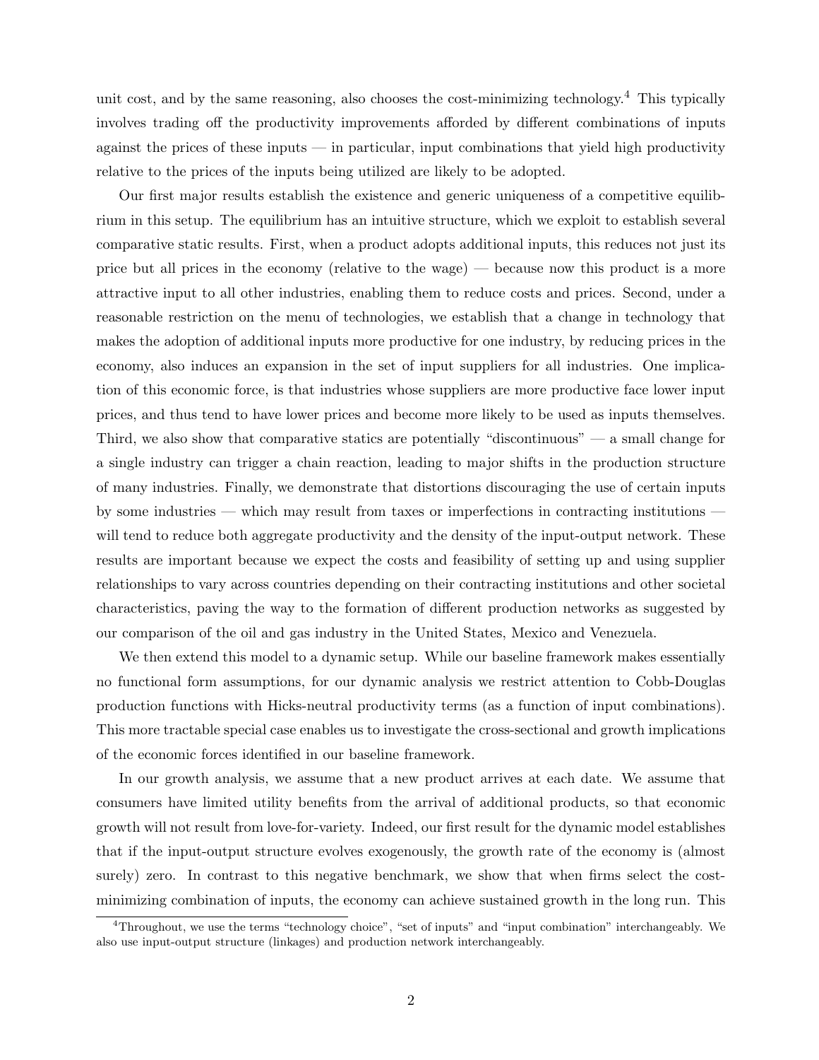unit cost, and by the same reasoning, also chooses the cost-minimizing technology.[4] This typically involves trading off the productivity improvements afforded by different combinations of inputs against the prices of these inputs — in particular, input combinations that yield high productivity relative to the prices of the inputs being utilized are likely to be adopted.

Our first major results establish the existence and generic uniqueness of a competitive equilibrium in this setup. The equilibrium has an intuitive structure, which we exploit to establish several comparative static results. First, when a product adopts additional inputs, this reduces not just its price but all prices in the economy (relative to the wage) — because now this product is a more attractive input to all other industries, enabling them to reduce costs and prices. Second, under a reasonable restriction on the menu of technologies, we establish that a change in technology that makes the adoption of additional inputs more productive for one industry, by reducing prices in the economy, also induces an expansion in the set of input suppliers for all industries. One implication of this economic force, is that industries whose suppliers are more productive face lower input prices, and thus tend to have lower prices and become more likely to be used as inputs themselves. Third, we also show that comparative statics are potentially "discontinuous" — a small change for a single industry can trigger a chain reaction, leading to major shifts in the production structure of many industries. Finally, we demonstrate that distortions discouraging the use of certain inputs by some industries — which may result from taxes or imperfections in contracting institutions — will tend to reduce both aggregate productivity and the density of the input-output network. These results are important because we expect the costs and feasibility of setting up and using supplier relationships to vary across countries depending on their contracting institutions and other societal characteristics, paving the way to the formation of different production networks as suggested by our comparison of the oil and gas industry in the United States, Mexico and Venezuela.

We then extend this model to a dynamic setup. While our baseline framework makes essentially no functional form assumptions, for our dynamic analysis we restrict attention to Cobb-Douglas production functions with Hicks-neutral productivity terms (as a function of input combinations). This more tractable special case enables us to investigate the cross-sectional and growth implications of the economic forces identified in our baseline framework.

In our growth analysis, we assume that a new product arrives at each date. We assume that consumers have limited utility benefits from the arrival of additional products, so that economic growth will not result from love-for-variety. Indeed, our first result for the dynamic model establishes that if the input-output structure evolves exogenously, the growth rate of the economy is (almost surely) zero. In contrast to this negative benchmark, we show that when firms select the cost-minimizing combination of inputs, the economy can achieve sustained growth in the long run. This

[4] Throughout, we use the terms "technology choice", "set of inputs" and "input combination" interchangeably. We also use input-output structure (linkages) and production network interchangeably.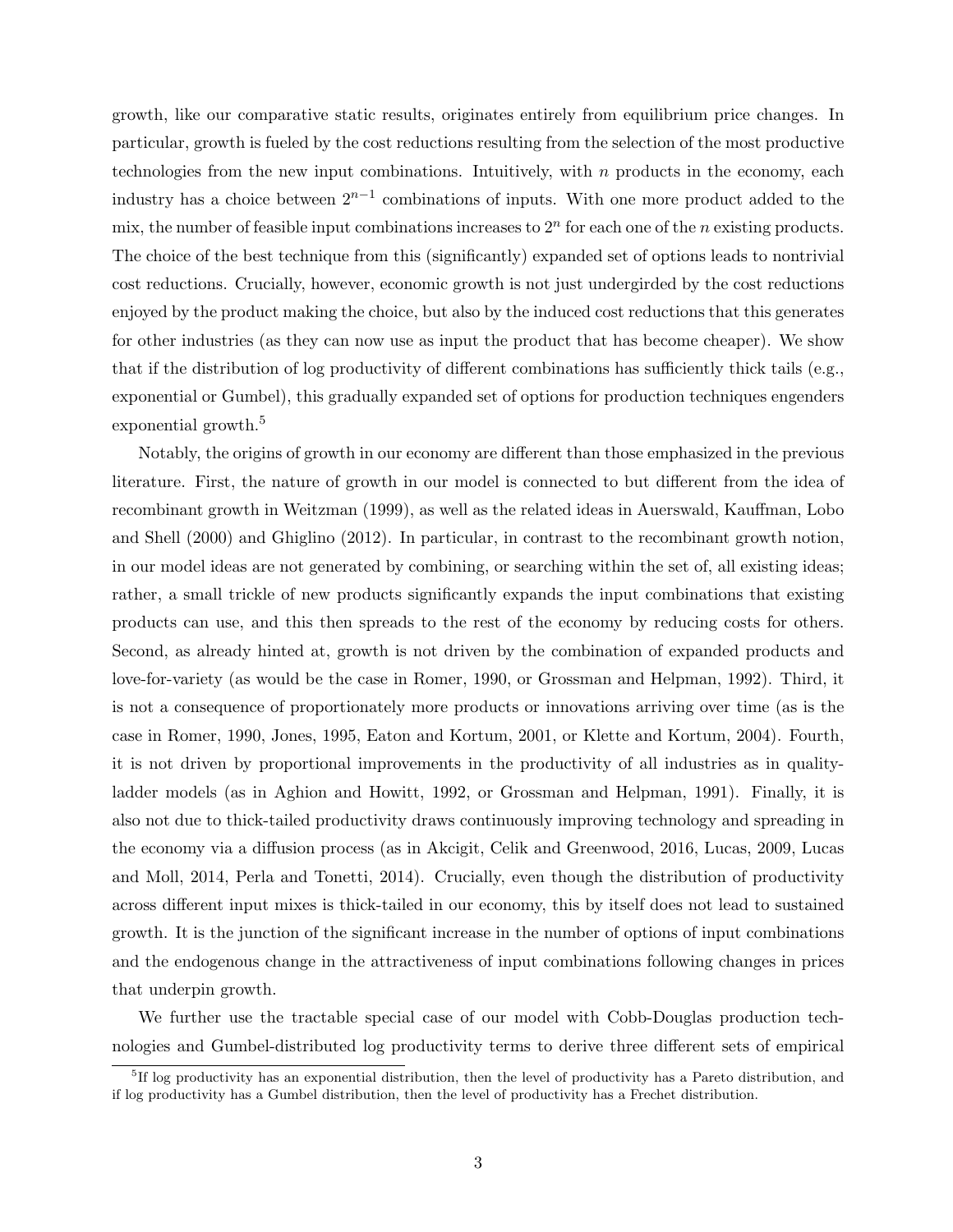growth, like our comparative static results, originates entirely from equilibrium price changes. In particular, growth is fueled by the cost reductions resulting from the selection of the most productive technologies from the new input combinations. Intuitively, with $n$ products in the economy, each industry has a choice between $2^{n-1}$ combinations of inputs. With one more product added to the mix, the number of feasible input combinations increases to $2^n$ for each one of the $n$ existing products. The choice of the best technique from this (significantly) expanded set of options leads to nontrivial cost reductions. Crucially, however, economic growth is not just undergirded by the cost reductions enjoyed by the product making the choice, but also by the induced cost reductions that this generates for other industries (as they can now use as input the product that has become cheaper). We show that if the distribution of log productivity of different combinations has sufficiently thick tails (e.g., exponential or Gumbel), this gradually expanded set of options for production techniques engenders exponential growth.[5]

Notably, the origins of growth in our economy are different than those emphasized in the previous literature. First, the nature of growth in our model is connected to but different from the idea of recombinant growth in Weitzman (1999), as well as the related ideas in Auerswald, Kauffman, Lobo and Shell (2000) and Ghiglino (2012). In particular, in contrast to the recombinant growth notion, in our model ideas are not generated by combining, or searching within the set of, all existing ideas; rather, a small trickle of new products significantly expands the input combinations that existing products can use, and this then spreads to the rest of the economy by reducing costs for others. Second, as already hinted at, growth is not driven by the combination of expanded products and love-for-variety (as would be the case in Romer, 1990, or Grossman and Helpman, 1992). Third, it is not a consequence of proportionately more products or innovations arriving over time (as is the case in Romer, 1990, Jones, 1995, Eaton and Kortum, 2001, or Klette and Kortum, 2004). Fourth, it is not driven by proportional improvements in the productivity of all industries as in quality-ladder models (as in Aghion and Howitt, 1992, or Grossman and Helpman, 1991). Finally, it is also not due to thick-tailed productivity draws continuously improving technology and spreading in the economy via a diffusion process (as in Akcigit, Celik and Greenwood, 2016, Lucas, 2009, Lucas and Moll, 2014, Perla and Tonetti, 2014). Crucially, even though the distribution of productivity across different input mixes is thick-tailed in our economy, this by itself does not lead to sustained growth. It is the junction of the significant increase in the number of options of input combinations and the endogenous change in the attractiveness of input combinations following changes in prices that underpin growth.

We further use the tractable special case of our model with Cobb-Douglas production technologies and Gumbel-distributed log productivity terms to derive three different sets of empirical

[5]If log productivity has an exponential distribution, then the level of productivity has a Pareto distribution, and if log productivity has a Gumbel distribution, then the level of productivity has a Frechet distribution.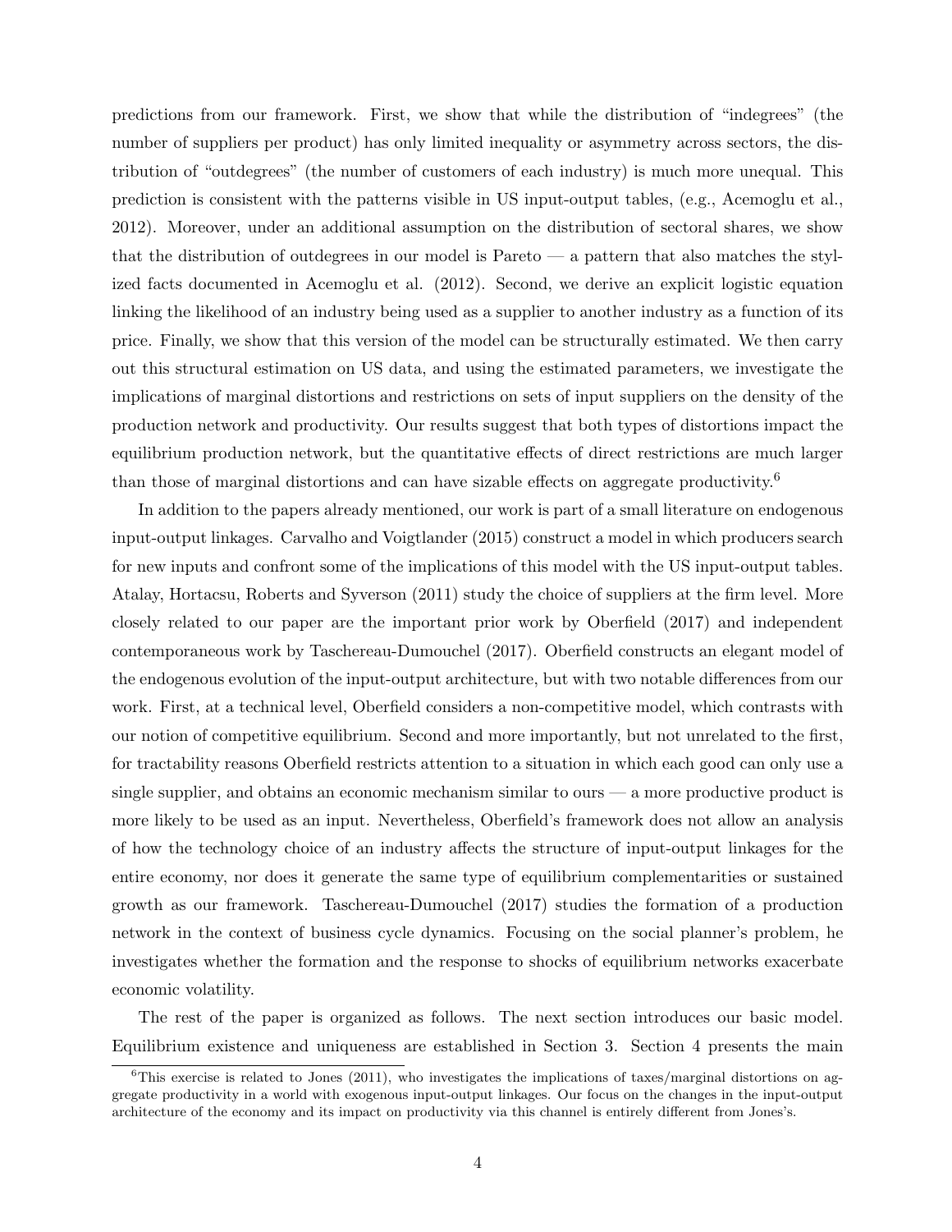predictions from our framework. First, we show that while the distribution of "indegrees" (the number of suppliers per product) has only limited inequality or asymmetry across sectors, the distribution of "outdegrees" (the number of customers of each industry) is much more unequal. This prediction is consistent with the patterns visible in US input-output tables, (e.g., Acemoglu et al., 2012). Moreover, under an additional assumption on the distribution of sectoral shares, we show that the distribution of outdegrees in our model is Pareto — a pattern that also matches the stylized facts documented in Acemoglu et al. (2012). Second, we derive an explicit logistic equation linking the likelihood of an industry being used as a supplier to another industry as a function of its price. Finally, we show that this version of the model can be structurally estimated. We then carry out this structural estimation on US data, and using the estimated parameters, we investigate the implications of marginal distortions and restrictions on sets of input suppliers on the density of the production network and productivity. Our results suggest that both types of distortions impact the equilibrium production network, but the quantitative effects of direct restrictions are much larger than those of marginal distortions and can have sizable effects on aggregate productivity.[6]

In addition to the papers already mentioned, our work is part of a small literature on endogenous input-output linkages. Carvalho and Voigtlander (2015) construct a model in which producers search for new inputs and confront some of the implications of this model with the US input-output tables. Atalay, Hortacsu, Roberts and Syverson (2011) study the choice of suppliers at the firm level. More closely related to our paper are the important prior work by Oberfield (2017) and independent contemporaneous work by Taschereau-Dumouchel (2017). Oberfield constructs an elegant model of the endogenous evolution of the input-output architecture, but with two notable differences from our work. First, at a technical level, Oberfield considers a non-competitive model, which contrasts with our notion of competitive equilibrium. Second and more importantly, but not unrelated to the first, for tractability reasons Oberfield restricts attention to a situation in which each good can only use a single supplier, and obtains an economic mechanism similar to ours — a more productive product is more likely to be used as an input. Nevertheless, Oberfield's framework does not allow an analysis of how the technology choice of an industry affects the structure of input-output linkages for the entire economy, nor does it generate the same type of equilibrium complementarities or sustained growth as our framework. Taschereau-Dumouchel (2017) studies the formation of a production network in the context of business cycle dynamics. Focusing on the social planner's problem, he investigates whether the formation and the response to shocks of equilibrium networks exacerbate economic volatility.

The rest of the paper is organized as follows. The next section introduces our basic model. Equilibrium existence and uniqueness are established in Section 3. Section 4 presents the main

[6] This exercise is related to Jones (2011), who investigates the implications of taxes/marginal distortions on aggregate productivity in a world with exogenous input-output linkages. Our focus on the changes in the input-output architecture of the economy and its impact on productivity via this channel is entirely different from Jones's.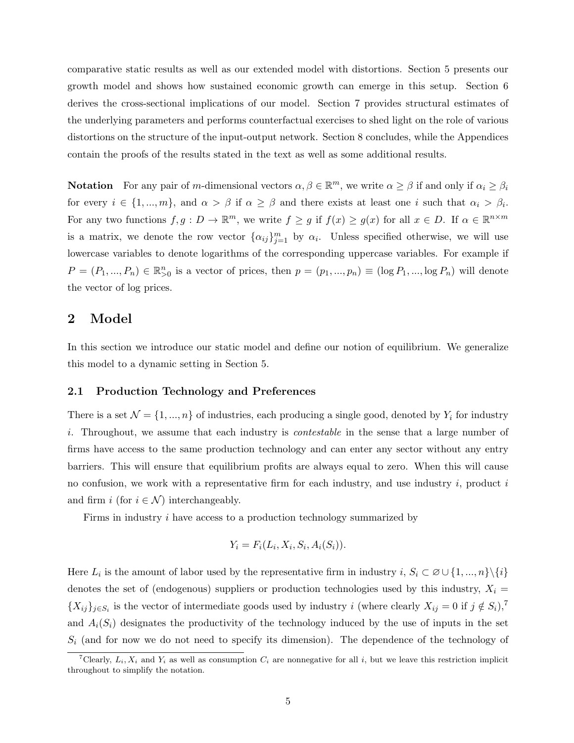comparative static results as well as our extended model with distortions. Section 5 presents our growth model and shows how sustained economic growth can emerge in this setup. Section 6 derives the cross-sectional implications of our model. Section 7 provides structural estimates of the underlying parameters and performs counterfactual exercises to shed light on the role of various distortions on the structure of the input-output network. Section 8 concludes, while the Appendices contain the proofs of the results stated in the text as well as some additional results.

**Notation** For any pair of $m$-dimensional vectors $\alpha, \beta \in \mathbb{R}^m$, we write $\alpha \geq \beta$ if and only if $\alpha_i \geq \beta_i$ for every $i \in \{1, ..., m\}$, and $\alpha > \beta$ if $\alpha \geq \beta$ and there exists at least one $i$ such that $\alpha_i > \beta_i$. For any two functions $f, g : D \to \mathbb{R}^m$, we write $f \geq g$ if $f(x) \geq g(x)$ for all $x \in D$. If $\alpha \in \mathbb{R}^{n \times m}$ is a matrix, we denote the row vector $\{\alpha_{ij}\}_{j=1}^m$ by $\alpha_i$. Unless specified otherwise, we will use lowercase variables to denote logarithms of the corresponding uppercase variables. For example if $P = (P_1, ..., P_n) \in \mathbb{R}^n_{>0}$ is a vector of prices, then $p = (p_1, ..., p_n) \equiv (\log P_1, ..., \log P_n)$ will denote the vector of log prices.

## 2 Model

In this section we introduce our static model and define our notion of equilibrium. We generalize this model to a dynamic setting in Section 5.

### 2.1 Production Technology and Preferences

There is a set $\mathcal{N} = \{1, ..., n\}$ of industries, each producing a single good, denoted by $Y_i$ for industry $i$. Throughout, we assume that each industry is *contestable* in the sense that a large number of firms have access to the same production technology and can enter any sector without any entry barriers. This will ensure that equilibrium profits are always equal to zero. When this will cause no confusion, we work with a representative firm for each industry, and use industry $i$, product $i$ and firm $i$ (for $i \in \mathcal{N}$) interchangeably.

Firms in industry $i$ have access to a production technology summarized by

$$Y_i = F_i(L_i, X_i, S_i, A_i(S_i)).$$

Here $L_i$ is the amount of labor used by the representative firm in industry $i$, $S_i \subset \varnothing \cup \{1, ..., n\} \backslash \{i\}$ denotes the set of (endogenous) suppliers or production technologies used by this industry, $X_i = \{X_{ij}\}_{j \in S_i}$ is the vector of intermediate goods used by industry $i$ (where clearly $X_{ij} = 0$ if $j \notin S_i$),[7] and $A_i(S_i)$ designates the productivity of the technology induced by the use of inputs in the set $S_i$ (and for now we do not need to specify its dimension). The dependence of the technology of

[7] Clearly, $L_i, X_i$ and $Y_i$ as well as consumption $C_i$ are nonnegative for all $i$, but we leave this restriction implicit throughout to simplify the notation.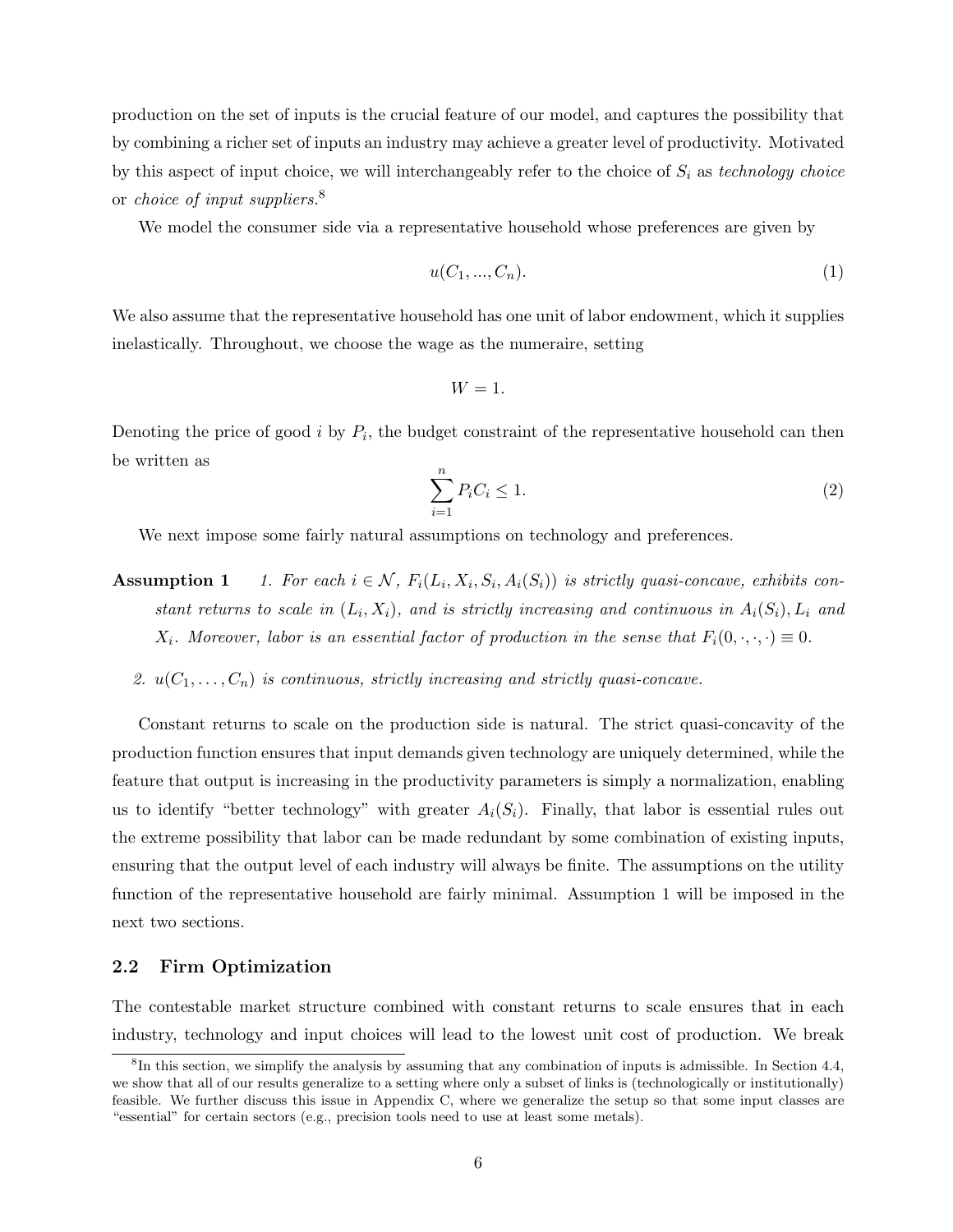production on the set of inputs is the crucial feature of our model, and captures the possibility that by combining a richer set of inputs an industry may achieve a greater level of productivity. Motivated by this aspect of input choice, we will interchangeably refer to the choice of $S_i$ as *technology choice* or *choice of input suppliers*.[8]

We model the consumer side via a representative household whose preferences are given by

$$u(C_1, ..., C_n). \tag{1}$$

We also assume that the representative household has one unit of labor endowment, which it supplies inelastically. Throughout, we choose the wage as the numeraire, setting

$$W = 1.$$

Denoting the price of good $i$ by $P_i$, the budget constraint of the representative household can then be written as

$$\sum_{i=1}^{n} P_i C_i \leq 1. \tag{2}$$

We next impose some fairly natural assumptions on technology and preferences.

**Assumption 1** *1. For each $i \in \mathcal{N}$, $F_i(L_i, X_i, S_i, A_i(S_i))$ is strictly quasi-concave, exhibits constant returns to scale in $(L_i, X_i)$, and is strictly increasing and continuous in $A_i(S_i), L_i$ and $X_i$. Moreover, labor is an essential factor of production in the sense that $F_i(0, \cdot, \cdot, \cdot) \equiv 0$.*

*2. $u(C_1, \ldots, C_n)$ is continuous, strictly increasing and strictly quasi-concave.*

Constant returns to scale on the production side is natural. The strict quasi-concavity of the production function ensures that input demands given technology are uniquely determined, while the feature that output is increasing in the productivity parameters is simply a normalization, enabling us to identify "better technology" with greater $A_i(S_i)$. Finally, that labor is essential rules out the extreme possibility that labor can be made redundant by some combination of existing inputs, ensuring that the output level of each industry will always be finite. The assumptions on the utility function of the representative household are fairly minimal. Assumption 1 will be imposed in the next two sections.

## 2.2 Firm Optimization

The contestable market structure combined with constant returns to scale ensures that in each industry, technology and input choices will lead to the lowest unit cost of production. We break

[8] In this section, we simplify the analysis by assuming that any combination of inputs is admissible. In Section 4.4, we show that all of our results generalize to a setting where only a subset of links is (technologically or institutionally) feasible. We further discuss this issue in Appendix C, where we generalize the setup so that some input classes are "essential" for certain sectors (e.g., precision tools need to use at least some metals).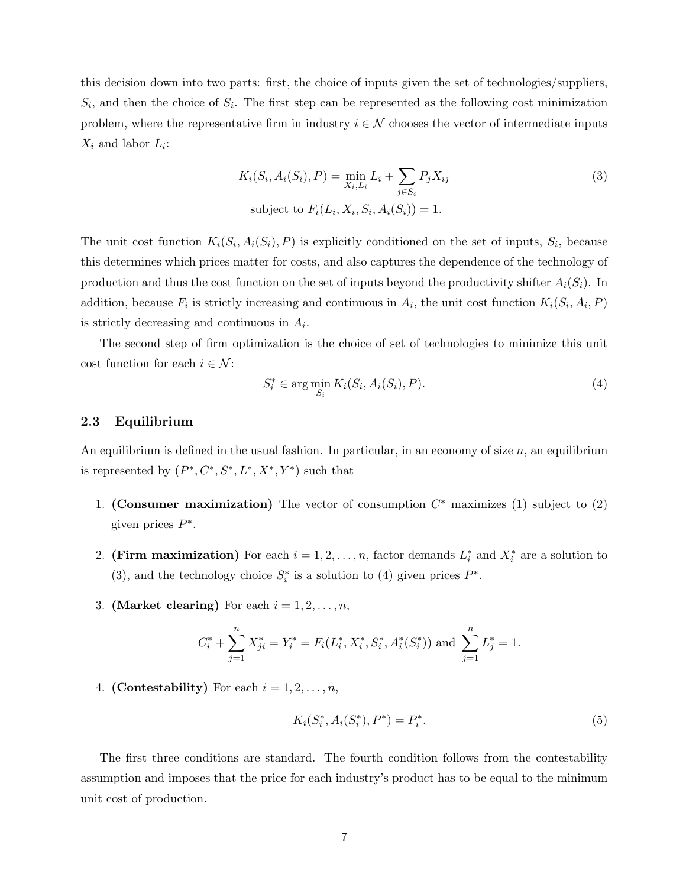this decision down into two parts: first, the choice of inputs given the set of technologies/suppliers, $S_i$, and then the choice of $S_i$. The first step can be represented as the following cost minimization problem, where the representative firm in industry $i \in \mathcal{N}$ chooses the vector of intermediate inputs $X_i$ and labor $L_i$:

$$K_i(S_i, A_i(S_i), P) = \min_{X_i, L_i} L_i + \sum_{j \in S_i} P_j X_{ij} \tag{3}$$
$$\text{subject to } F_i(L_i, X_i, S_i, A_i(S_i)) = 1.$$

The unit cost function $K_i(S_i, A_i(S_i), P)$ is explicitly conditioned on the set of inputs, $S_i$, because this determines which prices matter for costs, and also captures the dependence of the technology of production and thus the cost function on the set of inputs beyond the productivity shifter $A_i(S_i)$. In addition, because $F_i$ is strictly increasing and continuous in $A_i$, the unit cost function $K_i(S_i, A_i, P)$ is strictly decreasing and continuous in $A_i$.

The second step of firm optimization is the choice of set of technologies to minimize this unit cost function for each $i \in \mathcal{N}$:

$$S_i^* \in \arg\min_{S_i} K_i(S_i, A_i(S_i), P). \tag{4}$$

### 2.3 Equilibrium

An equilibrium is defined in the usual fashion. In particular, in an economy of size $n$, an equilibrium is represented by $(P^*, C^*, S^*, L^*, X^*, Y^*)$ such that

1. **(Consumer maximization)** The vector of consumption $C^*$ maximizes (1) subject to (2) given prices $P^*$.

2. **(Firm maximization)** For each $i = 1, 2, \ldots, n$, factor demands $L_i^*$ and $X_i^*$ are a solution to (3), and the technology choice $S_i^*$ is a solution to (4) given prices $P^*$.

3. **(Market clearing)** For each $i = 1, 2, \ldots, n$,

$$C_i^* + \sum_{j=1}^{n} X_{ji}^* = Y_i^* = F_i(L_i^*, X_i^*, S_i^*, A_i^*(S_i^*)) \text{ and } \sum_{j=1}^{n} L_j^* = 1.$$

4. **(Contestability)** For each $i = 1, 2, \ldots, n$,

$$K_i(S_i^*, A_i(S_i^*), P^*) = P_i^*. \tag{5}$$

The first three conditions are standard. The fourth condition follows from the contestability assumption and imposes that the price for each industry's product has to be equal to the minimum unit cost of production.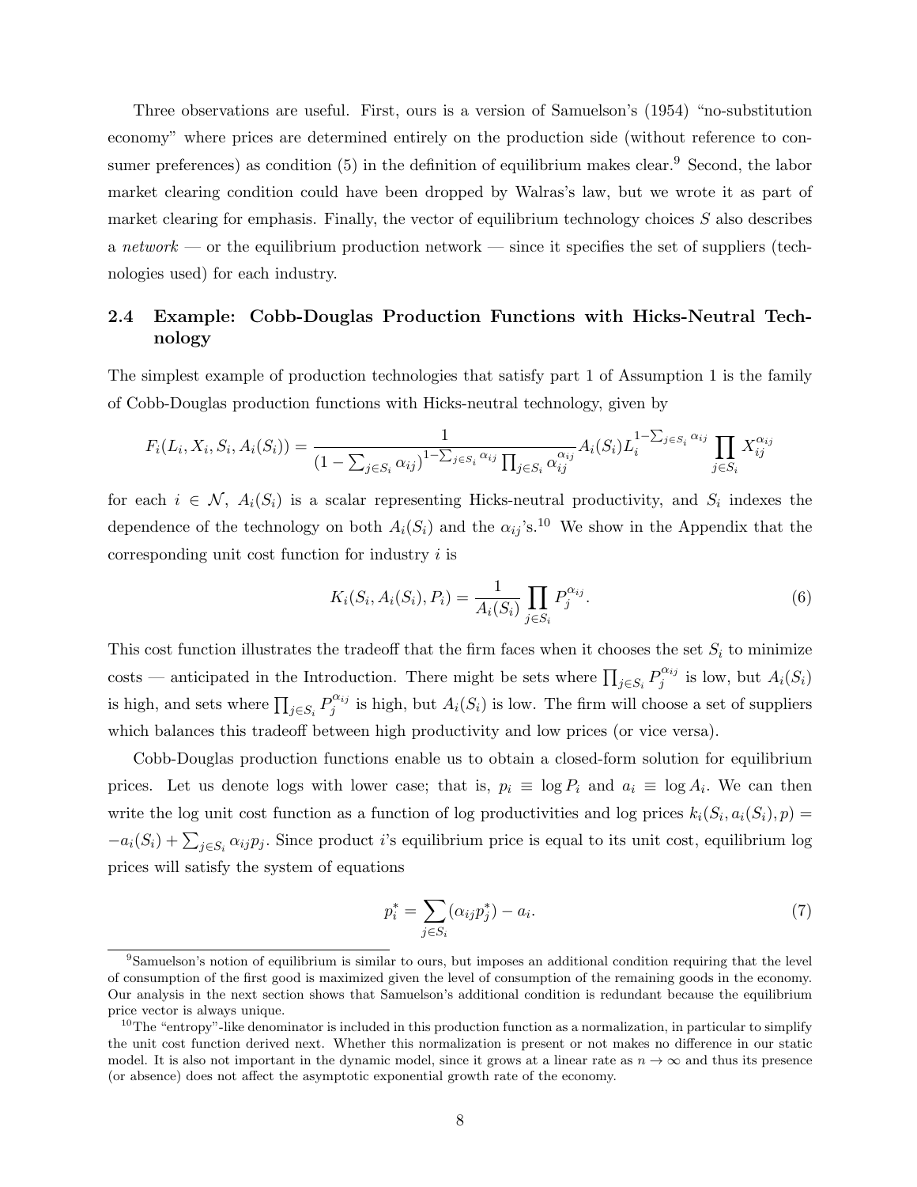Three observations are useful. First, ours is a version of Samuelson's (1954) "no-substitution economy" where prices are determined entirely on the production side (without reference to consumer preferences) as condition (5) in the definition of equilibrium makes clear.[9] Second, the labor market clearing condition could have been dropped by Walras's law, but we wrote it as part of market clearing for emphasis. Finally, the vector of equilibrium technology choices $S$ also describes a *network* — or the equilibrium production network — since it specifies the set of suppliers (technologies used) for each industry.

## 2.4 Example: Cobb-Douglas Production Functions with Hicks-Neutral Technology

The simplest example of production technologies that satisfy part 1 of Assumption 1 is the family of Cobb-Douglas production functions with Hicks-neutral technology, given by

$$F_i(L_i, X_i, S_i, A_i(S_i)) = \frac{1}{(1-\sum_{j\in S_i}\alpha_{ij})^{1-\sum_{j\in S_i}\alpha_{ij}}\prod_{j\in S_i}\alpha_{ij}^{\alpha_{ij}}} A_i(S_i) L_i^{1-\sum_{j\in S_i}\alpha_{ij}} \prod_{j\in S_i} X_{ij}^{\alpha_{ij}}$$

for each $i \in \mathcal{N}$, $A_i(S_i)$ is a scalar representing Hicks-neutral productivity, and $S_i$ indexes the dependence of the technology on both $A_i(S_i)$ and the $\alpha_{ij}$'s.[10] We show in the Appendix that the corresponding unit cost function for industry $i$ is

$$K_i(S_i, A_i(S_i), P_i) = \frac{1}{A_i(S_i)} \prod_{j\in S_i} P_j^{\alpha_{ij}}. \tag{6}$$

This cost function illustrates the tradeoff that the firm faces when it chooses the set $S_i$ to minimize costs — anticipated in the Introduction. There might be sets where $\prod_{j\in S_i} P_j^{\alpha_{ij}}$ is low, but $A_i(S_i)$ is high, and sets where $\prod_{j\in S_i} P_j^{\alpha_{ij}}$ is high, but $A_i(S_i)$ is low. The firm will choose a set of suppliers which balances this tradeoff between high productivity and low prices (or vice versa).

Cobb-Douglas production functions enable us to obtain a closed-form solution for equilibrium prices. Let us denote logs with lower case; that is, $p_i \equiv \log P_i$ and $a_i \equiv \log A_i$. We can then write the log unit cost function as a function of log productivities and log prices $k_i(S_i, a_i(S_i), p) = -a_i(S_i) + \sum_{j\in S_i}\alpha_{ij}p_j$. Since product $i$'s equilibrium price is equal to its unit cost, equilibrium log prices will satisfy the system of equations

$$p_i^* = \sum_{j\in S_i}(\alpha_{ij}p_j^*) - a_i. \tag{7}$$

[9] Samuelson's notion of equilibrium is similar to ours, but imposes an additional condition requiring that the level of consumption of the first good is maximized given the level of consumption of the remaining goods in the economy. Our analysis in the next section shows that Samuelson's additional condition is redundant because the equilibrium price vector is always unique.

[10] The "entropy"-like denominator is included in this production function as a normalization, in particular to simplify the unit cost function derived next. Whether this normalization is present or not makes no difference in our static model. It is also not important in the dynamic model, since it grows at a linear rate as $n \to \infty$ and thus its presence (or absence) does not affect the asymptotic exponential growth rate of the economy.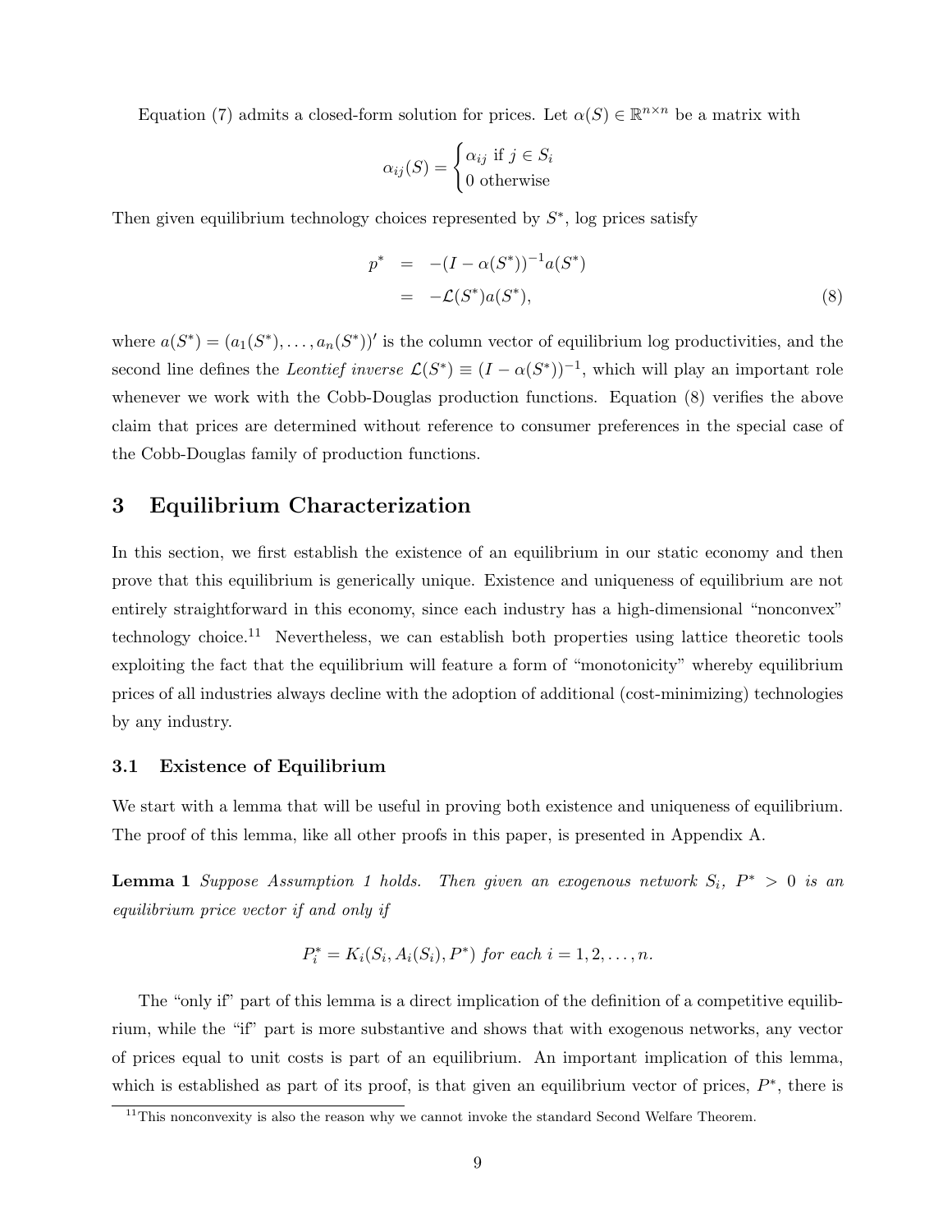Equation (7) admits a closed-form solution for prices. Let $\alpha(S) \in \mathbb{R}^{n \times n}$ be a matrix with

$$\alpha_{ij}(S) = \begin{cases} \alpha_{ij} \text{ if } j \in S_i \\ 0 \text{ otherwise} \end{cases}$$

Then given equilibrium technology choices represented by $S^*$, log prices satisfy

$$\begin{aligned} p^* &= -(I - \alpha(S^*))^{-1} a(S^*) \\ &= -\mathcal{L}(S^*) a(S^*), \end{aligned} \tag{8}$$

where $a(S^*) = (a_1(S^*), \ldots, a_n(S^*))'$ is the column vector of equilibrium log productivities, and the second line defines the *Leontief inverse* $\mathcal{L}(S^*) \equiv (I - \alpha(S^*))^{-1}$, which will play an important role whenever we work with the Cobb-Douglas production functions. Equation (8) verifies the above claim that prices are determined without reference to consumer preferences in the special case of the Cobb-Douglas family of production functions.

## 3 Equilibrium Characterization

In this section, we first establish the existence of an equilibrium in our static economy and then prove that this equilibrium is generically unique. Existence and uniqueness of equilibrium are not entirely straightforward in this economy, since each industry has a high-dimensional "nonconvex" technology choice.[11] Nevertheless, we can establish both properties using lattice theoretic tools exploiting the fact that the equilibrium will feature a form of "monotonicity" whereby equilibrium prices of all industries always decline with the adoption of additional (cost-minimizing) technologies by any industry.

### 3.1 Existence of Equilibrium

We start with a lemma that will be useful in proving both existence and uniqueness of equilibrium. The proof of this lemma, like all other proofs in this paper, is presented in Appendix A.

**Lemma 1** *Suppose Assumption 1 holds. Then given an exogenous network $S_i$, $P^* > 0$ is an equilibrium price vector if and only if*

$$P_i^* = K_i(S_i, A_i(S_i), P^*) \text{ for each } i = 1, 2, \ldots, n.$$

The "only if" part of this lemma is a direct implication of the definition of a competitive equilibrium, while the "if" part is more substantive and shows that with exogenous networks, any vector of prices equal to unit costs is part of an equilibrium. An important implication of this lemma, which is established as part of its proof, is that given an equilibrium vector of prices, $P^*$, there is

[11] This nonconvexity is also the reason why we cannot invoke the standard Second Welfare Theorem.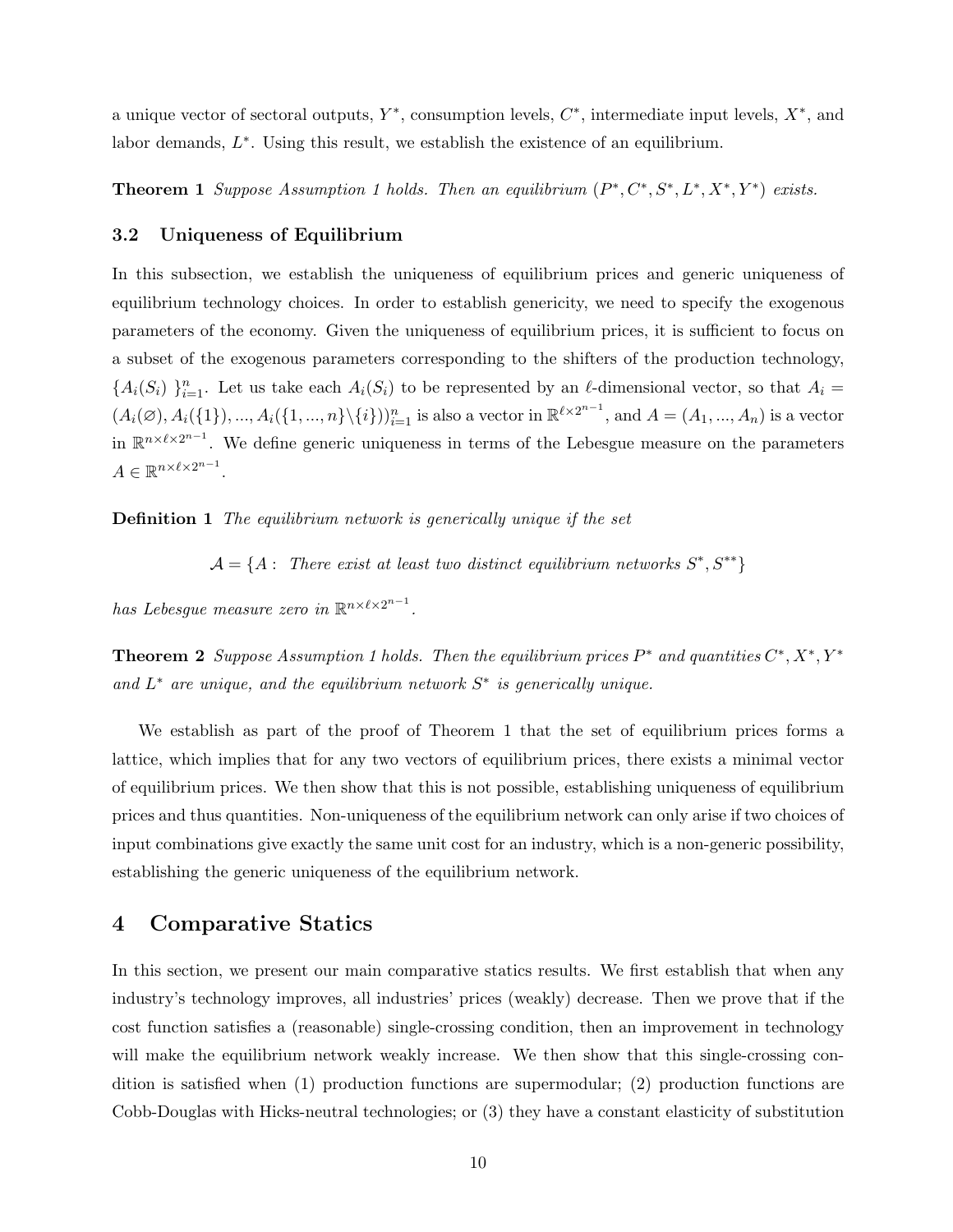a unique vector of sectoral outputs, $Y^*$, consumption levels, $C^*$, intermediate input levels, $X^*$, and labor demands, $L^*$. Using this result, we establish the existence of an equilibrium.

**Theorem 1** *Suppose Assumption 1 holds. Then an equilibrium $(P^*, C^*, S^*, L^*, X^*, Y^*)$ exists.*

### 3.2 Uniqueness of Equilibrium

In this subsection, we establish the uniqueness of equilibrium prices and generic uniqueness of equilibrium technology choices. In order to establish genericity, we need to specify the exogenous parameters of the economy. Given the uniqueness of equilibrium prices, it is sufficient to focus on a subset of the exogenous parameters corresponding to the shifters of the production technology, $\{A_i(S_i)\}_{i=1}^n$. Let us take each $A_i(S_i)$ to be represented by an $\ell$-dimensional vector, so that $A_i = (A_i(\varnothing), A_i(\{1\}), ..., A_i(\{1, ..., n\}\backslash\{i\}))_{i=1}^n$ is also a vector in $\mathbb{R}^{\ell \times 2^{n-1}}$, and $A = (A_1, ..., A_n)$ is a vector in $\mathbb{R}^{n \times \ell \times 2^{n-1}}$. We define generic uniqueness in terms of the Lebesgue measure on the parameters $A \in \mathbb{R}^{n \times \ell \times 2^{n-1}}$.

**Definition 1** *The equilibrium network is generically unique if the set*

$$\mathcal{A} = \{A : \text{ There exist at least two distinct equilibrium networks } S^*, S^{**}\}$$

*has Lebesgue measure zero in $\mathbb{R}^{n \times \ell \times 2^{n-1}}$.*

**Theorem 2** *Suppose Assumption 1 holds. Then the equilibrium prices $P^*$ and quantities $C^*, X^*, Y^*$ and $L^*$ are unique, and the equilibrium network $S^*$ is generically unique.*

We establish as part of the proof of Theorem 1 that the set of equilibrium prices forms a lattice, which implies that for any two vectors of equilibrium prices, there exists a minimal vector of equilibrium prices. We then show that this is not possible, establishing uniqueness of equilibrium prices and thus quantities. Non-uniqueness of the equilibrium network can only arise if two choices of input combinations give exactly the same unit cost for an industry, which is a non-generic possibility, establishing the generic uniqueness of the equilibrium network.

## 4 Comparative Statics

In this section, we present our main comparative statics results. We first establish that when any industry's technology improves, all industries' prices (weakly) decrease. Then we prove that if the cost function satisfies a (reasonable) single-crossing condition, then an improvement in technology will make the equilibrium network weakly increase. We then show that this single-crossing condition is satisfied when (1) production functions are supermodular; (2) production functions are Cobb-Douglas with Hicks-neutral technologies; or (3) they have a constant elasticity of substitution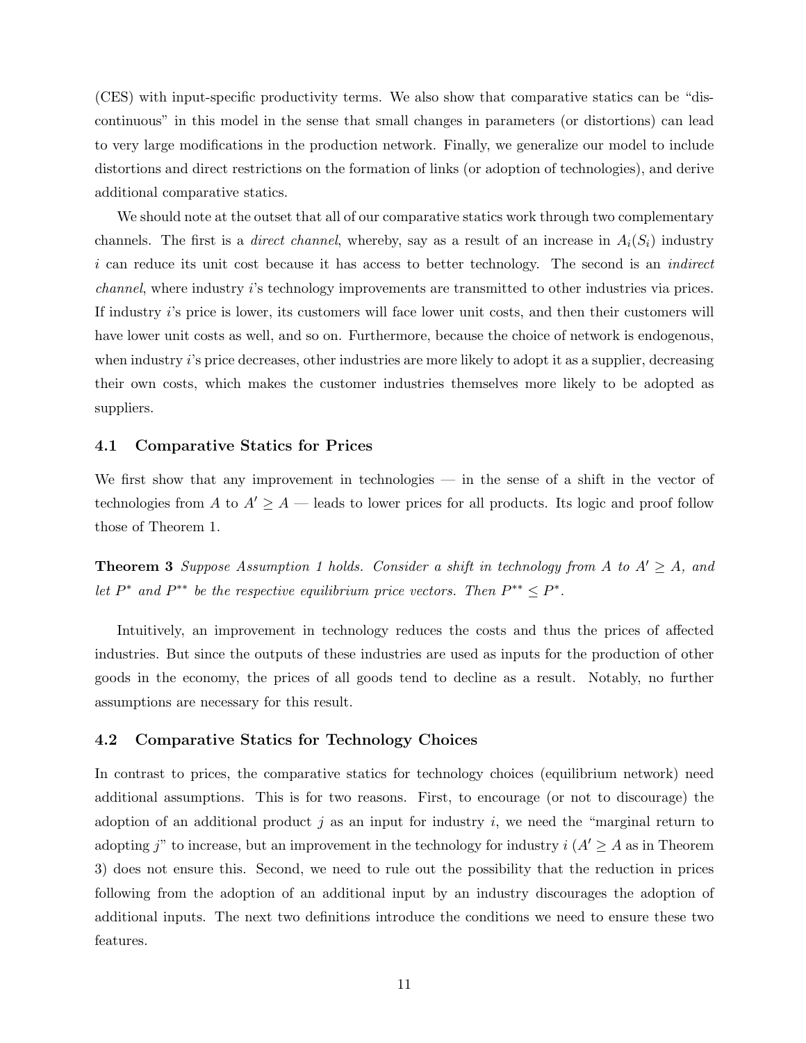(CES) with input-specific productivity terms. We also show that comparative statics can be "discontinuous" in this model in the sense that small changes in parameters (or distortions) can lead to very large modifications in the production network. Finally, we generalize our model to include distortions and direct restrictions on the formation of links (or adoption of technologies), and derive additional comparative statics.

We should note at the outset that all of our comparative statics work through two complementary channels. The first is a *direct channel*, whereby, say as a result of an increase in $A_i(S_i)$ industry $i$ can reduce its unit cost because it has access to better technology. The second is an *indirect channel*, where industry $i$'s technology improvements are transmitted to other industries via prices. If industry $i$'s price is lower, its customers will face lower unit costs, and then their customers will have lower unit costs as well, and so on. Furthermore, because the choice of network is endogenous, when industry $i$'s price decreases, other industries are more likely to adopt it as a supplier, decreasing their own costs, which makes the customer industries themselves more likely to be adopted as suppliers.

### 4.1 Comparative Statics for Prices

We first show that any improvement in technologies — in the sense of a shift in the vector of technologies from $A$ to $A' \geq A$ — leads to lower prices for all products. Its logic and proof follow those of Theorem 1.

**Theorem 3** *Suppose Assumption 1 holds. Consider a shift in technology from $A$ to $A' \geq A$, and let $P^*$ and $P^{**}$ be the respective equilibrium price vectors. Then $P^{**} \leq P^*$.*

Intuitively, an improvement in technology reduces the costs and thus the prices of affected industries. But since the outputs of these industries are used as inputs for the production of other goods in the economy, the prices of all goods tend to decline as a result. Notably, no further assumptions are necessary for this result.

### 4.2 Comparative Statics for Technology Choices

In contrast to prices, the comparative statics for technology choices (equilibrium network) need additional assumptions. This is for two reasons. First, to encourage (or not to discourage) the adoption of an additional product $j$ as an input for industry $i$, we need the "marginal return to adopting $j$" to increase, but an improvement in the technology for industry $i$ ($A' \geq A$ as in Theorem 3) does not ensure this. Second, we need to rule out the possibility that the reduction in prices following from the adoption of an additional input by an industry discourages the adoption of additional inputs. The next two definitions introduce the conditions we need to ensure these two features.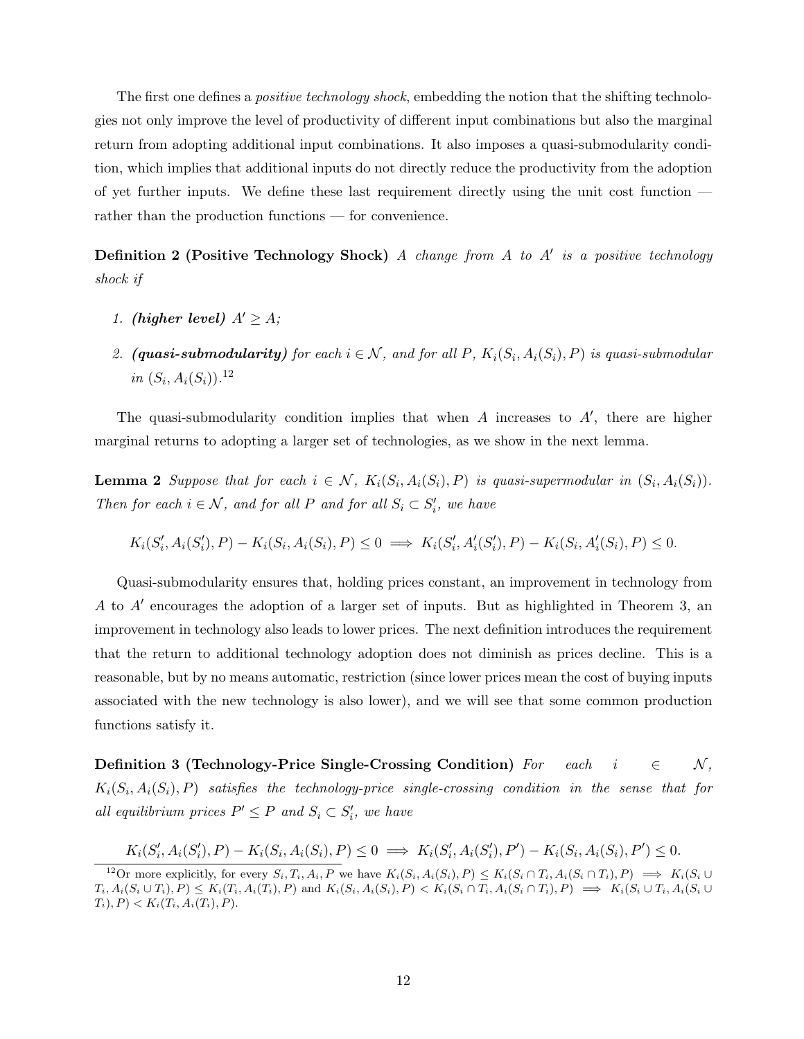The first one defines a *positive technology shock*, embedding the notion that the shifting technologies not only improve the level of productivity of different input combinations but also the marginal return from adopting additional input combinations. It also imposes a quasi-submodularity condition, which implies that additional inputs do not directly reduce the productivity from the adoption of yet further inputs. We define these last requirement directly using the unit cost function — rather than the production functions — for convenience.

**Definition 2 (Positive Technology Shock)** *A change from $A$ to $A'$ is a positive technology shock if*

1. ***(higher level)*** *$A' \geq A$;*
2. ***(quasi-submodularity)*** *for each $i \in \mathcal{N}$, and for all $P$, $K_i(S_i, A_i(S_i), P)$ is quasi-submodular in $(S_i, A_i(S_i))$.*[12]

The quasi-submodularity condition implies that when $A$ increases to $A'$, there are higher marginal returns to adopting a larger set of technologies, as we show in the next lemma.

**Lemma 2** *Suppose that for each $i \in \mathcal{N}$, $K_i(S_i, A_i(S_i), P)$ is quasi-supermodular in $(S_i, A_i(S_i))$. Then for each $i \in \mathcal{N}$, and for all $P$ and for all $S_i \subset S'_i$, we have*

$$K_i(S'_i, A_i(S'_i), P) - K_i(S_i, A_i(S_i), P) \leq 0 \implies K_i(S'_i, A'_i(S'_i), P) - K_i(S_i, A'_i(S_i), P) \leq 0.$$

Quasi-submodularity ensures that, holding prices constant, an improvement in technology from $A$ to $A'$ encourages the adoption of a larger set of inputs. But as highlighted in Theorem 3, an improvement in technology also leads to lower prices. The next definition introduces the requirement that the return to additional technology adoption does not diminish as prices decline. This is a reasonable, but by no means automatic, restriction (since lower prices mean the cost of buying inputs associated with the new technology is also lower), and we will see that some common production functions satisfy it.

**Definition 3 (Technology-Price Single-Crossing Condition)** *For each $i \in \mathcal{N}$, $K_i(S_i, A_i(S_i), P)$ satisfies the technology-price single-crossing condition in the sense that for all equilibrium prices $P' \leq P$ and $S_i \subset S'_i$, we have*

$$K_i(S'_i, A_i(S'_i), P) - K_i(S_i, A_i(S_i), P) \leq 0 \implies K_i(S'_i, A_i(S'_i), P') - K_i(S_i, A_i(S_i), P') \leq 0.$$

[12] Or more explicitly, for every $S_i, T_i, A_i, P$ we have $K_i(S_i, A_i(S_i), P) \leq K_i(S_i \cap T_i, A_i(S_i \cap T_i), P) \implies K_i(S_i \cup T_i, A_i(S_i \cup T_i), P) \leq K_i(T_i, A_i(T_i), P)$ and $K_i(S_i, A_i(S_i), P) < K_i(S_i \cap T_i, A_i(S_i \cap T_i), P) \implies K_i(S_i \cup T_i, A_i(S_i \cup T_i), P) < K_i(T_i, A_i(T_i), P)$.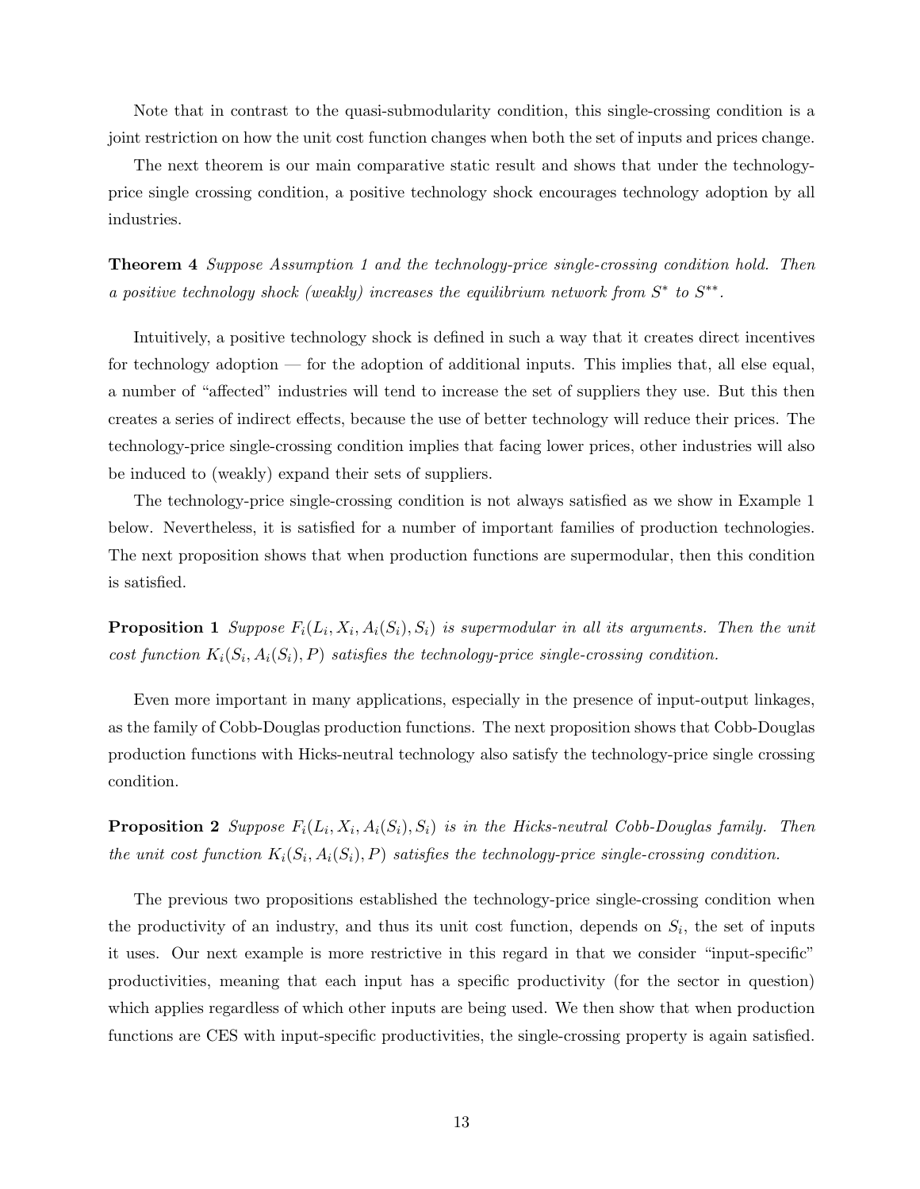Note that in contrast to the quasi-submodularity condition, this single-crossing condition is a joint restriction on how the unit cost function changes when both the set of inputs and prices change.

The next theorem is our main comparative static result and shows that under the technology-price single crossing condition, a positive technology shock encourages technology adoption by all industries.

**Theorem 4** *Suppose Assumption 1 and the technology-price single-crossing condition hold. Then a positive technology shock (weakly) increases the equilibrium network from $S^*$ to $S^{**}$.*

Intuitively, a positive technology shock is defined in such a way that it creates direct incentives for technology adoption — for the adoption of additional inputs. This implies that, all else equal, a number of "affected" industries will tend to increase the set of suppliers they use. But this then creates a series of indirect effects, because the use of better technology will reduce their prices. The technology-price single-crossing condition implies that facing lower prices, other industries will also be induced to (weakly) expand their sets of suppliers.

The technology-price single-crossing condition is not always satisfied as we show in Example 1 below. Nevertheless, it is satisfied for a number of important families of production technologies. The next proposition shows that when production functions are supermodular, then this condition is satisfied.

**Proposition 1** *Suppose $F_i(L_i, X_i, A_i(S_i), S_i)$ is supermodular in all its arguments. Then the unit cost function $K_i(S_i, A_i(S_i), P)$ satisfies the technology-price single-crossing condition.*

Even more important in many applications, especially in the presence of input-output linkages, as the family of Cobb-Douglas production functions. The next proposition shows that Cobb-Douglas production functions with Hicks-neutral technology also satisfy the technology-price single crossing condition.

**Proposition 2** *Suppose $F_i(L_i, X_i, A_i(S_i), S_i)$ is in the Hicks-neutral Cobb-Douglas family. Then the unit cost function $K_i(S_i, A_i(S_i), P)$ satisfies the technology-price single-crossing condition.*

The previous two propositions established the technology-price single-crossing condition when the productivity of an industry, and thus its unit cost function, depends on $S_i$, the set of inputs it uses. Our next example is more restrictive in this regard in that we consider "input-specific" productivities, meaning that each input has a specific productivity (for the sector in question) which applies regardless of which other inputs are being used. We then show that when production functions are CES with input-specific productivities, the single-crossing property is again satisfied.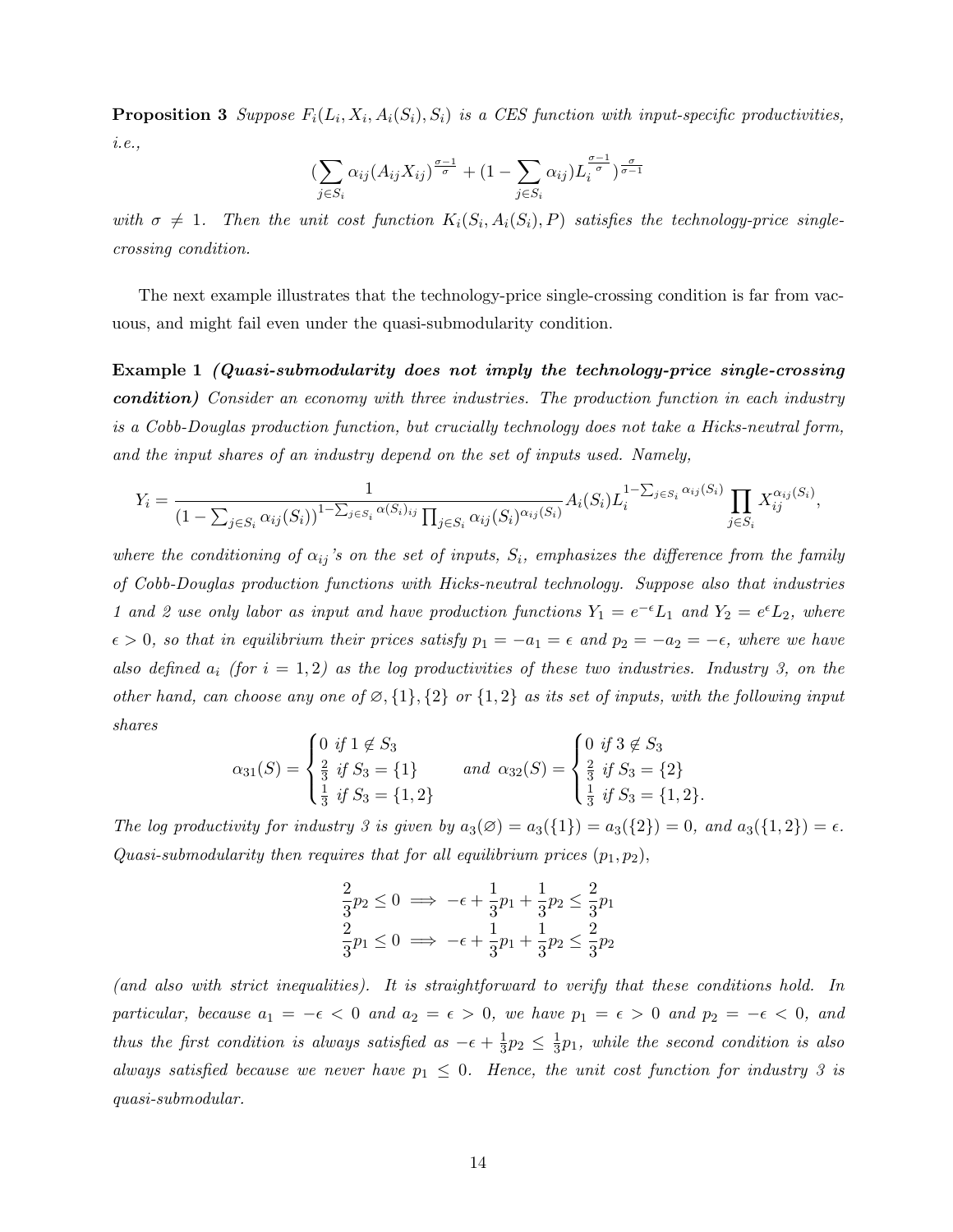**Proposition 3** *Suppose $F_i(L_i, X_i, A_i(S_i), S_i)$ is a CES function with input-specific productivities, i.e.,*

$$(\sum_{j \in S_i} \alpha_{ij}(A_{ij}X_{ij})^{\frac{\sigma-1}{\sigma}} + (1 - \sum_{j \in S_i} \alpha_{ij})L_i^{\frac{\sigma-1}{\sigma}})^{\frac{\sigma}{\sigma-1}}$$

*with $\sigma \neq 1$. Then the unit cost function $K_i(S_i, A_i(S_i), P)$ satisfies the technology-price single-crossing condition.*

The next example illustrates that the technology-price single-crossing condition is far from vacuous, and might fail even under the quasi-submodularity condition.

**Example 1** ***(Quasi-submodularity does not imply the technology-price single-crossing condition)*** *Consider an economy with three industries. The production function in each industry is a Cobb-Douglas production function, but crucially technology does not take a Hicks-neutral form, and the input shares of an industry depend on the set of inputs used. Namely,*

$$Y_i = \frac{1}{(1 - \sum_{j \in S_i} \alpha_{ij}(S_i))^{1-\sum_{j \in S_i} \alpha(S_i)_{ij}} \prod_{j \in S_i} \alpha_{ij}(S_i)^{\alpha_{ij}(S_i)}} A_i(S_i) L_i^{1-\sum_{j \in S_i} \alpha_{ij}(S_i)} \prod_{j \in S_i} X_{ij}^{\alpha_{ij}(S_i)},$$

*where the conditioning of $\alpha_{ij}$'s on the set of inputs, $S_i$, emphasizes the difference from the family of Cobb-Douglas production functions with Hicks-neutral technology. Suppose also that industries 1 and 2 use only labor as input and have production functions $Y_1 = e^{-\epsilon}L_1$ and $Y_2 = e^{\epsilon}L_2$, where $\epsilon > 0$, so that in equilibrium their prices satisfy $p_1 = -a_1 = \epsilon$ and $p_2 = -a_2 = -\epsilon$, where we have also defined $a_i$ (for $i = 1, 2$) as the log productivities of these two industries. Industry 3, on the other hand, can choose any one of $\varnothing, \{1\}, \{2\}$ or $\{1, 2\}$ as its set of inputs, with the following input shares*

$$\alpha_{31}(S) = \begin{cases} 0 \text{ if } 1 \notin S_3 \\ \frac{2}{3} \text{ if } S_3 = \{1\} \\ \frac{1}{3} \text{ if } S_3 = \{1,2\} \end{cases} \quad \text{and } \alpha_{32}(S) = \begin{cases} 0 \text{ if } 3 \notin S_3 \\ \frac{2}{3} \text{ if } S_3 = \{2\} \\ \frac{1}{3} \text{ if } S_3 = \{1,2\}. \end{cases}$$

*The log productivity for industry 3 is given by $a_3(\varnothing) = a_3(\{1\}) = a_3(\{2\}) = 0$, and $a_3(\{1, 2\}) = \epsilon$. Quasi-submodularity then requires that for all equilibrium prices $(p_1, p_2)$,*

$$\frac{2}{3}p_2 \leq 0 \implies -\epsilon + \frac{1}{3}p_1 + \frac{1}{3}p_2 \leq \frac{2}{3}p_1$$
$$\frac{2}{3}p_1 \leq 0 \implies -\epsilon + \frac{1}{3}p_1 + \frac{1}{3}p_2 \leq \frac{2}{3}p_2$$

*(and also with strict inequalities). It is straightforward to verify that these conditions hold. In particular, because $a_1 = -\epsilon < 0$ and $a_2 = \epsilon > 0$, we have $p_1 = \epsilon > 0$ and $p_2 = -\epsilon < 0$, and thus the first condition is always satisfied as $-\epsilon + \frac{1}{3}p_2 \leq \frac{1}{3}p_1$, while the second condition is also always satisfied because we never have $p_1 \leq 0$. Hence, the unit cost function for industry 3 is quasi-submodular.*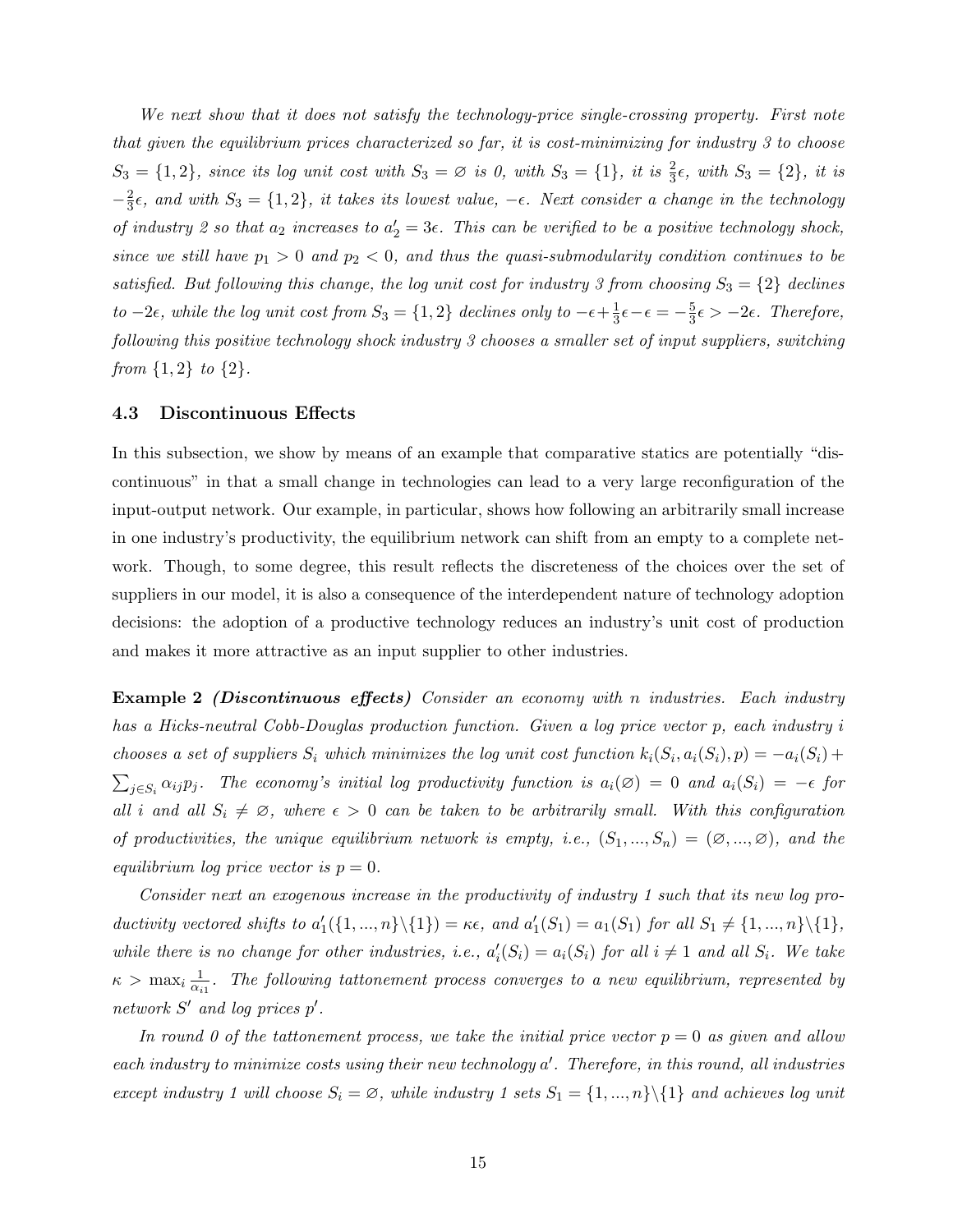*We next show that it does not satisfy the technology-price single-crossing property. First note that given the equilibrium prices characterized so far, it is cost-minimizing for industry 3 to choose $S_3 = \{1, 2\}$, since its log unit cost with $S_3 = \varnothing$ is 0, with $S_3 = \{1\}$, it is $\frac{2}{3}\epsilon$, with $S_3 = \{2\}$, it is $-\frac{2}{3}\epsilon$, and with $S_3 = \{1, 2\}$, it takes its lowest value, $-\epsilon$. Next consider a change in the technology of industry 2 so that $a_2$ increases to $a_2' = 3\epsilon$. This can be verified to be a positive technology shock, since we still have $p_1 > 0$ and $p_2 < 0$, and thus the quasi-submodularity condition continues to be satisfied. But following this change, the log unit cost for industry 3 from choosing $S_3 = \{2\}$ declines to $-2\epsilon$, while the log unit cost from $S_3 = \{1, 2\}$ declines only to $-\epsilon + \frac{1}{3}\epsilon - \epsilon = -\frac{5}{3}\epsilon > -2\epsilon$. Therefore, following this positive technology shock industry 3 chooses a smaller set of input suppliers, switching from $\{1, 2\}$ to $\{2\}$.*

### 4.3 Discontinuous Effects

In this subsection, we show by means of an example that comparative statics are potentially "discontinuous" in that a small change in technologies can lead to a very large reconfiguration of the input-output network. Our example, in particular, shows how following an arbitrarily small increase in one industry's productivity, the equilibrium network can shift from an empty to a complete network. Though, to some degree, this result reflects the discreteness of the choices over the set of suppliers in our model, it is also a consequence of the interdependent nature of technology adoption decisions: the adoption of a productive technology reduces an industry's unit cost of production and makes it more attractive as an input supplier to other industries.

**Example 2** ***(Discontinuous effects)*** *Consider an economy with $n$ industries. Each industry has a Hicks-neutral Cobb-Douglas production function. Given a log price vector $p$, each industry $i$ chooses a set of suppliers $S_i$ which minimizes the log unit cost function $k_i(S_i, a_i(S_i), p) = -a_i(S_i) + \sum_{j \in S_i} \alpha_{ij} p_j$. The economy's initial log productivity function is $a_i(\varnothing) = 0$ and $a_i(S_i) = -\epsilon$ for all $i$ and all $S_i \neq \varnothing$, where $\epsilon > 0$ can be taken to be arbitrarily small. With this configuration of productivities, the unique equilibrium network is empty, i.e., $(S_1, ..., S_n) = (\varnothing, ..., \varnothing)$, and the equilibrium log price vector is $p = 0$.*

*Consider next an exogenous increase in the productivity of industry 1 such that its new log productivity vectored shifts to $a_1'(\{1, ..., n\}\backslash\{1\}) = \kappa\epsilon$, and $a_1'(S_1) = a_1(S_1)$ for all $S_1 \neq \{1, ..., n\}\backslash\{1\}$, while there is no change for other industries, i.e., $a_i'(S_i) = a_i(S_i)$ for all $i \neq 1$ and all $S_i$. We take $\kappa > \max_i \frac{1}{\alpha_{i1}}$. The following tattonement process converges to a new equilibrium, represented by network $S'$ and log prices $p'$.*

*In round 0 of the tattonement process, we take the initial price vector $p = 0$ as given and allow each industry to minimize costs using their new technology $a'$. Therefore, in this round, all industries except industry 1 will choose $S_i = \varnothing$, while industry 1 sets $S_1 = \{1, ..., n\}\backslash\{1\}$ and achieves log unit*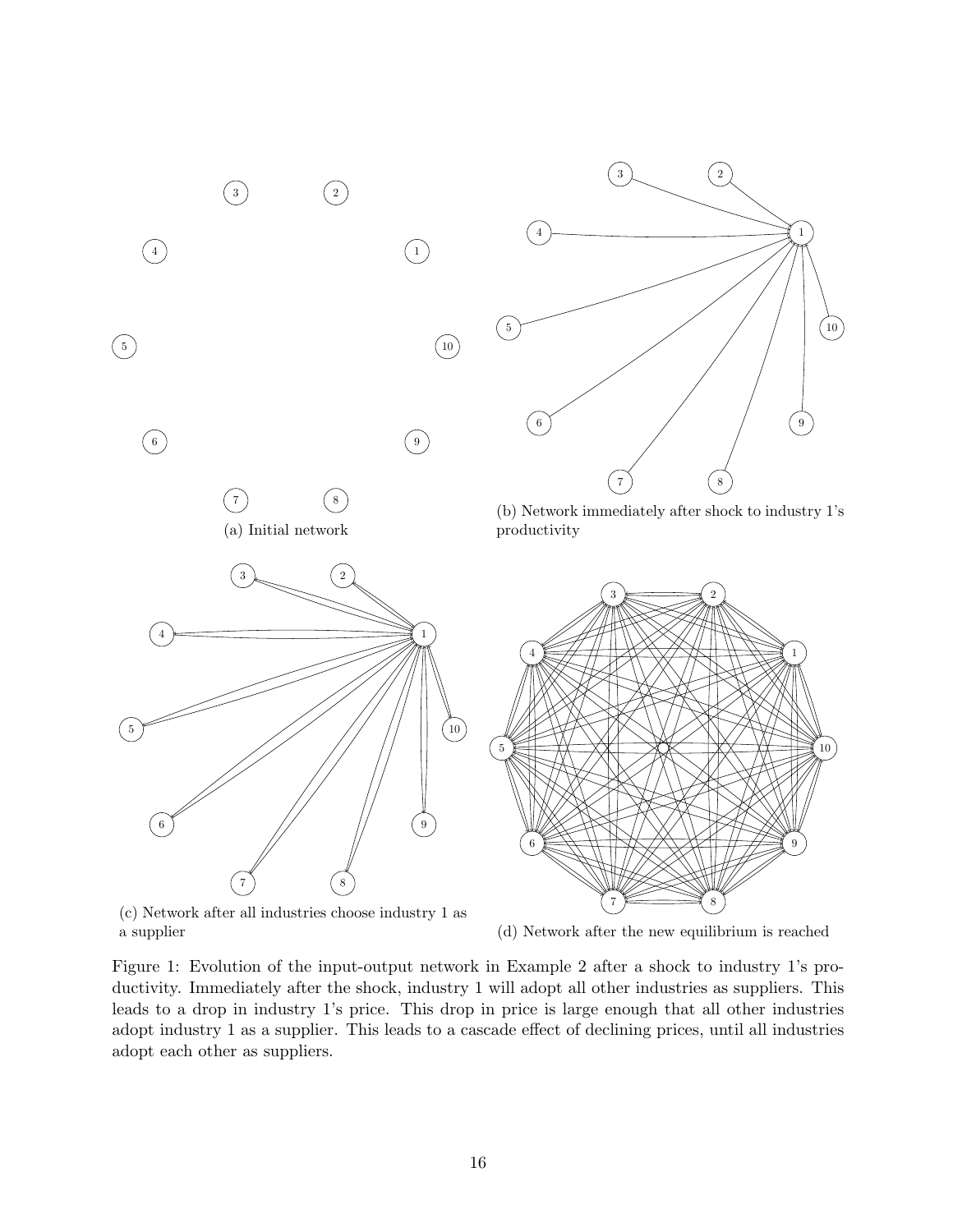(a) Initial network

(b) Network immediately after shock to industry 1's productivity

(c) Network after all industries choose industry 1 as a supplier

(d) Network after the new equilibrium is reached

Figure 1: Evolution of the input-output network in Example 2 after a shock to industry 1's productivity. Immediately after the shock, industry 1 will adopt all other industries as suppliers. This leads to a drop in industry 1's price. This drop in price is large enough that all other industries adopt industry 1 as a supplier. This leads to a cascade effect of declining prices, until all industries adopt each other as suppliers.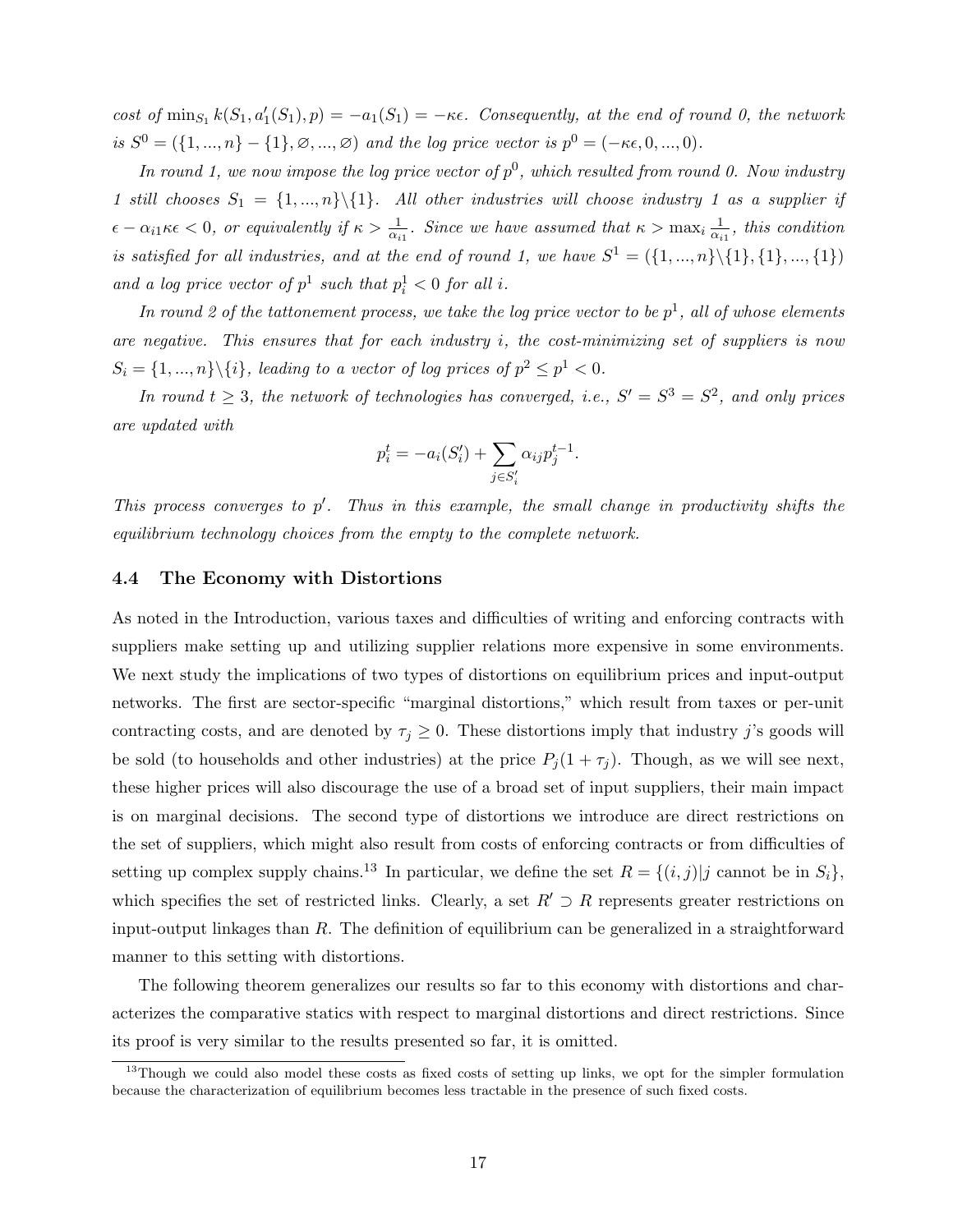*cost of* $\min_{S_1} k(S_1, a_1'(S_1), p) = -a_1(S_1) = -\kappa\epsilon$*. Consequently, at the end of round 0, the network is* $S^0 = (\{1, ..., n\} - \{1\}, \varnothing, ..., \varnothing)$ *and the log price vector is* $p^0 = (-\kappa\epsilon, 0, ..., 0)$*.*

*In round 1, we now impose the log price vector of* $p^0$*, which resulted from round 0. Now industry 1 still chooses* $S_1 = \{1, ..., n\} \backslash \{1\}$*. All other industries will choose industry 1 as a supplier if* $\epsilon - \alpha_{i1}\kappa\epsilon < 0$*, or equivalently if* $\kappa > \frac{1}{\alpha_{i1}}$*. Since we have assumed that* $\kappa > \max_i \frac{1}{\alpha_{i1}}$*, this condition is satisfied for all industries, and at the end of round 1, we have* $S^1 = (\{1, ..., n\} \backslash \{1\}, \{1\}, ..., \{1\})$ *and a log price vector of* $p^1$ *such that* $p_i^1 < 0$ *for all* $i$*.*

*In round 2 of the tattonement process, we take the log price vector to be* $p^1$*, all of whose elements are negative. This ensures that for each industry* $i$*, the cost-minimizing set of suppliers is now* $S_i = \{1, ..., n\} \backslash \{i\}$*, leading to a vector of log prices of* $p^2 \leq p^1 < 0$*.*

*In round* $t \geq 3$*, the network of technologies has converged, i.e.,* $S' = S^3 = S^2$*, and only prices are updated with*

$$p_i^t = -a_i(S_i') + \sum_{j \in S_i'} \alpha_{ij} p_j^{t-1}.$$

*This process converges to* $p'$*. Thus in this example, the small change in productivity shifts the equilibrium technology choices from the empty to the complete network.*

### 4.4 The Economy with Distortions

As noted in the Introduction, various taxes and difficulties of writing and enforcing contracts with suppliers make setting up and utilizing supplier relations more expensive in some environments. We next study the implications of two types of distortions on equilibrium prices and input-output networks. The first are sector-specific "marginal distortions," which result from taxes or per-unit contracting costs, and are denoted by $\tau_j \geq 0$. These distortions imply that industry $j$'s goods will be sold (to households and other industries) at the price $P_j(1 + \tau_j)$. Though, as we will see next, these higher prices will also discourage the use of a broad set of input suppliers, their main impact is on marginal decisions. The second type of distortions we introduce are direct restrictions on the set of suppliers, which might also result from costs of enforcing contracts or from difficulties of setting up complex supply chains.[13] In particular, we define the set $R = \{(i, j) | j \text{ cannot be in } S_i\}$, which specifies the set of restricted links. Clearly, a set $R' \supset R$ represents greater restrictions on input-output linkages than $R$. The definition of equilibrium can be generalized in a straightforward manner to this setting with distortions.

The following theorem generalizes our results so far to this economy with distortions and characterizes the comparative statics with respect to marginal distortions and direct restrictions. Since its proof is very similar to the results presented so far, it is omitted.

[13] Though we could also model these costs as fixed costs of setting up links, we opt for the simpler formulation because the characterization of equilibrium becomes less tractable in the presence of such fixed costs.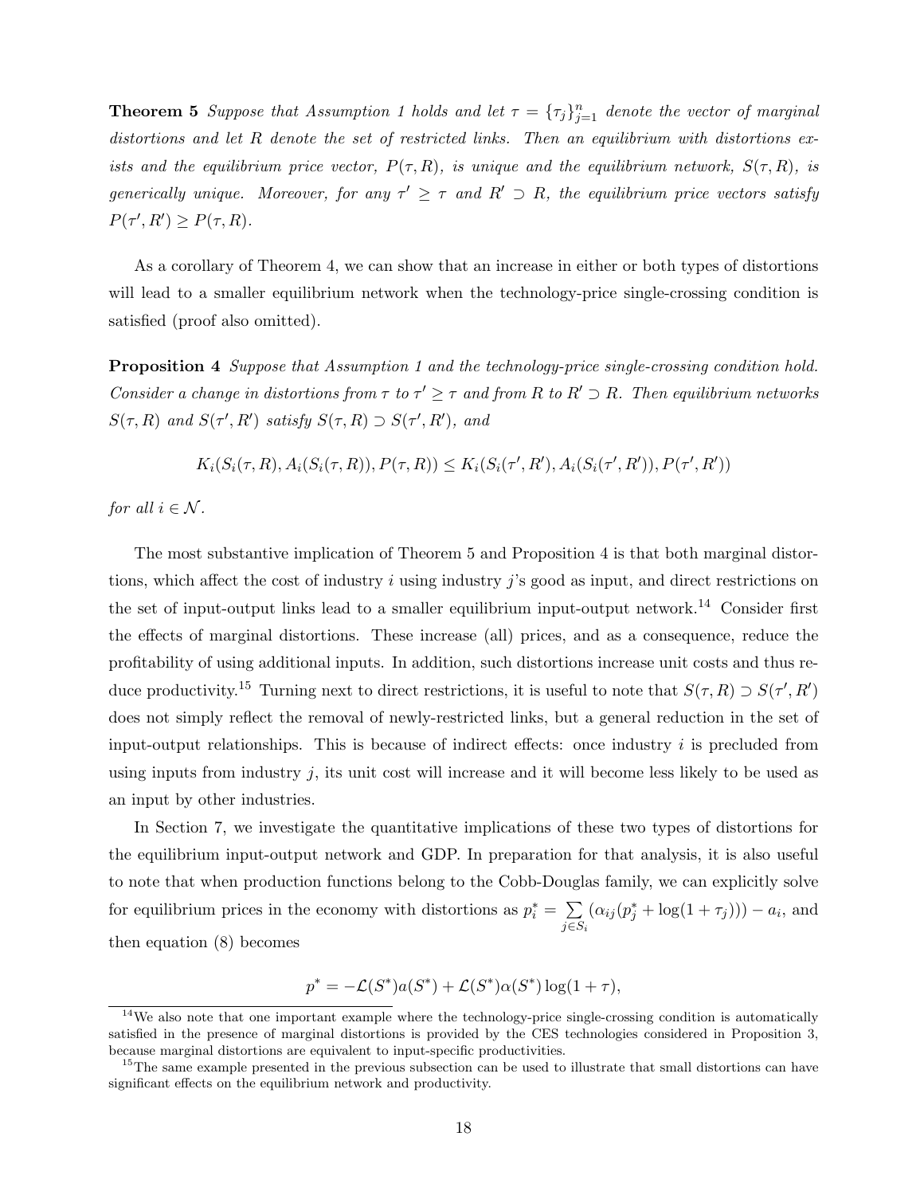**Theorem 5** *Suppose that Assumption 1 holds and let $\tau = \{\tau_j\}_{j=1}^n$ denote the vector of marginal distortions and let $R$ denote the set of restricted links. Then an equilibrium with distortions exists and the equilibrium price vector, $P(\tau, R)$, is unique and the equilibrium network, $S(\tau, R)$, is generically unique. Moreover, for any $\tau' \geq \tau$ and $R' \supset R$, the equilibrium price vectors satisfy $P(\tau', R') \geq P(\tau, R)$.*

As a corollary of Theorem 4, we can show that an increase in either or both types of distortions will lead to a smaller equilibrium network when the technology-price single-crossing condition is satisfied (proof also omitted).

**Proposition 4** *Suppose that Assumption 1 and the technology-price single-crossing condition hold. Consider a change in distortions from $\tau$ to $\tau' \geq \tau$ and from $R$ to $R' \supset R$. Then equilibrium networks $S(\tau, R)$ and $S(\tau', R')$ satisfy $S(\tau, R) \supset S(\tau', R')$, and*

$$K_i(S_i(\tau, R), A_i(S_i(\tau, R)), P(\tau, R)) \leq K_i(S_i(\tau', R'), A_i(S_i(\tau', R')), P(\tau', R'))$$

*for all $i \in \mathcal{N}$.*

The most substantive implication of Theorem 5 and Proposition 4 is that both marginal distortions, which affect the cost of industry $i$ using industry $j$'s good as input, and direct restrictions on the set of input-output links lead to a smaller equilibrium input-output network.[14] Consider first the effects of marginal distortions. These increase (all) prices, and as a consequence, reduce the profitability of using additional inputs. In addition, such distortions increase unit costs and thus reduce productivity.[15] Turning next to direct restrictions, it is useful to note that $S(\tau, R) \supset S(\tau', R')$ does not simply reflect the removal of newly-restricted links, but a general reduction in the set of input-output relationships. This is because of indirect effects: once industry $i$ is precluded from using inputs from industry $j$, its unit cost will increase and it will become less likely to be used as an input by other industries.

In Section 7, we investigate the quantitative implications of these two types of distortions for the equilibrium input-output network and GDP. In preparation for that analysis, it is also useful to note that when production functions belong to the Cobb-Douglas family, we can explicitly solve for equilibrium prices in the economy with distortions as $p_i^* = \sum_{j \in S_i} (\alpha_{ij}(p_j^* + \log(1 + \tau_j))) - a_i$, and then equation (8) becomes

$$p^* = -\mathcal{L}(S^*)a(S^*) + \mathcal{L}(S^*)\alpha(S^*)\log(1 + \tau),$$

[14] We also note that one important example where the technology-price single-crossing condition is automatically satisfied in the presence of marginal distortions is provided by the CES technologies considered in Proposition 3, because marginal distortions are equivalent to input-specific productivities.

[15] The same example presented in the previous subsection can be used to illustrate that small distortions can have significant effects on the equilibrium network and productivity.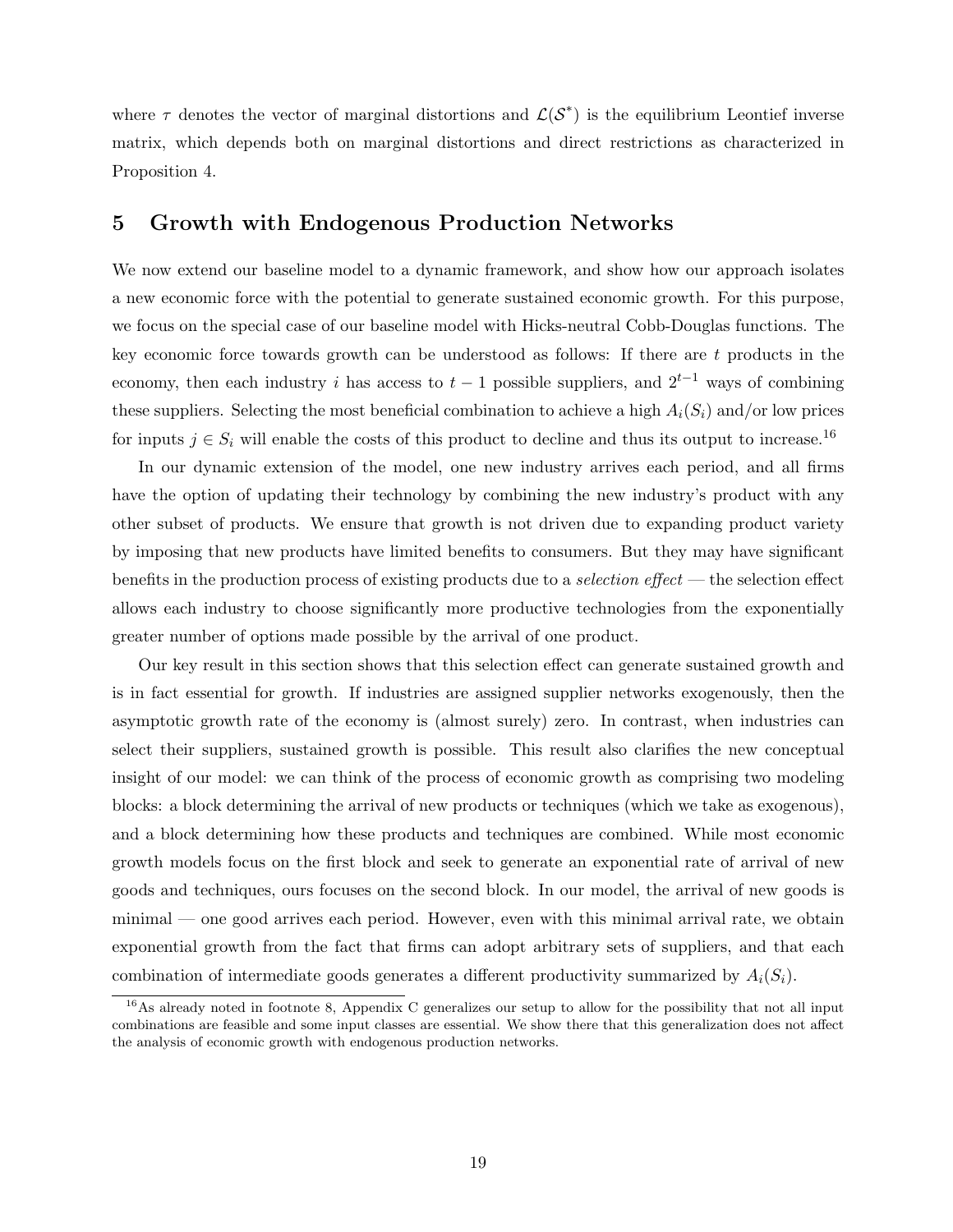where $\tau$ denotes the vector of marginal distortions and $\mathcal{L}(\mathcal{S}^*)$ is the equilibrium Leontief inverse matrix, which depends both on marginal distortions and direct restrictions as characterized in Proposition 4.

## 5 Growth with Endogenous Production Networks

We now extend our baseline model to a dynamic framework, and show how our approach isolates a new economic force with the potential to generate sustained economic growth. For this purpose, we focus on the special case of our baseline model with Hicks-neutral Cobb-Douglas functions. The key economic force towards growth can be understood as follows: If there are $t$ products in the economy, then each industry $i$ has access to $t-1$ possible suppliers, and $2^{t-1}$ ways of combining these suppliers. Selecting the most beneficial combination to achieve a high $A_i(S_i)$ and/or low prices for inputs $j \in S_i$ will enable the costs of this product to decline and thus its output to increase.[16]

In our dynamic extension of the model, one new industry arrives each period, and all firms have the option of updating their technology by combining the new industry's product with any other subset of products. We ensure that growth is not driven due to expanding product variety by imposing that new products have limited benefits to consumers. But they may have significant benefits in the production process of existing products due to a *selection effect* — the selection effect allows each industry to choose significantly more productive technologies from the exponentially greater number of options made possible by the arrival of one product.

Our key result in this section shows that this selection effect can generate sustained growth and is in fact essential for growth. If industries are assigned supplier networks exogenously, then the asymptotic growth rate of the economy is (almost surely) zero. In contrast, when industries can select their suppliers, sustained growth is possible. This result also clarifies the new conceptual insight of our model: we can think of the process of economic growth as comprising two modeling blocks: a block determining the arrival of new products or techniques (which we take as exogenous), and a block determining how these products and techniques are combined. While most economic growth models focus on the first block and seek to generate an exponential rate of arrival of new goods and techniques, ours focuses on the second block. In our model, the arrival of new goods is minimal — one good arrives each period. However, even with this minimal arrival rate, we obtain exponential growth from the fact that firms can adopt arbitrary sets of suppliers, and that each combination of intermediate goods generates a different productivity summarized by $A_i(S_i)$.

[16] As already noted in footnote 8, Appendix C generalizes our setup to allow for the possibility that not all input combinations are feasible and some input classes are essential. We show there that this generalization does not affect the analysis of economic growth with endogenous production networks.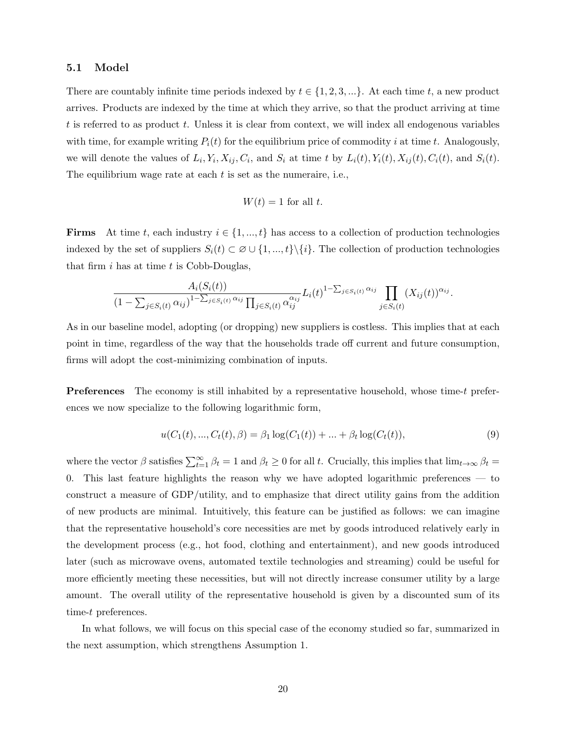### 5.1 Model

There are countably infinite time periods indexed by $t \in \{1, 2, 3, ...\}$. At each time $t$, a new product arrives. Products are indexed by the time at which they arrive, so that the product arriving at time $t$ is referred to as product $t$. Unless it is clear from context, we will index all endogenous variables with time, for example writing $P_i(t)$ for the equilibrium price of commodity $i$ at time $t$. Analogously, we will denote the values of $L_i, Y_i, X_{ij}, C_i$, and $S_i$ at time $t$ by $L_i(t), Y_i(t), X_{ij}(t), C_i(t)$, and $S_i(t)$. The equilibrium wage rate at each $t$ is set as the numeraire, i.e.,

$$W(t) = 1 \text{ for all } t.$$

**Firms** At time $t$, each industry $i \in \{1, ..., t\}$ has access to a collection of production technologies indexed by the set of suppliers $S_i(t) \subset \varnothing \cup \{1, ..., t\} \backslash \{i\}$. The collection of production technologies that firm $i$ has at time $t$ is Cobb-Douglas,

$$\frac{A_i(S_i(t))}{(1 - \sum_{j \in S_i(t)} \alpha_{ij})^{1 - \sum_{j \in S_i(t)} \alpha_{ij}} \prod_{j \in S_i(t)} \alpha_{ij}^{\alpha_{ij}}} L_i(t)^{1 - \sum_{j \in S_i(t)} \alpha_{ij}} \prod_{j \in S_i(t)} (X_{ij}(t))^{\alpha_{ij}}.$$

As in our baseline model, adopting (or dropping) new suppliers is costless. This implies that at each point in time, regardless of the way that the households trade off current and future consumption, firms will adopt the cost-minimizing combination of inputs.

**Preferences** The economy is still inhabited by a representative household, whose time-$t$ preferences we now specialize to the following logarithmic form,

$$u(C_1(t), ..., C_t(t), \beta) = \beta_1 \log(C_1(t)) + ... + \beta_t \log(C_t(t)), \tag{9}$$

where the vector $\beta$ satisfies $\sum_{t=1}^{\infty} \beta_t = 1$ and $\beta_t \geq 0$ for all $t$. Crucially, this implies that $\lim_{t \to \infty} \beta_t = 0$. This last feature highlights the reason why we have adopted logarithmic preferences — to construct a measure of GDP/utility, and to emphasize that direct utility gains from the addition of new products are minimal. Intuitively, this feature can be justified as follows: we can imagine that the representative household's core necessities are met by goods introduced relatively early in the development process (e.g., hot food, clothing and entertainment), and new goods introduced later (such as microwave ovens, automated textile technologies and streaming) could be useful for more efficiently meeting these necessities, but will not directly increase consumer utility by a large amount. The overall utility of the representative household is given by a discounted sum of its time-$t$ preferences.

In what follows, we will focus on this special case of the economy studied so far, summarized in the next assumption, which strengthens Assumption 1.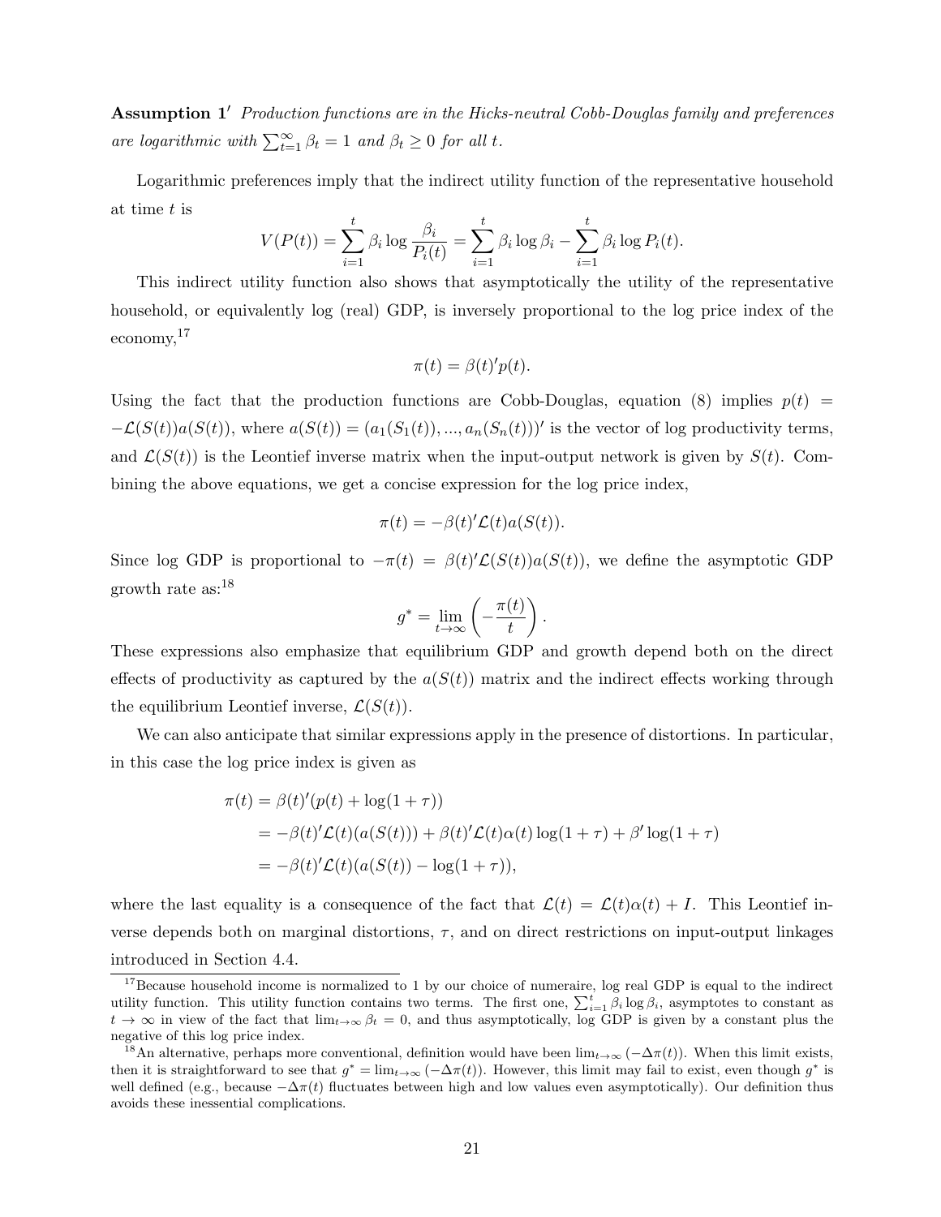**Assumption 1′** *Production functions are in the Hicks-neutral Cobb-Douglas family and preferences are logarithmic with* $\sum_{t=1}^{\infty} \beta_t = 1$ *and* $\beta_t \geq 0$ *for all* $t$.

Logarithmic preferences imply that the indirect utility function of the representative household at time $t$ is

$$V(P(t)) = \sum_{i=1}^{t} \beta_i \log \frac{\beta_i}{P_i(t)} = \sum_{i=1}^{t} \beta_i \log \beta_i - \sum_{i=1}^{t} \beta_i \log P_i(t).$$

This indirect utility function also shows that asymptotically the utility of the representative household, or equivalently log (real) GDP, is inversely proportional to the log price index of the economy,[17]

$$\pi(t) = \beta(t)' p(t).$$

Using the fact that the production functions are Cobb-Douglas, equation (8) implies $p(t) = -\mathcal{L}(S(t))a(S(t))$, where $a(S(t)) = (a_1(S_1(t)), ..., a_n(S_n(t)))'$ is the vector of log productivity terms, and $\mathcal{L}(S(t))$ is the Leontief inverse matrix when the input-output network is given by $S(t)$. Combining the above equations, we get a concise expression for the log price index,

$$\pi(t) = -\beta(t)'\mathcal{L}(t)a(S(t)).$$

Since log GDP is proportional to $-\pi(t) = \beta(t)'\mathcal{L}(S(t))a(S(t))$, we define the asymptotic GDP growth rate as:[18]

$$g^* = \lim_{t\to\infty} \left(-\frac{\pi(t)}{t}\right).$$

These expressions also emphasize that equilibrium GDP and growth depend both on the direct effects of productivity as captured by the $a(S(t))$ matrix and the indirect effects working through the equilibrium Leontief inverse, $\mathcal{L}(S(t))$.

We can also anticipate that similar expressions apply in the presence of distortions. In particular, in this case the log price index is given as

$$\begin{aligned}
\pi(t) &= \beta(t)'(p(t) + \log(1+\tau)) \\
&= -\beta(t)'\mathcal{L}(t)(a(S(t))) + \beta(t)'\mathcal{L}(t)\alpha(t)\log(1+\tau) + \beta'\log(1+\tau) \\
&= -\beta(t)'\mathcal{L}(t)(a(S(t)) - \log(1+\tau)),
\end{aligned}$$

where the last equality is a consequence of the fact that $\mathcal{L}(t) = \mathcal{L}(t)\alpha(t) + I$. This Leontief inverse depends both on marginal distortions, $\tau$, and on direct restrictions on input-output linkages introduced in Section 4.4.

---

[17] Because household income is normalized to 1 by our choice of numeraire, log real GDP is equal to the indirect utility function. This utility function contains two terms. The first one, $\sum_{i=1}^{t} \beta_i \log \beta_i$, asymptotes to constant as $t \to \infty$ in view of the fact that $\lim_{t\to\infty} \beta_t = 0$, and thus asymptotically, log GDP is given by a constant plus the negative of this log price index.

[18] An alternative, perhaps more conventional, definition would have been $\lim_{t\to\infty}(-\Delta\pi(t))$. When this limit exists, then it is straightforward to see that $g^* = \lim_{t\to\infty}(-\Delta\pi(t))$. However, this limit may fail to exist, even though $g^*$ is well defined (e.g., because $-\Delta\pi(t)$ fluctuates between high and low values even asymptotically). Our definition thus avoids these inessential complications.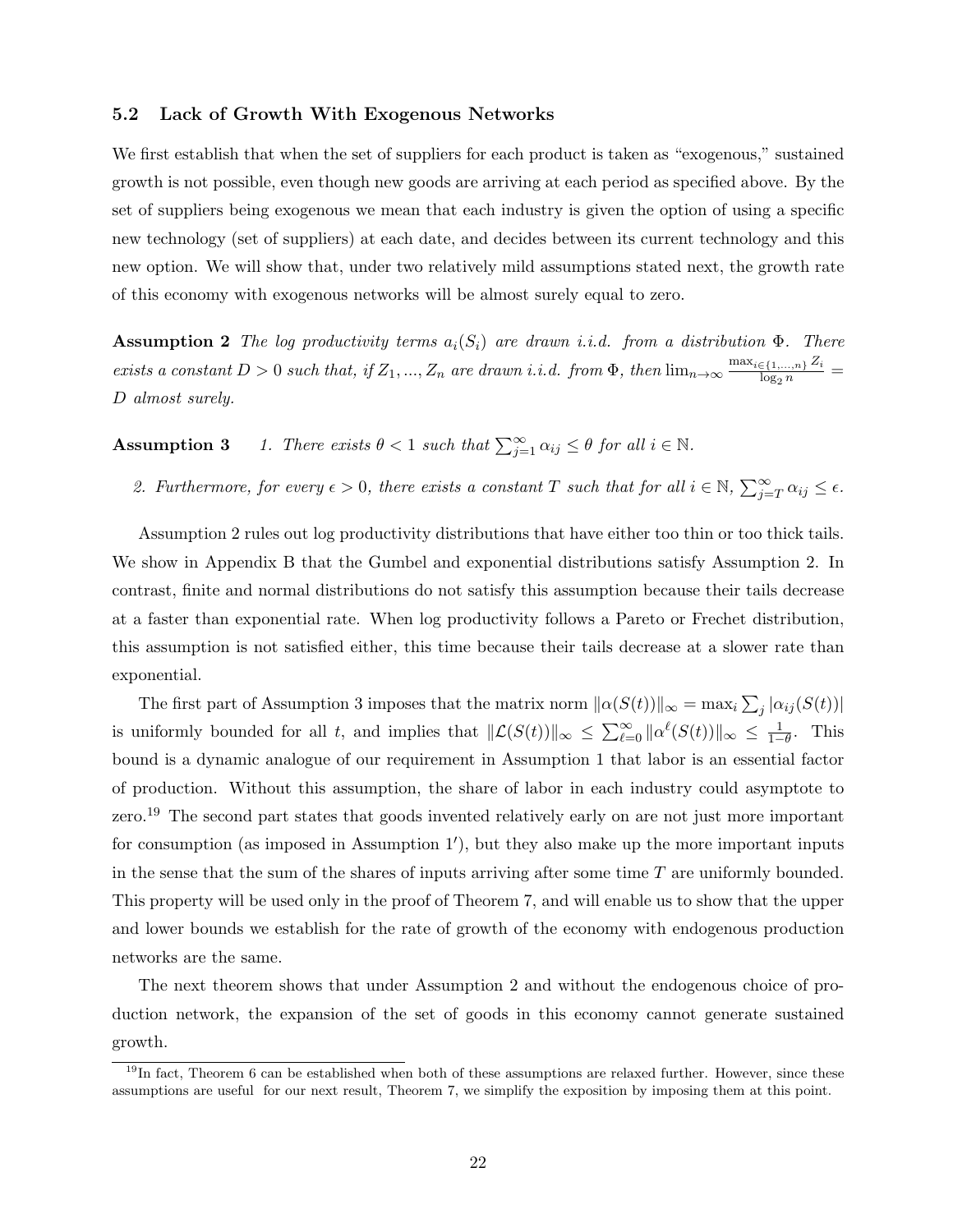### 5.2 Lack of Growth With Exogenous Networks

We first establish that when the set of suppliers for each product is taken as "exogenous," sustained growth is not possible, even though new goods are arriving at each period as specified above. By the set of suppliers being exogenous we mean that each industry is given the option of using a specific new technology (set of suppliers) at each date, and decides between its current technology and this new option. We will show that, under two relatively mild assumptions stated next, the growth rate of this economy with exogenous networks will be almost surely equal to zero.

**Assumption 2** *The log productivity terms $a_i(S_i)$ are drawn i.i.d. from a distribution $\Phi$. There exists a constant $D > 0$ such that, if $Z_1, ..., Z_n$ are drawn i.i.d. from $\Phi$, then $\lim_{n\to\infty} \frac{\max_{i\in\{1,...,n\}} Z_i}{\log_2 n} = D$ almost surely.*

**Assumption 3** *1. There exists $\theta < 1$ such that $\sum_{j=1}^{\infty} \alpha_{ij} \leq \theta$ for all $i \in \mathbb{N}$.*

*2. Furthermore, for every $\epsilon > 0$, there exists a constant $T$ such that for all $i \in \mathbb{N}$, $\sum_{j=T}^{\infty} \alpha_{ij} \leq \epsilon$.*

Assumption 2 rules out log productivity distributions that have either too thin or too thick tails. We show in Appendix B that the Gumbel and exponential distributions satisfy Assumption 2. In contrast, finite and normal distributions do not satisfy this assumption because their tails decrease at a faster than exponential rate. When log productivity follows a Pareto or Frechet distribution, this assumption is not satisfied either, this time because their tails decrease at a slower rate than exponential.

The first part of Assumption 3 imposes that the matrix norm $\|\alpha(S(t))\|_\infty = \max_i \sum_j |\alpha_{ij}(S(t))|$ is uniformly bounded for all $t$, and implies that $\|\mathcal{L}(S(t))\|_\infty \leq \sum_{\ell=0}^{\infty} \|\alpha^\ell(S(t))\|_\infty \leq \frac{1}{1-\theta}$. This bound is a dynamic analogue of our requirement in Assumption 1 that labor is an essential factor of production. Without this assumption, the share of labor in each industry could asymptote to zero.[19] The second part states that goods invented relatively early on are not just more important for consumption (as imposed in Assumption 1′), but they also make up the more important inputs in the sense that the sum of the shares of inputs arriving after some time $T$ are uniformly bounded. This property will be used only in the proof of Theorem 7, and will enable us to show that the upper and lower bounds we establish for the rate of growth of the economy with endogenous production networks are the same.

The next theorem shows that under Assumption 2 and without the endogenous choice of production network, the expansion of the set of goods in this economy cannot generate sustained growth.

[19] In fact, Theorem 6 can be established when both of these assumptions are relaxed further. However, since these assumptions are useful for our next result, Theorem 7, we simplify the exposition by imposing them at this point.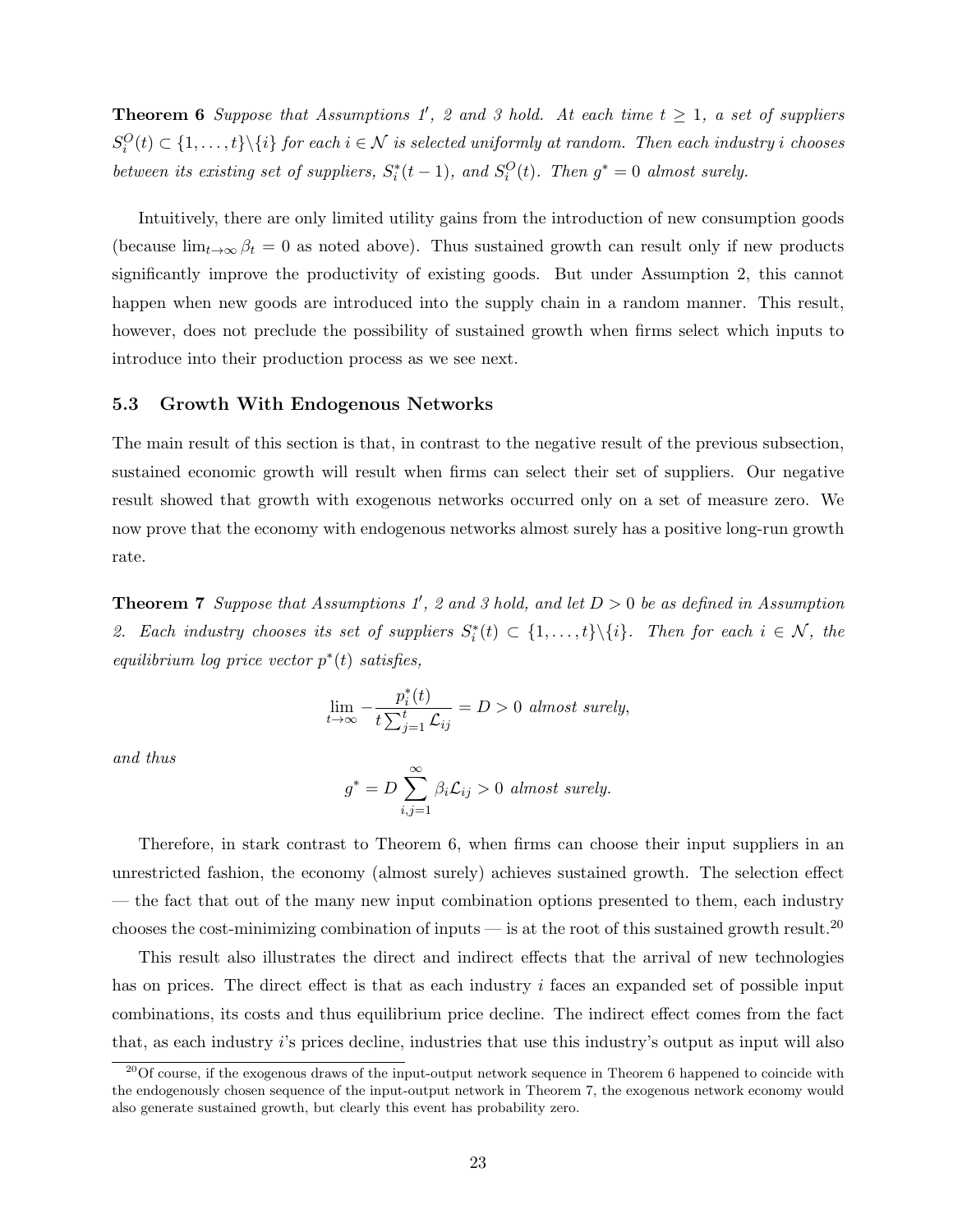**Theorem 6** *Suppose that Assumptions 1′, 2 and 3 hold. At each time $t \geq 1$, a set of suppliers $S_i^O(t) \subset \{1, \dots, t\} \backslash \{i\}$ for each $i \in \mathcal{N}$ is selected uniformly at random. Then each industry $i$ chooses between its existing set of suppliers, $S_i^*(t-1)$, and $S_i^O(t)$. Then $g^* = 0$ almost surely.*

Intuitively, there are only limited utility gains from the introduction of new consumption goods (because $\lim_{t\to\infty} \beta_t = 0$ as noted above). Thus sustained growth can result only if new products significantly improve the productivity of existing goods. But under Assumption 2, this cannot happen when new goods are introduced into the supply chain in a random manner. This result, however, does not preclude the possibility of sustained growth when firms select which inputs to introduce into their production process as we see next.

### 5.3 Growth With Endogenous Networks

The main result of this section is that, in contrast to the negative result of the previous subsection, sustained economic growth will result when firms can select their set of suppliers. Our negative result showed that growth with exogenous networks occurred only on a set of measure zero. We now prove that the economy with endogenous networks almost surely has a positive long-run growth rate.

**Theorem 7** *Suppose that Assumptions 1′, 2 and 3 hold, and let $D > 0$ be as defined in Assumption 2. Each industry chooses its set of suppliers $S_i^*(t) \subset \{1, \dots, t\} \backslash \{i\}$. Then for each $i \in \mathcal{N}$, the equilibrium log price vector $p^*(t)$ satisfies,*

$$\lim_{t\to\infty} -\frac{p_i^*(t)}{t \sum_{j=1}^{t} \mathcal{L}_{ij}} = D > 0 \text{ almost surely,}$$

*and thus*

$$g^* = D \sum_{i,j=1}^{\infty} \beta_i \mathcal{L}_{ij} > 0 \text{ almost surely.}$$

Therefore, in stark contrast to Theorem 6, when firms can choose their input suppliers in an unrestricted fashion, the economy (almost surely) achieves sustained growth. The selection effect — the fact that out of the many new input combination options presented to them, each industry chooses the cost-minimizing combination of inputs — is at the root of this sustained growth result.[20]

This result also illustrates the direct and indirect effects that the arrival of new technologies has on prices. The direct effect is that as each industry $i$ faces an expanded set of possible input combinations, its costs and thus equilibrium price decline. The indirect effect comes from the fact that, as each industry $i$'s prices decline, industries that use this industry's output as input will also

[20] Of course, if the exogenous draws of the input-output network sequence in Theorem 6 happened to coincide with the endogenously chosen sequence of the input-output network in Theorem 7, the exogenous network economy would also generate sustained growth, but clearly this event has probability zero.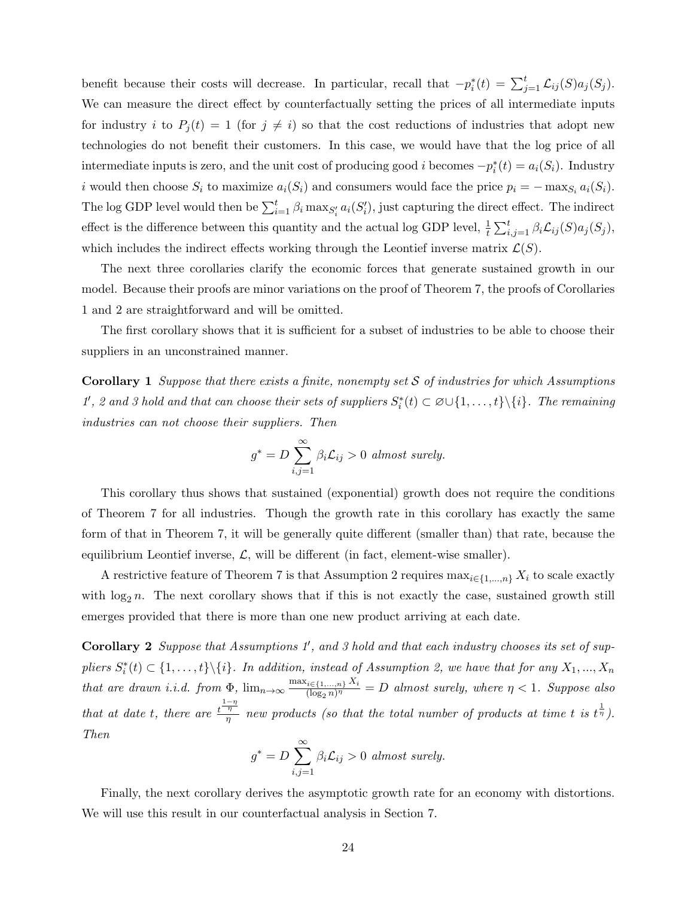benefit because their costs will decrease. In particular, recall that $-p_i^*(t) = \sum_{j=1}^{t} \mathcal{L}_{ij}(S)a_j(S_j)$. We can measure the direct effect by counterfactually setting the prices of all intermediate inputs for industry $i$ to $P_j(t) = 1$ (for $j \neq i$) so that the cost reductions of industries that adopt new technologies do not benefit their customers. In this case, we would have that the log price of all intermediate inputs is zero, and the unit cost of producing good $i$ becomes $-p_i^*(t) = a_i(S_i)$. Industry $i$ would then choose $S_i$ to maximize $a_i(S_i)$ and consumers would face the price $p_i = -\max_{S_i} a_i(S_i)$. The log GDP level would then be $\sum_{i=1}^{t} \beta_i \max_{S_i'} a_i(S_i')$, just capturing the direct effect. The indirect effect is the difference between this quantity and the actual log GDP level, $\frac{1}{t}\sum_{i,j=1}^{t} \beta_i \mathcal{L}_{ij}(S)a_j(S_j)$, which includes the indirect effects working through the Leontief inverse matrix $\mathcal{L}(S)$.

The next three corollaries clarify the economic forces that generate sustained growth in our model. Because their proofs are minor variations on the proof of Theorem 7, the proofs of Corollaries 1 and 2 are straightforward and will be omitted.

The first corollary shows that it is sufficient for a subset of industries to be able to choose their suppliers in an unconstrained manner.

**Corollary 1** *Suppose that there exists a finite, nonempty set $\mathcal{S}$ of industries for which Assumptions 1′, 2 and 3 hold and that can choose their sets of suppliers $S_i^*(t) \subset \varnothing \cup \{1, \ldots, t\}\backslash\{i\}$. The remaining industries can not choose their suppliers. Then*

$$g^* = D \sum_{i,j=1}^{\infty} \beta_i \mathcal{L}_{ij} > 0 \text{ almost surely.}$$

This corollary thus shows that sustained (exponential) growth does not require the conditions of Theorem 7 for all industries. Though the growth rate in this corollary has exactly the same form of that in Theorem 7, it will be generally quite different (smaller than) that rate, because the equilibrium Leontief inverse, $\mathcal{L}$, will be different (in fact, element-wise smaller).

A restrictive feature of Theorem 7 is that Assumption 2 requires $\max_{i\in\{1,\ldots,n\}} X_i$ to scale exactly with $\log_2 n$. The next corollary shows that if this is not exactly the case, sustained growth still emerges provided that there is more than one new product arriving at each date.

**Corollary 2** *Suppose that Assumptions 1′, and 3 hold and that each industry chooses its set of suppliers $S_i^*(t) \subset \{1, \ldots, t\}\backslash\{i\}$. In addition, instead of Assumption 2, we have that for any $X_1, ..., X_n$ that are drawn i.i.d. from $\Phi$, $\lim_{n\to\infty} \frac{\max_{i\in\{1,\ldots,n\}} X_i}{(\log_2 n)^\eta} = D$ almost surely, where $\eta < 1$. Suppose also that at date $t$, there are $\frac{t^{\frac{1-\eta}{\eta}}}{\eta}$ new products (so that the total number of products at time $t$ is $t^{\frac{1}{\eta}}$). Then*

$$g^* = D \sum_{i,j=1}^{\infty} \beta_i \mathcal{L}_{ij} > 0 \text{ almost surely.}$$

Finally, the next corollary derives the asymptotic growth rate for an economy with distortions. We will use this result in our counterfactual analysis in Section 7.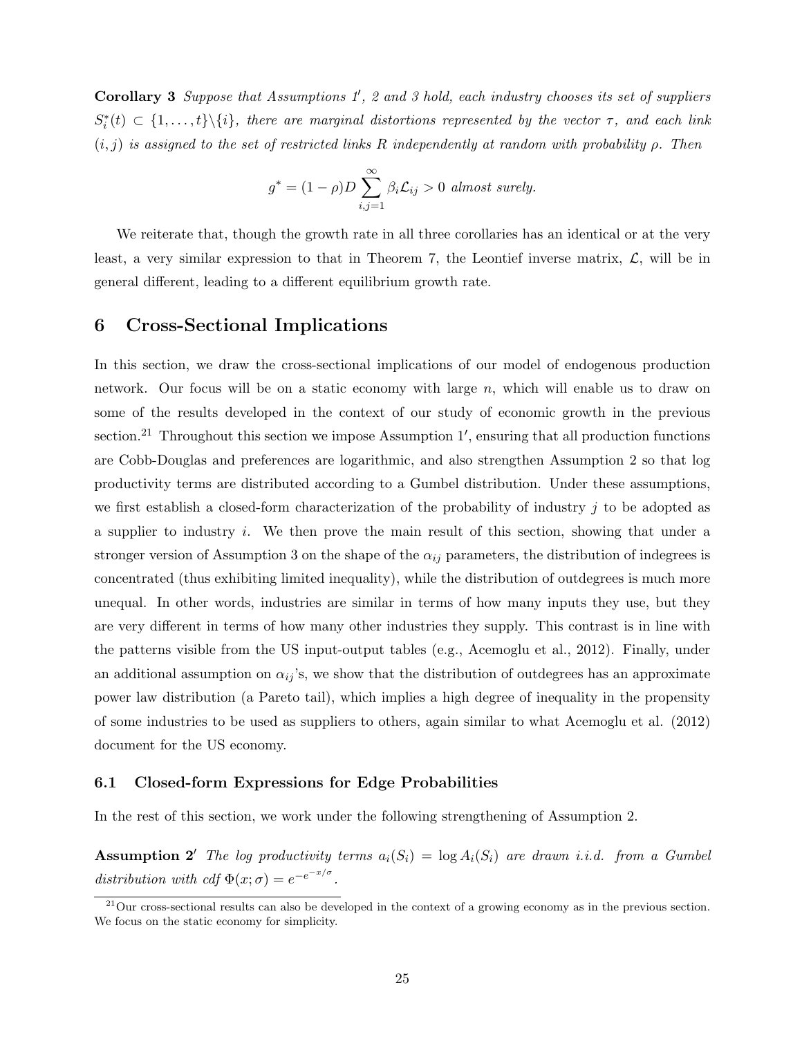**Corollary 3** *Suppose that Assumptions 1′, 2 and 3 hold, each industry chooses its set of suppliers $S_i^*(t) \subset \{1, \ldots, t\} \backslash \{i\}$, there are marginal distortions represented by the vector $\tau$, and each link $(i, j)$ is assigned to the set of restricted links $R$ independently at random with probability $\rho$. Then*

$$g^* = (1 - \rho) D \sum_{i,j=1}^{\infty} \beta_i \mathcal{L}_{ij} > 0 \text{ almost surely.}$$

We reiterate that, though the growth rate in all three corollaries has an identical or at the very least, a very similar expression to that in Theorem 7, the Leontief inverse matrix, $\mathcal{L}$, will be in general different, leading to a different equilibrium growth rate.

# 6 Cross-Sectional Implications

In this section, we draw the cross-sectional implications of our model of endogenous production network. Our focus will be on a static economy with large $n$, which will enable us to draw on some of the results developed in the context of our study of economic growth in the previous section.[21] Throughout this section we impose Assumption 1′, ensuring that all production functions are Cobb-Douglas and preferences are logarithmic, and also strengthen Assumption 2 so that log productivity terms are distributed according to a Gumbel distribution. Under these assumptions, we first establish a closed-form characterization of the probability of industry $j$ to be adopted as a supplier to industry $i$. We then prove the main result of this section, showing that under a stronger version of Assumption 3 on the shape of the $\alpha_{ij}$ parameters, the distribution of indegrees is concentrated (thus exhibiting limited inequality), while the distribution of outdegrees is much more unequal. In other words, industries are similar in terms of how many inputs they use, but they are very different in terms of how many other industries they supply. This contrast is in line with the patterns visible from the US input-output tables (e.g., Acemoglu et al., 2012). Finally, under an additional assumption on $\alpha_{ij}$'s, we show that the distribution of outdegrees has an approximate power law distribution (a Pareto tail), which implies a high degree of inequality in the propensity of some industries to be used as suppliers to others, again similar to what Acemoglu et al. (2012) document for the US economy.

## 6.1 Closed-form Expressions for Edge Probabilities

In the rest of this section, we work under the following strengthening of Assumption 2.

**Assumption 2′** *The log productivity terms $a_i(S_i) = \log A_i(S_i)$ are drawn i.i.d. from a Gumbel distribution with cdf $\Phi(x; \sigma) = e^{-e^{-x/\sigma}}$.*

[21] Our cross-sectional results can also be developed in the context of a growing economy as in the previous section. We focus on the static economy for simplicity.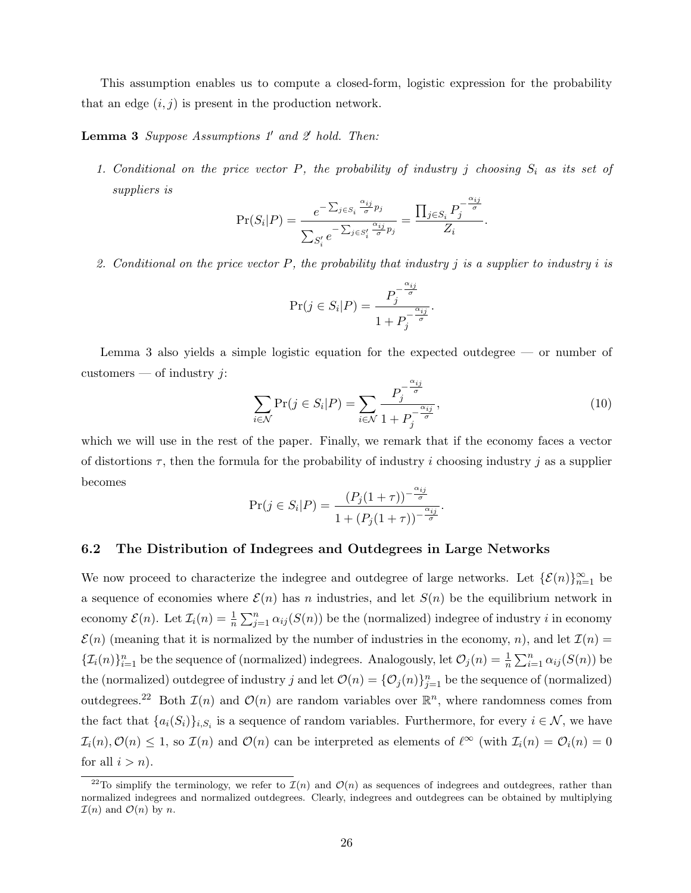This assumption enables us to compute a closed-form, logistic expression for the probability that an edge $(i, j)$ is present in the production network.

**Lemma 3** *Suppose Assumptions 1′ and 2′ hold. Then:*

1. *Conditional on the price vector $P$, the probability of industry $j$ choosing $S_i$ as its set of suppliers is*

$$\Pr(S_i|P) = \frac{e^{-\sum_{j\in S_i} \frac{\alpha_{ij}}{\sigma} p_j}}{\sum_{S_i'} e^{-\sum_{j\in S_i'} \frac{\alpha_{ij}}{\sigma} p_j}} = \frac{\prod_{j\in S_i} P_j^{-\frac{\alpha_{ij}}{\sigma}}}{Z_i}.$$

2. *Conditional on the price vector $P$, the probability that industry $j$ is a supplier to industry $i$ is*

$$\Pr(j \in S_i|P) = \frac{P_j^{-\frac{\alpha_{ij}}{\sigma}}}{1 + P_j^{-\frac{\alpha_{ij}}{\sigma}}}.$$

Lemma 3 also yields a simple logistic equation for the expected outdegree — or number of customers — of industry $j$:

$$\sum_{i\in\mathcal{N}} \Pr(j \in S_i|P) = \sum_{i\in\mathcal{N}} \frac{P_j^{-\frac{\alpha_{ij}}{\sigma}}}{1 + P_j^{-\frac{\alpha_{ij}}{\sigma}}}, \tag{10}$$

which we will use in the rest of the paper. Finally, we remark that if the economy faces a vector of distortions $\tau$, then the formula for the probability of industry $i$ choosing industry $j$ as a supplier becomes

$$\Pr(j \in S_i|P) = \frac{(P_j(1+\tau))^{-\frac{\alpha_{ij}}{\sigma}}}{1 + (P_j(1+\tau))^{-\frac{\alpha_{ij}}{\sigma}}}.$$

### 6.2 The Distribution of Indegrees and Outdegrees in Large Networks

We now proceed to characterize the indegree and outdegree of large networks. Let $\{\mathcal{E}(n)\}_{n=1}^{\infty}$ be a sequence of economies where $\mathcal{E}(n)$ has $n$ industries, and let $S(n)$ be the equilibrium network in economy $\mathcal{E}(n)$. Let $\mathcal{I}_i(n) = \frac{1}{n}\sum_{j=1}^{n} \alpha_{ij}(S(n))$ be the (normalized) indegree of industry $i$ in economy $\mathcal{E}(n)$ (meaning that it is normalized by the number of industries in the economy, $n$), and let $\mathcal{I}(n) = \{\mathcal{I}_i(n)\}_{i=1}^{n}$ be the sequence of (normalized) indegrees. Analogously, let $\mathcal{O}_j(n) = \frac{1}{n}\sum_{i=1}^{n} \alpha_{ij}(S(n))$ be the (normalized) outdegree of industry $j$ and let $\mathcal{O}(n) = \{\mathcal{O}_j(n)\}_{j=1}^{n}$ be the sequence of (normalized) outdegrees.[22] Both $\mathcal{I}(n)$ and $\mathcal{O}(n)$ are random variables over $\mathbb{R}^n$, where randomness comes from the fact that $\{a_i(S_i)\}_{i,S_i}$ is a sequence of random variables. Furthermore, for every $i \in \mathcal{N}$, we have $\mathcal{I}_i(n), \mathcal{O}(n) \leq 1$, so $\mathcal{I}(n)$ and $\mathcal{O}(n)$ can be interpreted as elements of $\ell^{\infty}$ (with $\mathcal{I}_i(n) = \mathcal{O}_i(n) = 0$ for all $i > n$).

[22] To simplify the terminology, we refer to $\mathcal{I}(n)$ and $\mathcal{O}(n)$ as sequences of indegrees and outdegrees, rather than normalized indegrees and normalized outdegrees. Clearly, indegrees and outdegrees can be obtained by multiplying $\mathcal{I}(n)$ and $\mathcal{O}(n)$ by $n$.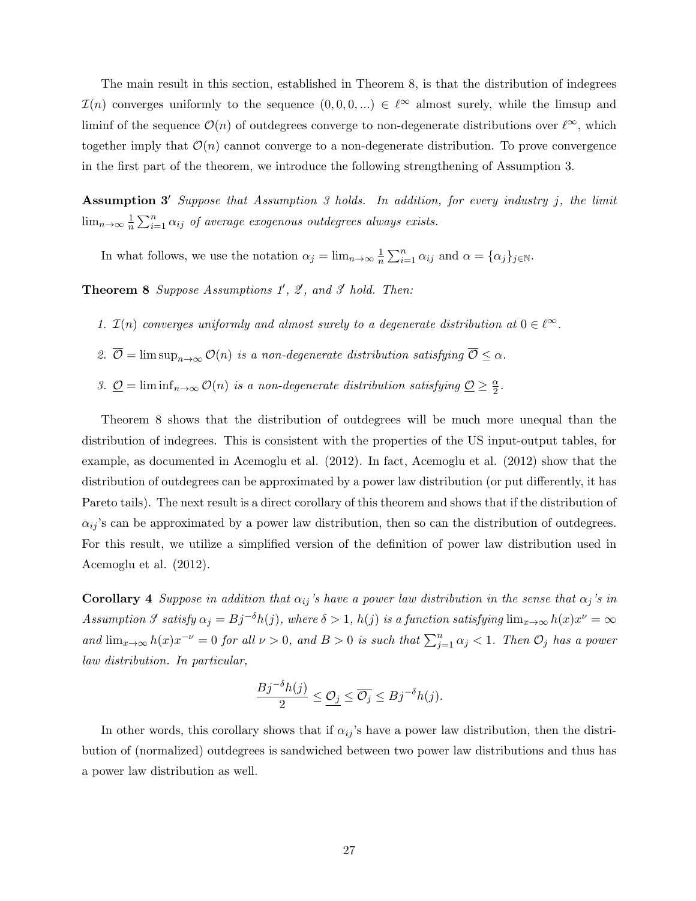The main result in this section, established in Theorem 8, is that the distribution of indegrees $\mathcal{I}(n)$ converges uniformly to the sequence $(0, 0, 0, ...) \in \ell^\infty$ almost surely, while the limsup and liminf of the sequence $\mathcal{O}(n)$ of outdegrees converge to non-degenerate distributions over $\ell^\infty$, which together imply that $\mathcal{O}(n)$ cannot converge to a non-degenerate distribution. To prove convergence in the first part of the theorem, we introduce the following strengthening of Assumption 3.

**Assumption 3′** *Suppose that Assumption 3 holds. In addition, for every industry $j$, the limit $\lim_{n\to\infty} \frac{1}{n}\sum_{i=1}^{n} \alpha_{ij}$ of average exogenous outdegrees always exists.*

In what follows, we use the notation $\alpha_j = \lim_{n\to\infty} \frac{1}{n}\sum_{i=1}^{n} \alpha_{ij}$ and $\alpha = \{\alpha_j\}_{j\in\mathbb{N}}$.

**Theorem 8** *Suppose Assumptions 1′, 2′, and 3′ hold. Then:*

1. *$\mathcal{I}(n)$ converges uniformly and almost surely to a degenerate distribution at $0 \in \ell^\infty$.*
2. *$\overline{\mathcal{O}} = \limsup_{n\to\infty} \mathcal{O}(n)$ is a non-degenerate distribution satisfying $\overline{\mathcal{O}} \leq \alpha$.*
3. *$\underline{\mathcal{O}} = \liminf_{n\to\infty} \mathcal{O}(n)$ is a non-degenerate distribution satisfying $\underline{\mathcal{O}} \geq \frac{\alpha}{2}$.*

Theorem 8 shows that the distribution of outdegrees will be much more unequal than the distribution of indegrees. This is consistent with the properties of the US input-output tables, for example, as documented in Acemoglu et al. (2012). In fact, Acemoglu et al. (2012) show that the distribution of outdegrees can be approximated by a power law distribution (or put differently, it has Pareto tails). The next result is a direct corollary of this theorem and shows that if the distribution of $\alpha_{ij}$'s can be approximated by a power law distribution, then so can the distribution of outdegrees. For this result, we utilize a simplified version of the definition of power law distribution used in Acemoglu et al. (2012).

**Corollary 4** *Suppose in addition that $\alpha_{ij}$'s have a power law distribution in the sense that $\alpha_j$'s in Assumption 3′ satisfy $\alpha_j = Bj^{-\delta}h(j)$, where $\delta > 1$, $h(j)$ is a function satisfying $\lim_{x\to\infty} h(x)x^{\nu} = \infty$ and $\lim_{x\to\infty} h(x)x^{-\nu} = 0$ for all $\nu > 0$, and $B > 0$ is such that $\sum_{j=1}^{n} \alpha_j < 1$. Then $\mathcal{O}_j$ has a power law distribution. In particular,*

$$\frac{Bj^{-\delta}h(j)}{2} \leq \underline{\mathcal{O}_j} \leq \overline{\mathcal{O}_j} \leq Bj^{-\delta}h(j).$$

In other words, this corollary shows that if $\alpha_{ij}$'s have a power law distribution, then the distribution of (normalized) outdegrees is sandwiched between two power law distributions and thus has a power law distribution as well.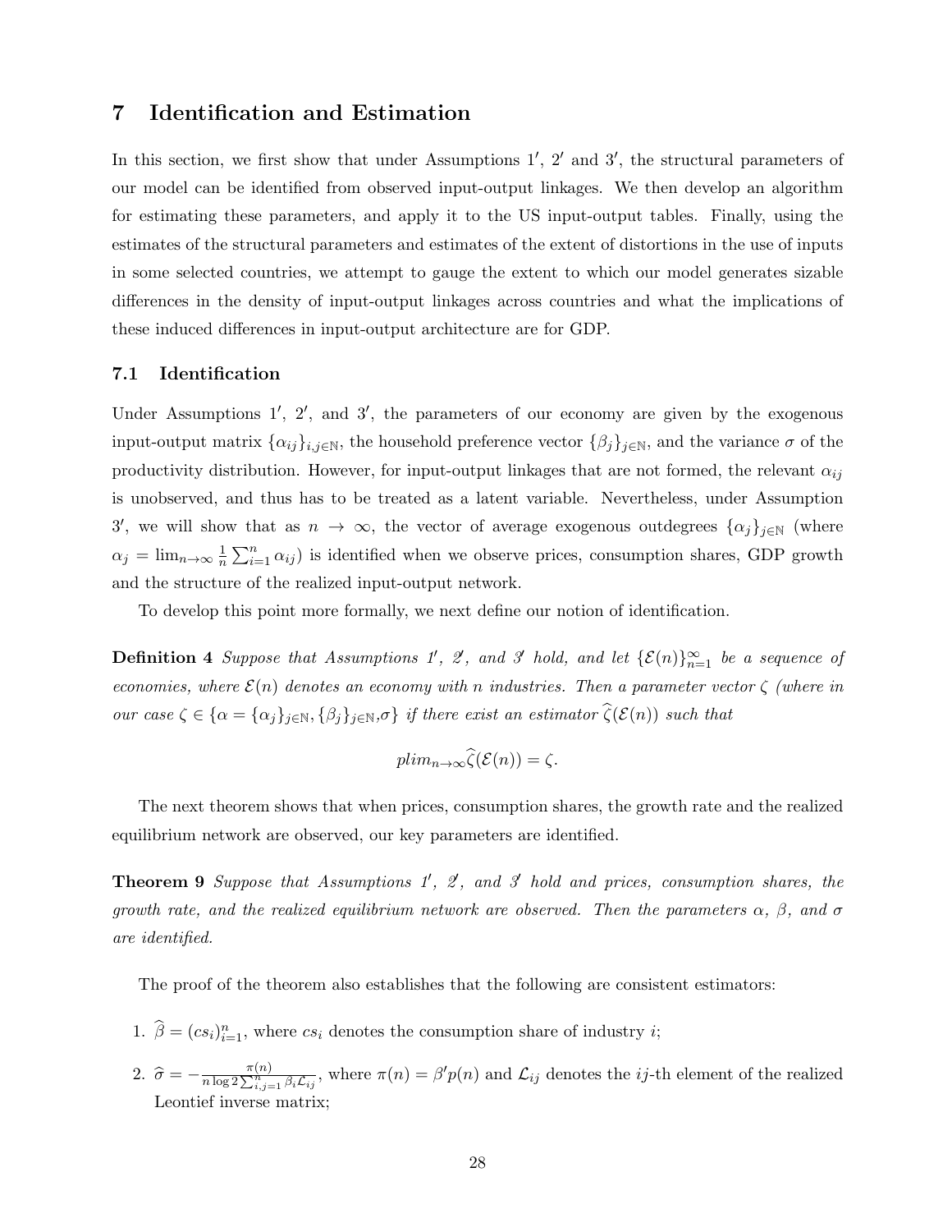## 7 Identification and Estimation

In this section, we first show that under Assumptions $1'$, $2'$ and $3'$, the structural parameters of our model can be identified from observed input-output linkages. We then develop an algorithm for estimating these parameters, and apply it to the US input-output tables. Finally, using the estimates of the structural parameters and estimates of the extent of distortions in the use of inputs in some selected countries, we attempt to gauge the extent to which our model generates sizable differences in the density of input-output linkages across countries and what the implications of these induced differences in input-output architecture are for GDP.

### 7.1 Identification

Under Assumptions $1'$, $2'$, and $3'$, the parameters of our economy are given by the exogenous input-output matrix $\{\alpha_{ij}\}_{i,j\in\mathbb{N}}$, the household preference vector $\{\beta_j\}_{j\in\mathbb{N}}$, and the variance $\sigma$ of the productivity distribution. However, for input-output linkages that are not formed, the relevant $\alpha_{ij}$ is unobserved, and thus has to be treated as a latent variable. Nevertheless, under Assumption $3'$, we will show that as $n \to \infty$, the vector of average exogenous outdegrees $\{\alpha_j\}_{j\in\mathbb{N}}$ (where $\alpha_j = \lim_{n\to\infty} \frac{1}{n}\sum_{i=1}^{n} \alpha_{ij}$) is identified when we observe prices, consumption shares, GDP growth and the structure of the realized input-output network.

To develop this point more formally, we next define our notion of identification.

**Definition 4** *Suppose that Assumptions $1'$, $2'$, and $3'$ hold, and let $\{\mathcal{E}(n)\}_{n=1}^{\infty}$ be a sequence of economies, where $\mathcal{E}(n)$ denotes an economy with $n$ industries. Then a parameter vector $\zeta$ (where in our case $\zeta \in \{\alpha = \{\alpha_j\}_{j\in\mathbb{N}}, \{\beta_j\}_{j\in\mathbb{N}}, \sigma\}$ if there exist an estimator $\widehat{\zeta}(\mathcal{E}(n))$ such that*

$$plim_{n\to\infty}\widehat{\zeta}(\mathcal{E}(n)) = \zeta.$$

The next theorem shows that when prices, consumption shares, the growth rate and the realized equilibrium network are observed, our key parameters are identified.

**Theorem 9** *Suppose that Assumptions $1'$, $2'$, and $3'$ hold and prices, consumption shares, the growth rate, and the realized equilibrium network are observed. Then the parameters $\alpha$, $\beta$, and $\sigma$ are identified.*

The proof of the theorem also establishes that the following are consistent estimators:

1. $\widehat{\beta} = (cs_i)_{i=1}^{n}$, where $cs_i$ denotes the consumption share of industry $i$;
2. $\widehat{\sigma} = -\frac{\pi(n)}{n \log 2 \sum_{i,j=1}^{n} \beta_i \mathcal{L}_{ij}}$, where $\pi(n) = \beta' p(n)$ and $\mathcal{L}_{ij}$ denotes the $ij$-th element of the realized Leontief inverse matrix;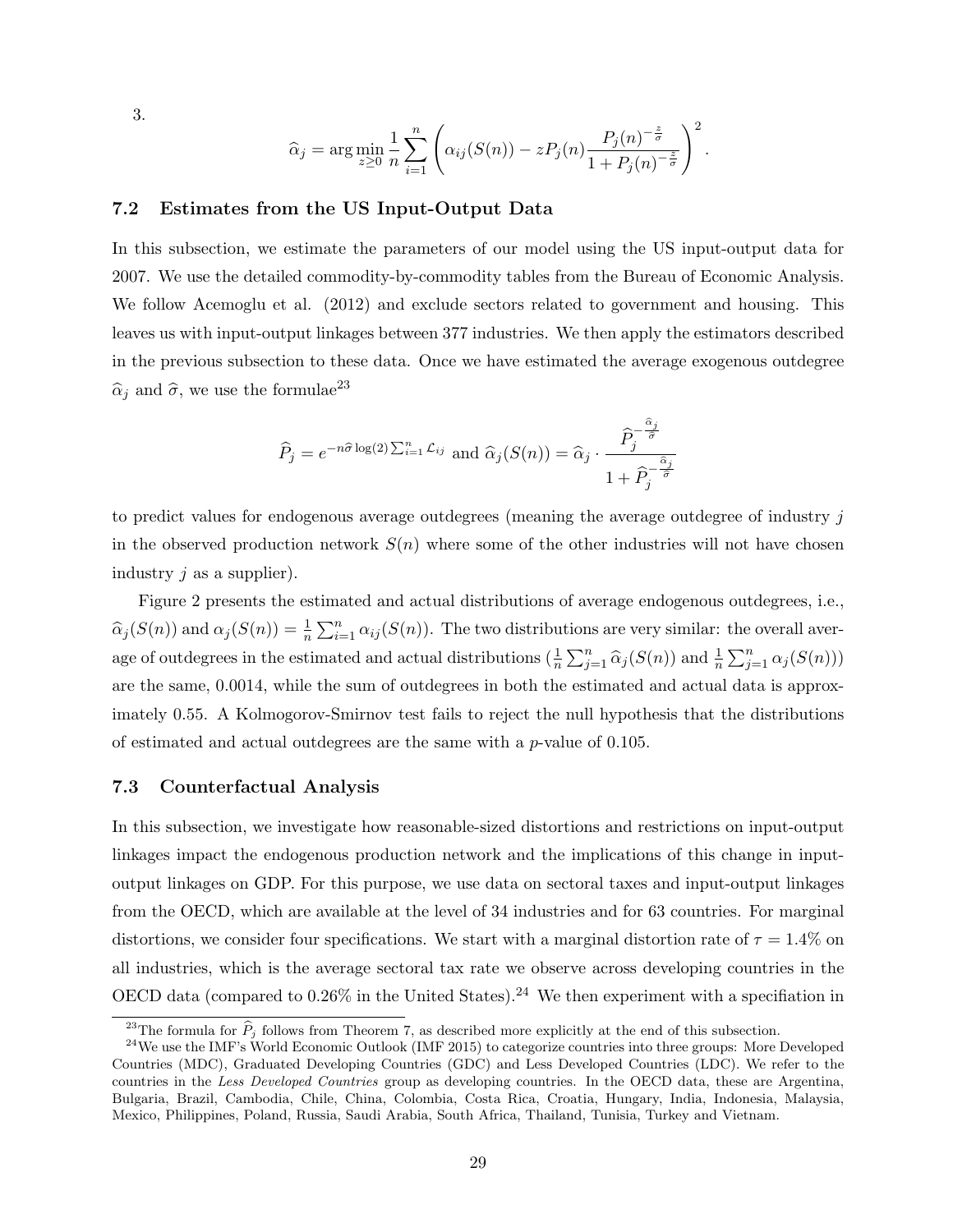3.

$$\widehat{\alpha}_j = \arg\min_{z \geq 0} \frac{1}{n} \sum_{i=1}^{n} \left( \alpha_{ij}(S(n)) - z P_j(n) \frac{P_j(n)^{-\frac{z}{\sigma}}}{1 + P_j(n)^{-\frac{z}{\sigma}}} \right)^2.$$

### 7.2 Estimates from the US Input-Output Data

In this subsection, we estimate the parameters of our model using the US input-output data for 2007. We use the detailed commodity-by-commodity tables from the Bureau of Economic Analysis. We follow Acemoglu et al. (2012) and exclude sectors related to government and housing. This leaves us with input-output linkages between 377 industries. We then apply the estimators described in the previous subsection to these data. Once we have estimated the average exogenous outdegree $\widehat{\alpha}_j$ and $\widehat{\sigma}$, we use the formulae[23]

$$\widehat{P}_j = e^{-n\widehat{\sigma}\log(2)\sum_{i=1}^{n}\mathcal{L}_{ij}} \text{ and } \widehat{\alpha}_j(S(n)) = \widehat{\alpha}_j \cdot \frac{\widehat{P}_j^{-\frac{\widehat{\alpha}_j}{\widehat{\sigma}}}}{1 + \widehat{P}_j^{-\frac{\widehat{\alpha}_j}{\widehat{\sigma}}}}$$

to predict values for endogenous average outdegrees (meaning the average outdegree of industry $j$ in the observed production network $S(n)$ where some of the other industries will not have chosen industry $j$ as a supplier).

Figure 2 presents the estimated and actual distributions of average endogenous outdegrees, i.e., $\widehat{\alpha}_j(S(n))$ and $\alpha_j(S(n)) = \frac{1}{n}\sum_{i=1}^{n}\alpha_{ij}(S(n))$. The two distributions are very similar: the overall average of outdegrees in the estimated and actual distributions ($\frac{1}{n}\sum_{j=1}^{n}\widehat{\alpha}_j(S(n))$ and $\frac{1}{n}\sum_{j=1}^{n}\alpha_j(S(n))$) are the same, 0.0014, while the sum of outdegrees in both the estimated and actual data is approximately 0.55. A Kolmogorov-Smirnov test fails to reject the null hypothesis that the distributions of estimated and actual outdegrees are the same with a $p$-value of 0.105.

### 7.3 Counterfactual Analysis

In this subsection, we investigate how reasonable-sized distortions and restrictions on input-output linkages impact the endogenous production network and the implications of this change in input-output linkages on GDP. For this purpose, we use data on sectoral taxes and input-output linkages from the OECD, which are available at the level of 34 industries and for 63 countries. For marginal distortions, we consider four specifications. We start with a marginal distortion rate of $\tau = 1.4\%$ on all industries, which is the average sectoral tax rate we observe across developing countries in the OECD data (compared to 0.26% in the United States).[24] We then experiment with a specifiation in

[23] The formula for $\widehat{P}_j$ follows from Theorem 7, as described more explicitly at the end of this subsection.

[24] We use the IMF's World Economic Outlook (IMF 2015) to categorize countries into three groups: More Developed Countries (MDC), Graduated Developing Countries (GDC) and Less Developed Countries (LDC). We refer to the countries in the *Less Developed Countries* group as developing countries. In the OECD data, these are Argentina, Bulgaria, Brazil, Cambodia, Chile, China, Colombia, Costa Rica, Croatia, Hungary, India, Indonesia, Malaysia, Mexico, Philippines, Poland, Russia, Saudi Arabia, South Africa, Thailand, Tunisia, Turkey and Vietnam.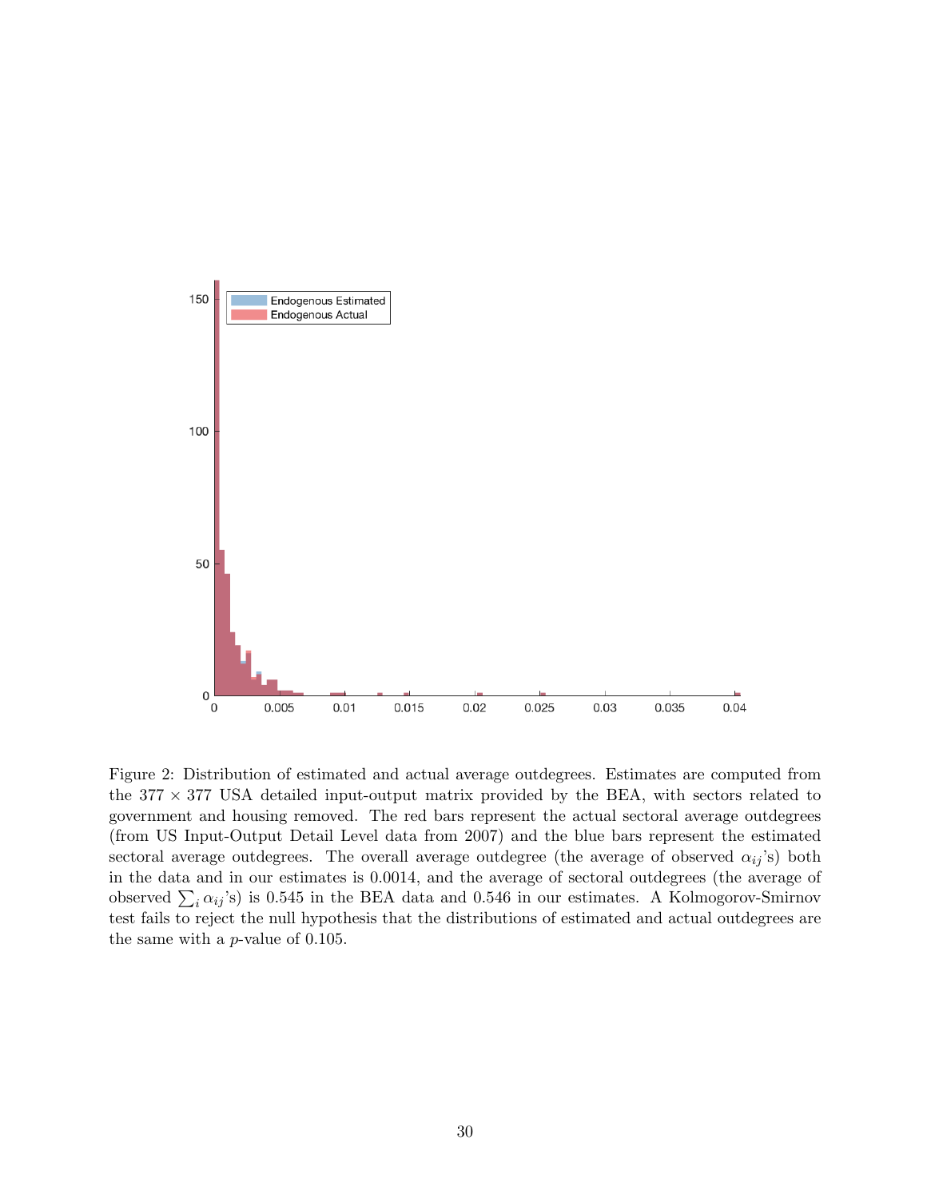Figure 2: Distribution of estimated and actual average outdegrees. Estimates are computed from the $377 \times 377$ USA detailed input-output matrix provided by the BEA, with sectors related to government and housing removed. The red bars represent the actual sectoral average outdegrees (from US Input-Output Detail Level data from 2007) and the blue bars represent the estimated sectoral average outdegrees. The overall average outdegree (the average of observed $\alpha_{ij}$'s) both in the data and in our estimates is 0.0014, and the average of sectoral outdegrees (the average of observed $\sum_i \alpha_{ij}$'s) is 0.545 in the BEA data and 0.546 in our estimates. A Kolmogorov-Smirnov test fails to reject the null hypothesis that the distributions of estimated and actual outdegrees are the same with a $p$-value of 0.105.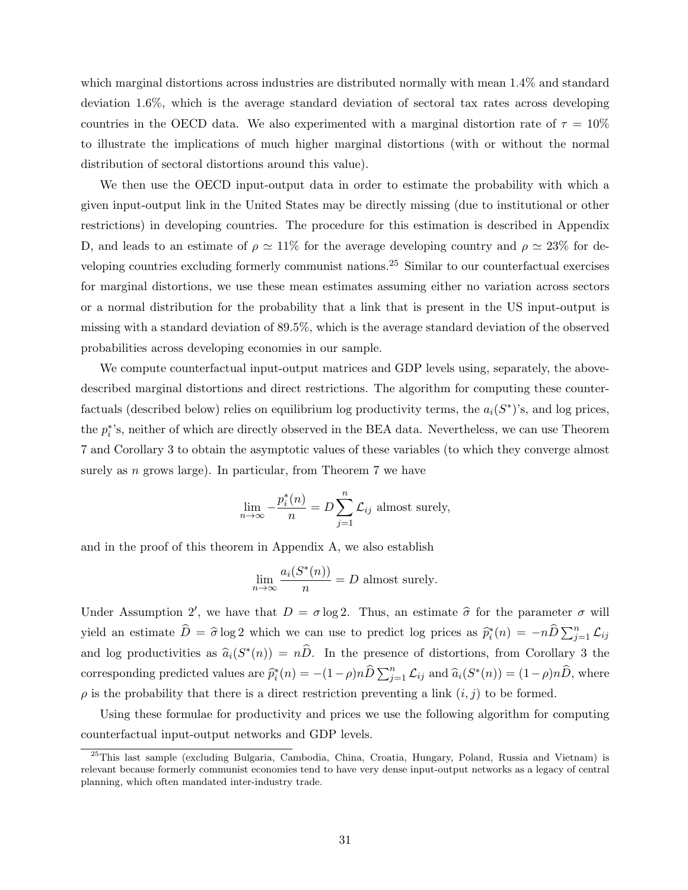which marginal distortions across industries are distributed normally with mean 1.4% and standard deviation 1.6%, which is the average standard deviation of sectoral tax rates across developing countries in the OECD data. We also experimented with a marginal distortion rate of $\tau = 10\%$ to illustrate the implications of much higher marginal distortions (with or without the normal distribution of sectoral distortions around this value).

We then use the OECD input-output data in order to estimate the probability with which a given input-output link in the United States may be directly missing (due to institutional or other restrictions) in developing countries. The procedure for this estimation is described in Appendix D, and leads to an estimate of $\rho \simeq 11\%$ for the average developing country and $\rho \simeq 23\%$ for developing countries excluding formerly communist nations.[25] Similar to our counterfactual exercises for marginal distortions, we use these mean estimates assuming either no variation across sectors or a normal distribution for the probability that a link that is present in the US input-output is missing with a standard deviation of 89.5%, which is the average standard deviation of the observed probabilities across developing economies in our sample.

We compute counterfactual input-output matrices and GDP levels using, separately, the above-described marginal distortions and direct restrictions. The algorithm for computing these counterfactuals (described below) relies on equilibrium log productivity terms, the $a_i(S^*)$'s, and log prices, the $p_i^*$'s, neither of which are directly observed in the BEA data. Nevertheless, we can use Theorem 7 and Corollary 3 to obtain the asymptotic values of these variables (to which they converge almost surely as $n$ grows large). In particular, from Theorem 7 we have

$$\lim_{n\to\infty} -\frac{p_i^*(n)}{n} = D \sum_{j=1}^{n} \mathcal{L}_{ij} \text{ almost surely,}$$

and in the proof of this theorem in Appendix A, we also establish

$$\lim_{n\to\infty} \frac{a_i(S^*(n))}{n} = D \text{ almost surely.}$$

Under Assumption $2'$, we have that $D = \sigma \log 2$. Thus, an estimate $\widehat{\sigma}$ for the parameter $\sigma$ will yield an estimate $\widehat{D} = \widehat{\sigma} \log 2$ which we can use to predict log prices as $\widehat{p}_i^*(n) = -n\widehat{D} \sum_{j=1}^{n} \mathcal{L}_{ij}$ and log productivities as $\widehat{a}_i(S^*(n)) = n\widehat{D}$. In the presence of distortions, from Corollary 3 the corresponding predicted values are $\widehat{p}_i^*(n) = -(1-\rho)n\widehat{D}\sum_{j=1}^{n} \mathcal{L}_{ij}$ and $\widehat{a}_i(S^*(n)) = (1-\rho)n\widehat{D}$, where $\rho$ is the probability that there is a direct restriction preventing a link $(i, j)$ to be formed.

Using these formulae for productivity and prices we use the following algorithm for computing counterfactual input-output networks and GDP levels.

[25] This last sample (excluding Bulgaria, Cambodia, China, Croatia, Hungary, Poland, Russia and Vietnam) is relevant because formerly communist economies tend to have very dense input-output networks as a legacy of central planning, which often mandated inter-industry trade.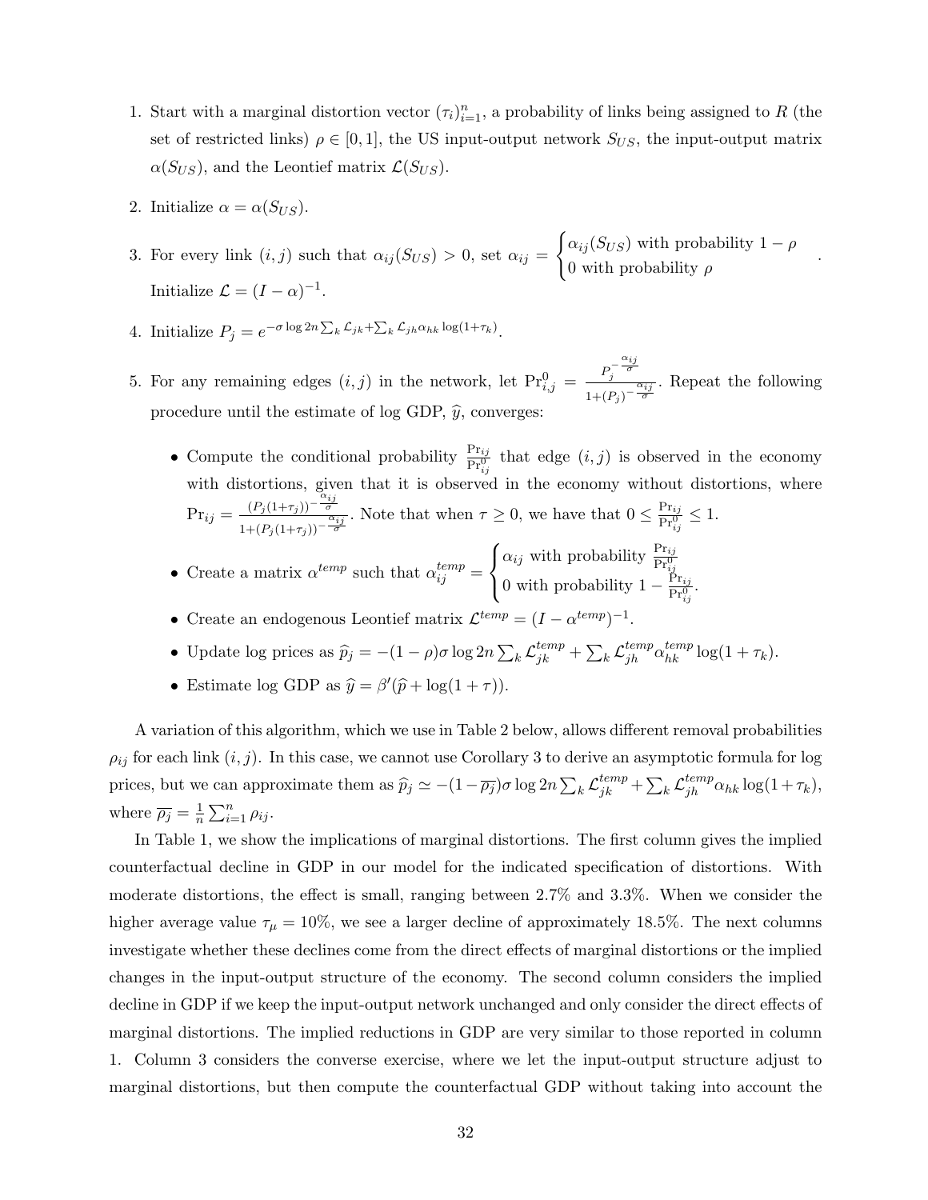1. Start with a marginal distortion vector $(\tau_i)_{i=1}^n$, a probability of links being assigned to $R$ (the set of restricted links) $\rho \in [0,1]$, the US input-output network $S_{US}$, the input-output matrix $\alpha(S_{US})$, and the Leontief matrix $\mathcal{L}(S_{US})$.

2. Initialize $\alpha = \alpha(S_{US})$.

3. For every link $(i,j)$ such that $\alpha_{ij}(S_{US}) > 0$, set $\alpha_{ij} = \begin{cases} \alpha_{ij}(S_{US}) \text{ with probability } 1-\rho \\ 0 \text{ with probability } \rho \end{cases}$. Initialize $\mathcal{L} = (I-\alpha)^{-1}$.

4. Initialize $P_j = e^{-\sigma \log 2n \sum_k \mathcal{L}_{jk} + \sum_k \mathcal{L}_{jh}\alpha_{hk}\log(1+\tau_k)}$.

5. For any remaining edges $(i,j)$ in the network, let $\Pr^0_{i,j} = \frac{P_j^{-\frac{\alpha_{ij}}{\sigma}}}{1+(P_j)^{-\frac{\alpha_{ij}}{\sigma}}}$. Repeat the following procedure until the estimate of log GDP, $\widehat{y}$, converges:

   - Compute the conditional probability $\frac{\Pr_{ij}}{\Pr^0_{ij}}$ that edge $(i,j)$ is observed in the economy with distortions, given that it is observed in the economy without distortions, where $\Pr_{ij} = \frac{(P_j(1+\tau_j))^{-\frac{\alpha_{ij}}{\sigma}}}{1+(P_j(1+\tau_j))^{-\frac{\alpha_{ij}}{\sigma}}}$. Note that when $\tau \geq 0$, we have that $0 \leq \frac{\Pr_{ij}}{\Pr^0_{ij}} \leq 1$.
   - Create a matrix $\alpha^{temp}$ such that $\alpha^{temp}_{ij} = \begin{cases} \alpha_{ij} \text{ with probability } \frac{\Pr_{ij}}{\Pr^0_{ij}} \\ 0 \text{ with probability } 1-\frac{\Pr_{ij}}{\Pr^0_{ij}}. \end{cases}$
   - Create an endogenous Leontief matrix $\mathcal{L}^{temp} = (I-\alpha^{temp})^{-1}$.
   - Update log prices as $\widehat{p}_j = -(1-\rho)\sigma \log 2n \sum_k \mathcal{L}^{temp}_{jk} + \sum_k \mathcal{L}^{temp}_{jh}\alpha^{temp}_{hk}\log(1+\tau_k)$.
   - Estimate log GDP as $\widehat{y} = \beta'(\widehat{p} + \log(1+\tau))$.

A variation of this algorithm, which we use in Table 2 below, allows different removal probabilities $\rho_{ij}$ for each link $(i,j)$. In this case, we cannot use Corollary 3 to derive an asymptotic formula for log prices, but we can approximate them as $\widehat{p}_j \simeq -(1-\overline{\rho_j})\sigma \log 2n \sum_k \mathcal{L}^{temp}_{jk} + \sum_k \mathcal{L}^{temp}_{jh}\alpha_{hk}\log(1+\tau_k)$, where $\overline{\rho_j} = \frac{1}{n}\sum_{i=1}^n \rho_{ij}$.

In Table 1, we show the implications of marginal distortions. The first column gives the implied counterfactual decline in GDP in our model for the indicated specification of distortions. With moderate distortions, the effect is small, ranging between 2.7% and 3.3%. When we consider the higher average value $\tau_\mu = 10\%$, we see a larger decline of approximately 18.5%. The next columns investigate whether these declines come from the direct effects of marginal distortions or the implied changes in the input-output structure of the economy. The second column considers the implied decline in GDP if we keep the input-output network unchanged and only consider the direct effects of marginal distortions. The implied reductions in GDP are very similar to those reported in column 1. Column 3 considers the converse exercise, where we let the input-output structure adjust to marginal distortions, but then compute the counterfactual GDP without taking into account the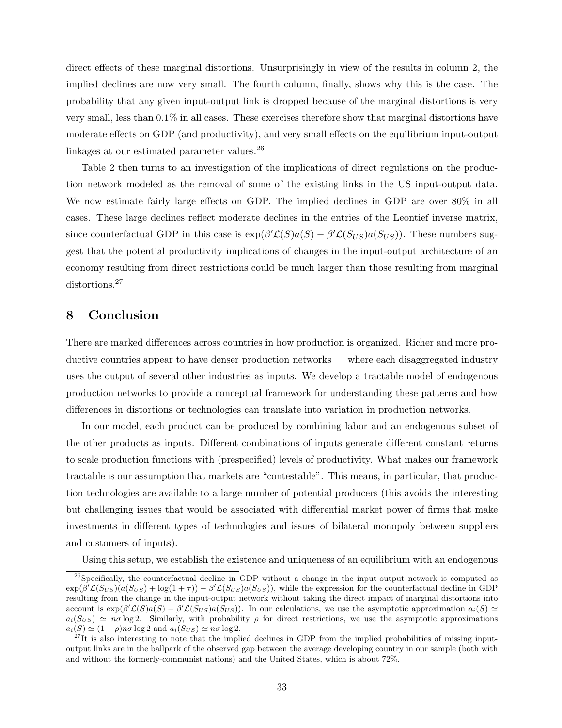direct effects of these marginal distortions. Unsurprisingly in view of the results in column 2, the implied declines are now very small. The fourth column, finally, shows why this is the case. The probability that any given input-output link is dropped because of the marginal distortions is very very small, less than 0.1% in all cases. These exercises therefore show that marginal distortions have moderate effects on GDP (and productivity), and very small effects on the equilibrium input-output linkages at our estimated parameter values.[26]

Table 2 then turns to an investigation of the implications of direct regulations on the production network modeled as the removal of some of the existing links in the US input-output data. We now estimate fairly large effects on GDP. The implied declines in GDP are over 80% in all cases. These large declines reflect moderate declines in the entries of the Leontief inverse matrix, since counterfactual GDP in this case is $\exp(\beta'\mathcal{L}(S)a(S) - \beta'\mathcal{L}(S_{US})a(S_{US}))$. These numbers suggest that the potential productivity implications of changes in the input-output architecture of an economy resulting from direct restrictions could be much larger than those resulting from marginal distortions.[27]

## 8 Conclusion

There are marked differences across countries in how production is organized. Richer and more productive countries appear to have denser production networks — where each disaggregated industry uses the output of several other industries as inputs. We develop a tractable model of endogenous production networks to provide a conceptual framework for understanding these patterns and how differences in distortions or technologies can translate into variation in production networks.

In our model, each product can be produced by combining labor and an endogenous subset of the other products as inputs. Different combinations of inputs generate different constant returns to scale production functions with (prespecified) levels of productivity. What makes our framework tractable is our assumption that markets are "contestable". This means, in particular, that production technologies are available to a large number of potential producers (this avoids the interesting but challenging issues that would be associated with differential market power of firms that make investments in different types of technologies and issues of bilateral monopoly between suppliers and customers of inputs).

Using this setup, we establish the existence and uniqueness of an equilibrium with an endogenous

[26] Specifically, the counterfactual decline in GDP without a change in the input-output network is computed as $\exp(\beta'\mathcal{L}(S_{US})(a(S_{US}) + \log(1+\tau)) - \beta'\mathcal{L}(S_{US})a(S_{US}))$, while the expression for the counterfactual decline in GDP resulting from the change in the input-output network without taking the direct impact of marginal distortions into account is $\exp(\beta'\mathcal{L}(S)a(S) - \beta'\mathcal{L}(S_{US})a(S_{US}))$. In our calculations, we use the asymptotic approximation $a_i(S) \simeq a_i(S_{US}) \simeq n\sigma \log 2$. Similarly, with probability $\rho$ for direct restrictions, we use the asymptotic approximations $a_i(S) \simeq (1-\rho)n\sigma \log 2$ and $a_i(S_{US}) \simeq n\sigma \log 2$.

[27] It is also interesting to note that the implied declines in GDP from the implied probabilities of missing input-output links are in the ballpark of the observed gap between the average developing country in our sample (both with and without the formerly-communist nations) and the United States, which is about 72%.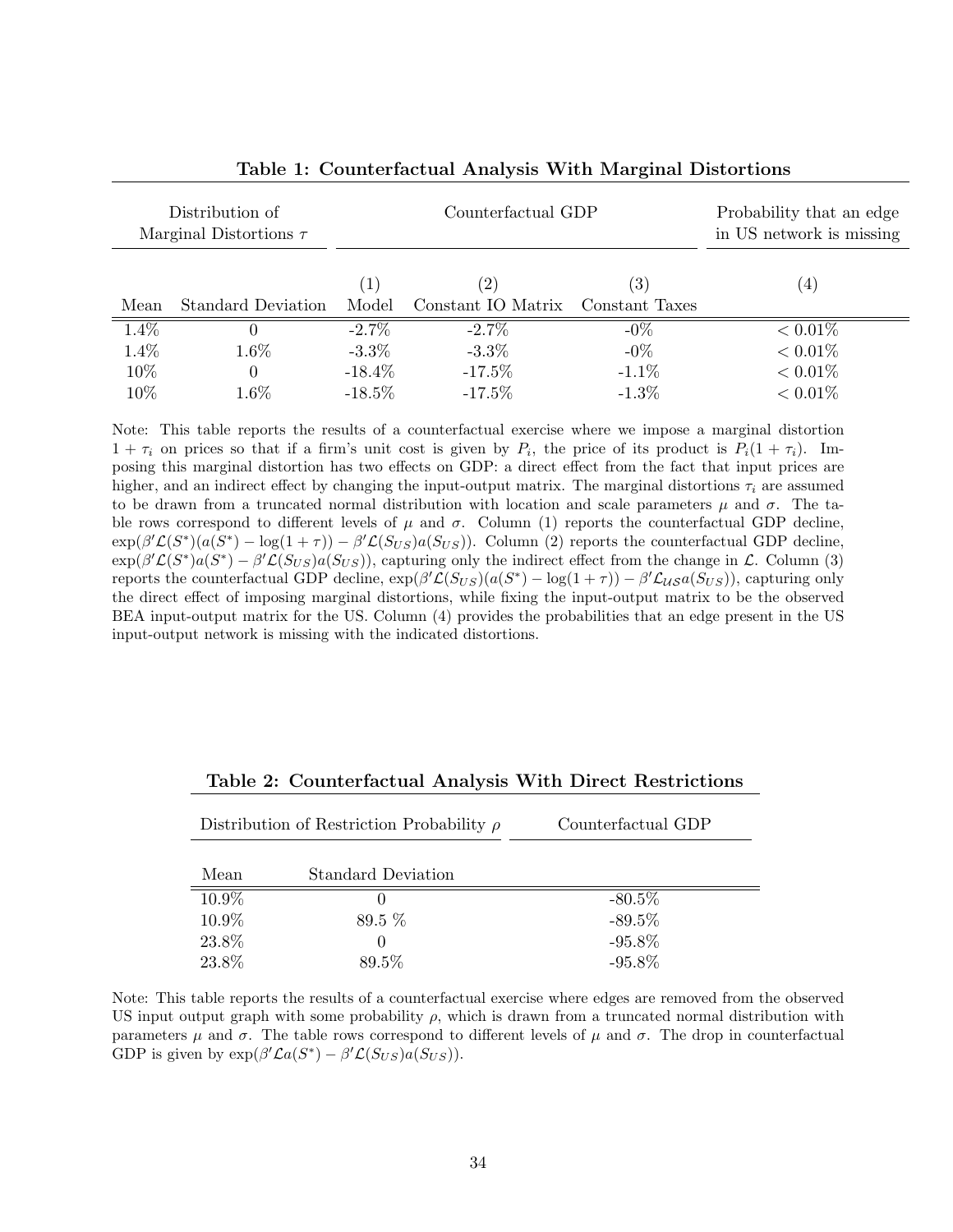**Table 1: Counterfactual Analysis With Marginal Distortions**

| Distribution of Marginal Distortions $\tau$ | | Counterfactual GDP | | | Probability that an edge in US network is missing |
|---|---|---|---|---|---|
| | | (1) | (2) | (3) | (4) |
| Mean | Standard Deviation | Model | Constant IO Matrix | Constant Taxes | |
| 1.4% | 0 | -2.7% | -2.7% | -0% | < 0.01% |
| 1.4% | 1.6% | -3.3% | -3.3% | -0% | < 0.01% |
| 10% | 0 | -18.4% | -17.5% | -1.1% | < 0.01% |
| 10% | 1.6% | -18.5% | -17.5% | -1.3% | < 0.01% |

Note: This table reports the results of a counterfactual exercise where we impose a marginal distortion $1 + \tau_i$ on prices so that if a firm's unit cost is given by $P_i$, the price of its product is $P_i(1 + \tau_i)$. Imposing this marginal distortion has two effects on GDP: a direct effect from the fact that input prices are higher, and an indirect effect by changing the input-output matrix. The marginal distortions $\tau_i$ are assumed to be drawn from a truncated normal distribution with location and scale parameters $\mu$ and $\sigma$. The table rows correspond to different levels of $\mu$ and $\sigma$. Column (1) reports the counterfactual GDP decline, $\exp(\beta'\mathcal{L}(S^*)(a(S^*) - \log(1+\tau)) - \beta'\mathcal{L}(S_{US})a(S_{US}))$. Column (2) reports the counterfactual GDP decline, $\exp(\beta'\mathcal{L}(S^*)a(S^*) - \beta'\mathcal{L}(S_{US})a(S_{US}))$, capturing only the indirect effect from the change in $\mathcal{L}$. Column (3) reports the counterfactual GDP decline, $\exp(\beta'\mathcal{L}(S_{US})(a(S^*) - \log(1+\tau)) - \beta'\mathcal{L}_{\mathcal{US}}a(S_{US}))$, capturing only the direct effect of imposing marginal distortions, while fixing the input-output matrix to be the observed BEA input-output matrix for the US. Column (4) provides the probabilities that an edge present in the US input-output network is missing with the indicated distortions.

**Table 2: Counterfactual Analysis With Direct Restrictions**

| Distribution of Restriction Probability $\rho$ | | Counterfactual GDP |
|---|---|---|
| Mean | Standard Deviation | |
| 10.9% | 0 | -80.5% |
| 10.9% | 89.5 % | -89.5% |
| 23.8% | 0 | -95.8% |
| 23.8% | 89.5% | -95.8% |

Note: This table reports the results of a counterfactual exercise where edges are removed from the observed US input output graph with some probability $\rho$, which is drawn from a truncated normal distribution with parameters $\mu$ and $\sigma$. The table rows correspond to different levels of $\mu$ and $\sigma$. The drop in counterfactual GDP is given by $\exp(\beta'\mathcal{L}a(S^*) - \beta'\mathcal{L}(S_{US})a(S_{US}))$.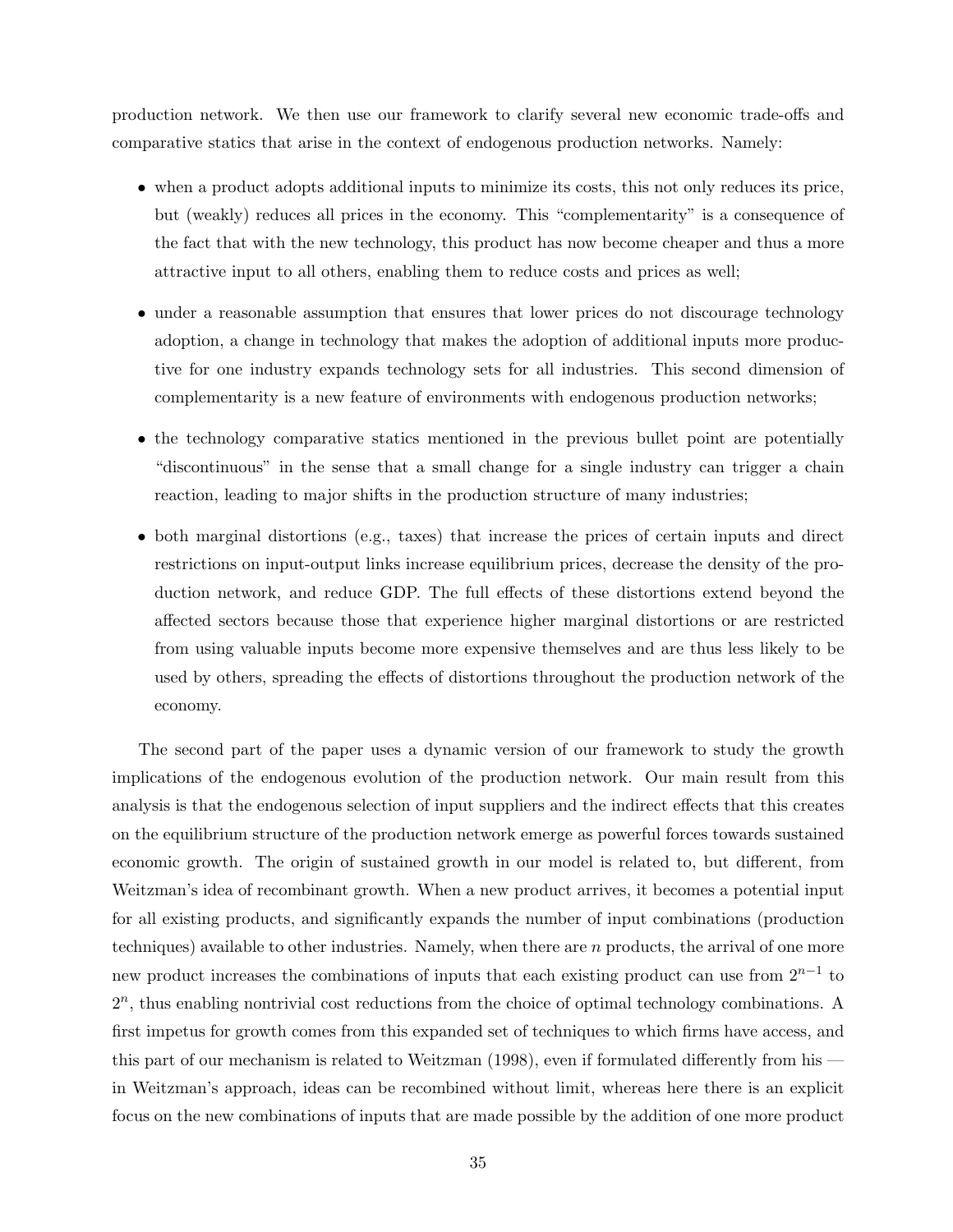production network. We then use our framework to clarify several new economic trade-offs and comparative statics that arise in the context of endogenous production networks. Namely:

- when a product adopts additional inputs to minimize its costs, this not only reduces its price, but (weakly) reduces all prices in the economy. This "complementarity" is a consequence of the fact that with the new technology, this product has now become cheaper and thus a more attractive input to all others, enabling them to reduce costs and prices as well;
- under a reasonable assumption that ensures that lower prices do not discourage technology adoption, a change in technology that makes the adoption of additional inputs more productive for one industry expands technology sets for all industries. This second dimension of complementarity is a new feature of environments with endogenous production networks;
- the technology comparative statics mentioned in the previous bullet point are potentially "discontinuous" in the sense that a small change for a single industry can trigger a chain reaction, leading to major shifts in the production structure of many industries;
- both marginal distortions (e.g., taxes) that increase the prices of certain inputs and direct restrictions on input-output links increase equilibrium prices, decrease the density of the production network, and reduce GDP. The full effects of these distortions extend beyond the affected sectors because those that experience higher marginal distortions or are restricted from using valuable inputs become more expensive themselves and are thus less likely to be used by others, spreading the effects of distortions throughout the production network of the economy.

The second part of the paper uses a dynamic version of our framework to study the growth implications of the endogenous evolution of the production network. Our main result from this analysis is that the endogenous selection of input suppliers and the indirect effects that this creates on the equilibrium structure of the production network emerge as powerful forces towards sustained economic growth. The origin of sustained growth in our model is related to, but different, from Weitzman's idea of recombinant growth. When a new product arrives, it becomes a potential input for all existing products, and significantly expands the number of input combinations (production techniques) available to other industries. Namely, when there are $n$ products, the arrival of one more new product increases the combinations of inputs that each existing product can use from $2^{n-1}$ to $2^n$, thus enabling nontrivial cost reductions from the choice of optimal technology combinations. A first impetus for growth comes from this expanded set of techniques to which firms have access, and this part of our mechanism is related to Weitzman (1998), even if formulated differently from his — in Weitzman's approach, ideas can be recombined without limit, whereas here there is an explicit focus on the new combinations of inputs that are made possible by the addition of one more product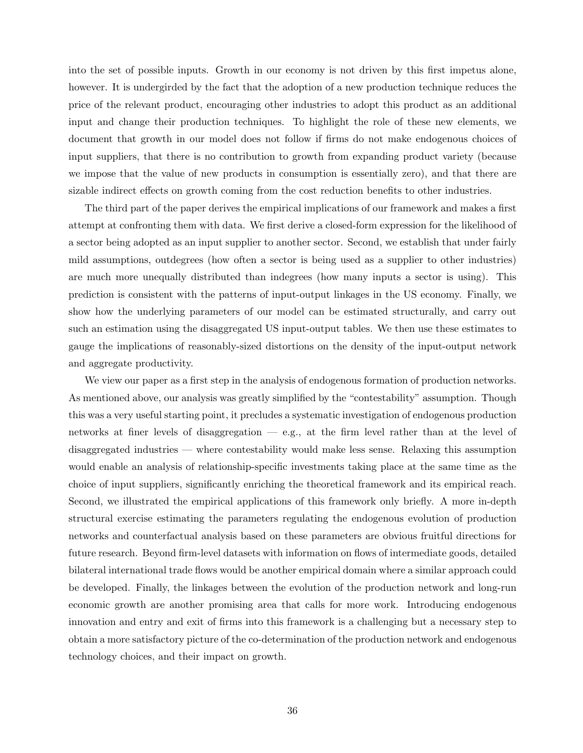into the set of possible inputs. Growth in our economy is not driven by this first impetus alone, however. It is undergirded by the fact that the adoption of a new production technique reduces the price of the relevant product, encouraging other industries to adopt this product as an additional input and change their production techniques. To highlight the role of these new elements, we document that growth in our model does not follow if firms do not make endogenous choices of input suppliers, that there is no contribution to growth from expanding product variety (because we impose that the value of new products in consumption is essentially zero), and that there are sizable indirect effects on growth coming from the cost reduction benefits to other industries.

The third part of the paper derives the empirical implications of our framework and makes a first attempt at confronting them with data. We first derive a closed-form expression for the likelihood of a sector being adopted as an input supplier to another sector. Second, we establish that under fairly mild assumptions, outdegrees (how often a sector is being used as a supplier to other industries) are much more unequally distributed than indegrees (how many inputs a sector is using). This prediction is consistent with the patterns of input-output linkages in the US economy. Finally, we show how the underlying parameters of our model can be estimated structurally, and carry out such an estimation using the disaggregated US input-output tables. We then use these estimates to gauge the implications of reasonably-sized distortions on the density of the input-output network and aggregate productivity.

We view our paper as a first step in the analysis of endogenous formation of production networks. As mentioned above, our analysis was greatly simplified by the "contestability" assumption. Though this was a very useful starting point, it precludes a systematic investigation of endogenous production networks at finer levels of disaggregation — e.g., at the firm level rather than at the level of disaggregated industries — where contestability would make less sense. Relaxing this assumption would enable an analysis of relationship-specific investments taking place at the same time as the choice of input suppliers, significantly enriching the theoretical framework and its empirical reach. Second, we illustrated the empirical applications of this framework only briefly. A more in-depth structural exercise estimating the parameters regulating the endogenous evolution of production networks and counterfactual analysis based on these parameters are obvious fruitful directions for future research. Beyond firm-level datasets with information on flows of intermediate goods, detailed bilateral international trade flows would be another empirical domain where a similar approach could be developed. Finally, the linkages between the evolution of the production network and long-run economic growth are another promising area that calls for more work. Introducing endogenous innovation and entry and exit of firms into this framework is a challenging but a necessary step to obtain a more satisfactory picture of the co-determination of the production network and endogenous technology choices, and their impact on growth.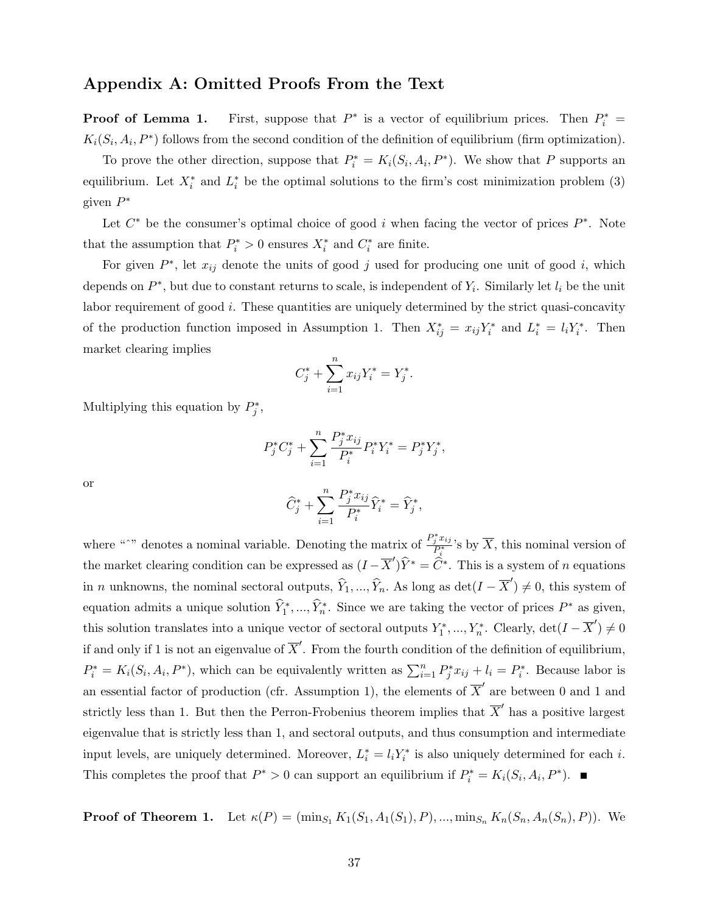## Appendix A: Omitted Proofs From the Text

**Proof of Lemma 1.** First, suppose that $P^*$ is a vector of equilibrium prices. Then $P_i^* = K_i(S_i, A_i, P^*)$ follows from the second condition of the definition of equilibrium (firm optimization).

To prove the other direction, suppose that $P_i^* = K_i(S_i, A_i, P^*)$. We show that $P$ supports an equilibrium. Let $X_i^*$ and $L_i^*$ be the optimal solutions to the firm's cost minimization problem (3) given $P^*$

Let $C^*$ be the consumer's optimal choice of good $i$ when facing the vector of prices $P^*$. Note that the assumption that $P_i^* > 0$ ensures $X_i^*$ and $C_i^*$ are finite.

For given $P^*$, let $x_{ij}$ denote the units of good $j$ used for producing one unit of good $i$, which depends on $P^*$, but due to constant returns to scale, is independent of $Y_i$. Similarly let $l_i$ be the unit labor requirement of good $i$. These quantities are uniquely determined by the strict quasi-concavity of the production function imposed in Assumption 1. Then $X_{ij}^* = x_{ij} Y_i^*$ and $L_i^* = l_i Y_i^*$. Then market clearing implies

$$C_j^* + \sum_{i=1}^{n} x_{ij} Y_i^* = Y_j^*.$$

Multiplying this equation by $P_j^*$,

$$P_j^* C_j^* + \sum_{i=1}^{n} \frac{P_j^* x_{ij}}{P_i^*} P_i^* Y_i^* = P_j^* Y_j^*,$$

or

$$\widehat{C}_j^* + \sum_{i=1}^{n} \frac{P_j^* x_{ij}}{P_i^*} \widehat{Y}_i^* = \widehat{Y}_j^*,$$

where "$\hat{}$" denotes a nominal variable. Denoting the matrix of $\frac{P_j^* x_{ij}}{P_i^*}$'s by $\overline{X}$, this nominal version of the market clearing condition can be expressed as $(I - \overline{X}')\widehat{Y}^* = \widehat{C}^*$. This is a system of $n$ equations in $n$ unknowns, the nominal sectoral outputs, $\widehat{Y}_1, ..., \widehat{Y}_n$. As long as $\det(I - \overline{X}') \neq 0$, this system of equation admits a unique solution $\widehat{Y}_1^*, ..., \widehat{Y}_n^*$. Since we are taking the vector of prices $P^*$ as given, this solution translates into a unique vector of sectoral outputs $Y_1^*, ..., Y_n^*$. Clearly, $\det(I - \overline{X}') \neq 0$ if and only if 1 is not an eigenvalue of $\overline{X}'$. From the fourth condition of the definition of equilibrium, $P_i^* = K_i(S_i, A_i, P^*)$, which can be equivalently written as $\sum_{i=1}^{n} P_j^* x_{ij} + l_i = P_i^*$. Because labor is an essential factor of production (cfr. Assumption 1), the elements of $\overline{X}'$ are between 0 and 1 and strictly less than 1. But then the Perron-Frobenius theorem implies that $\overline{X}'$ has a positive largest eigenvalue that is strictly less than 1, and sectoral outputs, and thus consumption and intermediate input levels, are uniquely determined. Moreover, $L_i^* = l_i Y_i^*$ is also uniquely determined for each $i$. This completes the proof that $P^* > 0$ can support an equilibrium if $P_i^* = K_i(S_i, A_i, P^*)$. ■

**Proof of Theorem 1.** Let $\kappa(P) = (\min_{S_1} K_1(S_1, A_1(S_1), P), ..., \min_{S_n} K_n(S_n, A_n(S_n), P))$. We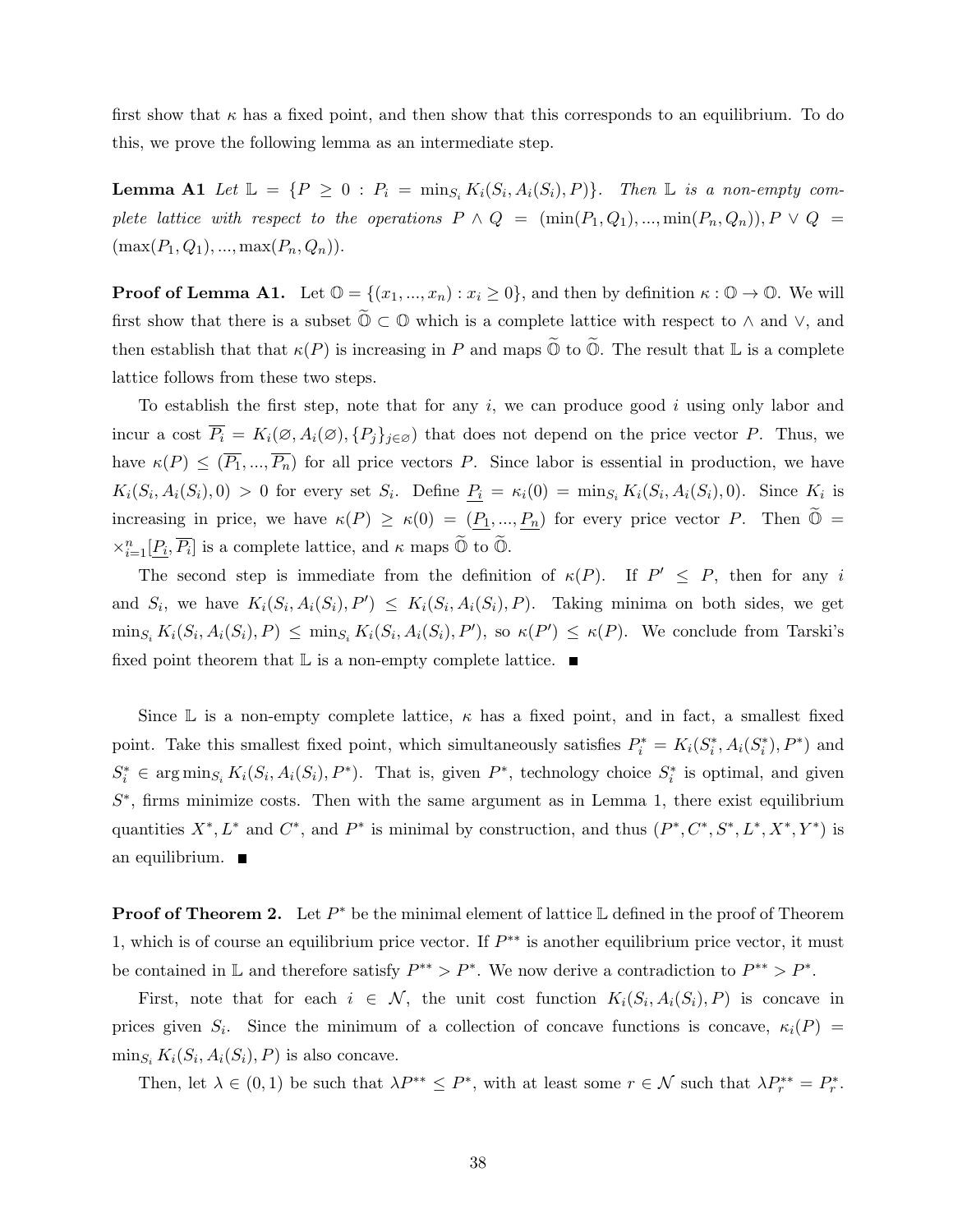first show that $\kappa$ has a fixed point, and then show that this corresponds to an equilibrium. To do this, we prove the following lemma as an intermediate step.

**Lemma A1** *Let $\mathbb{L} = \{P \geq 0 : P_i = \min_{S_i} K_i(S_i, A_i(S_i), P)\}$. Then $\mathbb{L}$ is a non-empty complete lattice with respect to the operations $P \wedge Q = (\min(P_1, Q_1), ..., \min(P_n, Q_n)), P \vee Q = (\max(P_1, Q_1), ..., \max(P_n, Q_n))$.*

**Proof of Lemma A1.** Let $\mathbb{O} = \{(x_1, ..., x_n) : x_i \geq 0\}$, and then by definition $\kappa : \mathbb{O} \to \mathbb{O}$. We will first show that there is a subset $\widetilde{\mathbb{O}} \subset \mathbb{O}$ which is a complete lattice with respect to $\wedge$ and $\vee$, and then establish that that $\kappa(P)$ is increasing in $P$ and maps $\widetilde{\mathbb{O}}$ to $\widetilde{\mathbb{O}}$. The result that $\mathbb{L}$ is a complete lattice follows from these two steps.

To establish the first step, note that for any $i$, we can produce good $i$ using only labor and incur a cost $\overline{P_i} = K_i(\varnothing, A_i(\varnothing), \{P_j\}_{j \in \varnothing})$ that does not depend on the price vector $P$. Thus, we have $\kappa(P) \leq (\overline{P_1}, ..., \overline{P_n})$ for all price vectors $P$. Since labor is essential in production, we have $K_i(S_i, A_i(S_i), 0) > 0$ for every set $S_i$. Define $\underline{P_i} = \kappa_i(0) = \min_{S_i} K_i(S_i, A_i(S_i), 0)$. Since $K_i$ is increasing in price, we have $\kappa(P) \geq \kappa(0) = (\underline{P_1}, ..., \underline{P_n})$ for every price vector $P$. Then $\widetilde{\mathbb{O}} = \times_{i=1}^{n} [\underline{P_i}, \overline{P_i}]$ is a complete lattice, and $\kappa$ maps $\widetilde{\mathbb{O}}$ to $\widetilde{\mathbb{O}}$.

The second step is immediate from the definition of $\kappa(P)$. If $P' \leq P$, then for any $i$ and $S_i$, we have $K_i(S_i, A_i(S_i), P') \leq K_i(S_i, A_i(S_i), P)$. Taking minima on both sides, we get $\min_{S_i} K_i(S_i, A_i(S_i), P) \leq \min_{S_i} K_i(S_i, A_i(S_i), P')$, so $\kappa(P') \leq \kappa(P)$. We conclude from Tarski's fixed point theorem that $\mathbb{L}$ is a non-empty complete lattice. ■

Since $\mathbb{L}$ is a non-empty complete lattice, $\kappa$ has a fixed point, and in fact, a smallest fixed point. Take this smallest fixed point, which simultaneously satisfies $P_i^* = K_i(S_i^*, A_i(S_i^*), P^*)$ and $S_i^* \in \arg\min_{S_i} K_i(S_i, A_i(S_i), P^*)$. That is, given $P^*$, technology choice $S_i^*$ is optimal, and given $S^*$, firms minimize costs. Then with the same argument as in Lemma 1, there exist equilibrium quantities $X^*, L^*$ and $C^*$, and $P^*$ is minimal by construction, and thus $(P^*, C^*, S^*, L^*, X^*, Y^*)$ is an equilibrium. ■

**Proof of Theorem 2.** Let $P^*$ be the minimal element of lattice $\mathbb{L}$ defined in the proof of Theorem 1, which is of course an equilibrium price vector. If $P^{**}$ is another equilibrium price vector, it must be contained in $\mathbb{L}$ and therefore satisfy $P^{**} > P^*$. We now derive a contradiction to $P^{**} > P^*$.

First, note that for each $i \in \mathcal{N}$, the unit cost function $K_i(S_i, A_i(S_i), P)$ is concave in prices given $S_i$. Since the minimum of a collection of concave functions is concave, $\kappa_i(P) = \min_{S_i} K_i(S_i, A_i(S_i), P)$ is also concave.

Then, let $\lambda \in (0, 1)$ be such that $\lambda P^{**} \leq P^*$, with at least some $r \in \mathcal{N}$ such that $\lambda P_r^{**} = P_r^*$.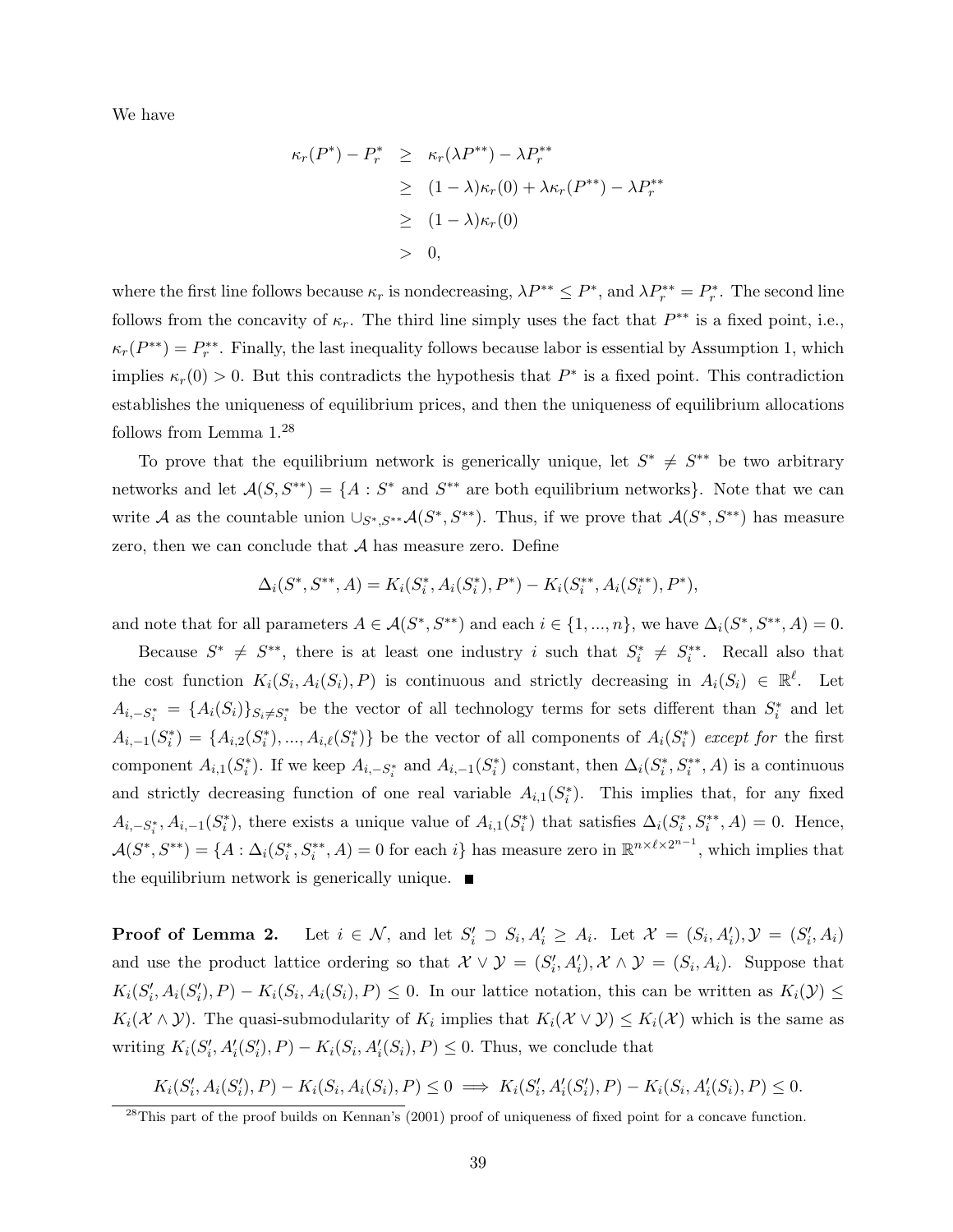We have

$$
\begin{aligned}
\kappa_r(P^*) - P_r^* &\geq \kappa_r(\lambda P^{**}) - \lambda P_r^{**} \\
&\geq (1-\lambda)\kappa_r(0) + \lambda \kappa_r(P^{**}) - \lambda P_r^{**} \\
&\geq (1-\lambda)\kappa_r(0) \\
&> 0,
\end{aligned}
$$

where the first line follows because $\kappa_r$ is nondecreasing, $\lambda P^{**} \leq P^*$, and $\lambda P_r^{**} = P_r^*$. The second line follows from the concavity of $\kappa_r$. The third line simply uses the fact that $P^{**}$ is a fixed point, i.e., $\kappa_r(P^{**}) = P_r^{**}$. Finally, the last inequality follows because labor is essential by Assumption 1, which implies $\kappa_r(0) > 0$. But this contradicts the hypothesis that $P^*$ is a fixed point. This contradiction establishes the uniqueness of equilibrium prices, and then the uniqueness of equilibrium allocations follows from Lemma 1.[28]

To prove that the equilibrium network is generically unique, let $S^* \neq S^{**}$ be two arbitrary networks and let $\mathcal{A}(S, S^{**}) = \{A : S^* \text{ and } S^{**} \text{ are both equilibrium networks}\}$. Note that we can write $\mathcal{A}$ as the countable union $\cup_{S^*, S^{**}} \mathcal{A}(S^*, S^{**})$. Thus, if we prove that $\mathcal{A}(S^*, S^{**})$ has measure zero, then we can conclude that $\mathcal{A}$ has measure zero. Define

$$
\Delta_i(S^*, S^{**}, A) = K_i(S_i^*, A_i(S_i^*), P^*) - K_i(S_i^{**}, A_i(S_i^{**}), P^*),
$$

and note that for all parameters $A \in \mathcal{A}(S^*, S^{**})$ and each $i \in \{1, ..., n\}$, we have $\Delta_i(S^*, S^{**}, A) = 0$.

Because $S^* \neq S^{**}$, there is at least one industry $i$ such that $S_i^* \neq S_i^{**}$. Recall also that the cost function $K_i(S_i, A_i(S_i), P)$ is continuous and strictly decreasing in $A_i(S_i) \in \mathbb{R}^\ell$. Let $A_{i,-S_i^*} = \{A_i(S_i)\}_{S_i \neq S_i^*}$ be the vector of all technology terms for sets different than $S_i^*$ and let $A_{i,-1}(S_i^*) = \{A_{i,2}(S_i^*), ..., A_{i,\ell}(S_i^*)\}$ be the vector of all components of $A_i(S_i^*)$ *except for* the first component $A_{i,1}(S_i^*)$. If we keep $A_{i,-S_i^*}$ and $A_{i,-1}(S_i^*)$ constant, then $\Delta_i(S_i^*, S_i^{**}, A)$ is a continuous and strictly decreasing function of one real variable $A_{i,1}(S_i^*)$. This implies that, for any fixed $A_{i,-S_i^*}, A_{i,-1}(S_i^*)$, there exists a unique value of $A_{i,1}(S_i^*)$ that satisfies $\Delta_i(S_i^*, S_i^{**}, A) = 0$. Hence, $\mathcal{A}(S^*, S^{**}) = \{A : \Delta_i(S_i^*, S_i^{**}, A) = 0 \text{ for each } i\}$ has measure zero in $\mathbb{R}^{n \times \ell \times 2^{n-1}}$, which implies that the equilibrium network is generically unique. ■

**Proof of Lemma 2.** Let $i \in \mathcal{N}$, and let $S_i' \supset S_i, A_i' \geq A_i$. Let $\mathcal{X} = (S_i, A_i'), \mathcal{Y} = (S_i', A_i)$ and use the product lattice ordering so that $\mathcal{X} \vee \mathcal{Y} = (S_i', A_i'), \mathcal{X} \wedge \mathcal{Y} = (S_i, A_i)$. Suppose that $K_i(S_i', A_i(S_i'), P) - K_i(S_i, A_i(S_i), P) \leq 0$. In our lattice notation, this can be written as $K_i(\mathcal{Y}) \leq K_i(\mathcal{X} \wedge \mathcal{Y})$. The quasi-submodularity of $K_i$ implies that $K_i(\mathcal{X} \vee \mathcal{Y}) \leq K_i(\mathcal{X})$ which is the same as writing $K_i(S_i', A_i'(S_i'), P) - K_i(S_i, A_i'(S_i), P) \leq 0$. Thus, we conclude that

$$
K_i(S_i', A_i(S_i'), P) - K_i(S_i, A_i(S_i), P) \leq 0 \implies K_i(S_i', A_i'(S_i'), P) - K_i(S_i, A_i'(S_i), P) \leq 0.
$$

[28] This part of the proof builds on Kennan's (2001) proof of uniqueness of fixed point for a concave function.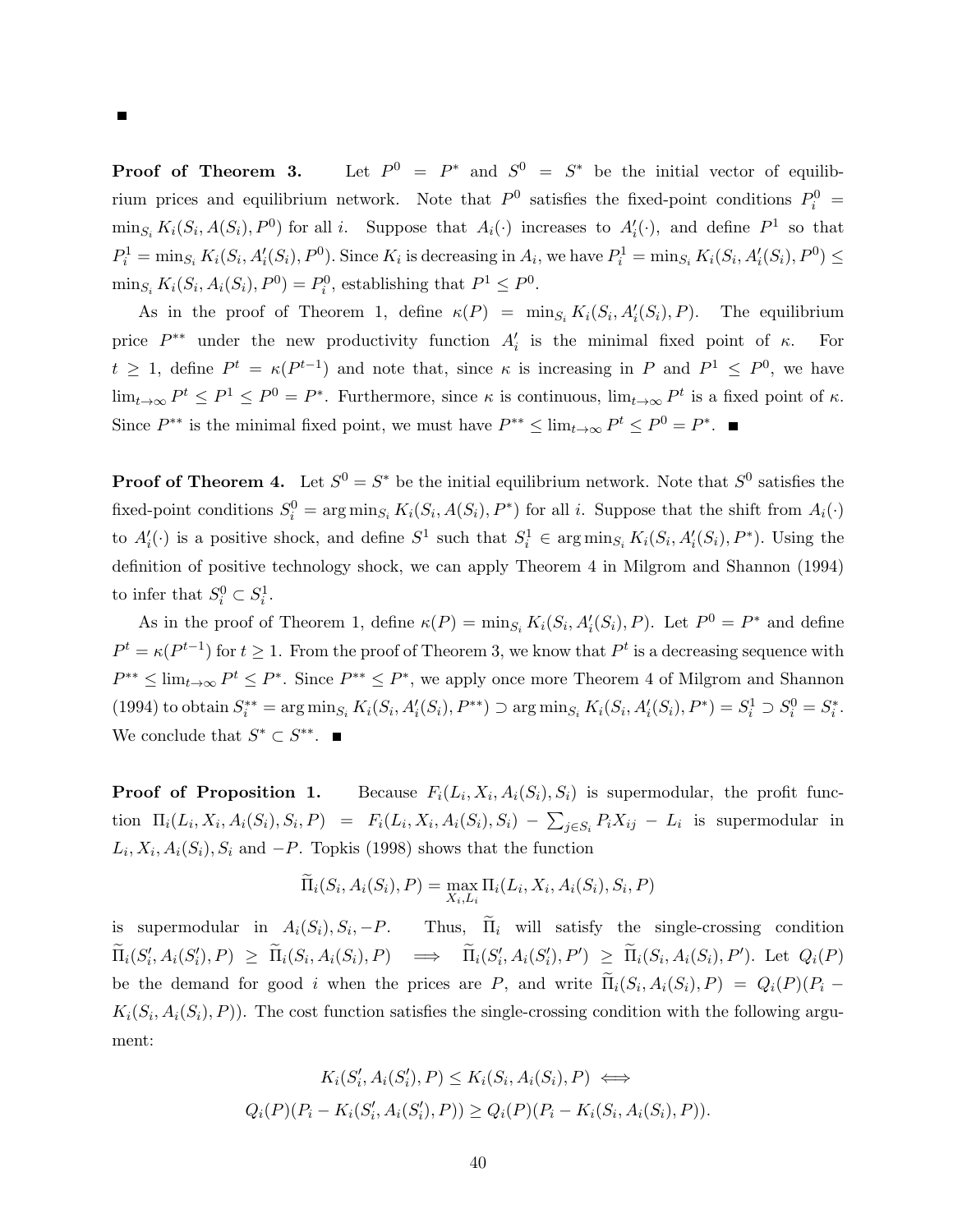■

**Proof of Theorem 3.** Let $P^0 = P^*$ and $S^0 = S^*$ be the initial vector of equilibrium prices and equilibrium network. Note that $P^0$ satisfies the fixed-point conditions $P_i^0 = \min_{S_i} K_i(S_i, A(S_i), P^0)$ for all $i$. Suppose that $A_i(\cdot)$ increases to $A_i'(\cdot)$, and define $P^1$ so that $P_i^1 = \min_{S_i} K_i(S_i, A_i'(S_i), P^0)$. Since $K_i$ is decreasing in $A_i$, we have $P_i^1 = \min_{S_i} K_i(S_i, A_i'(S_i), P^0) \leq \min_{S_i} K_i(S_i, A_i(S_i), P^0) = P_i^0$, establishing that $P^1 \leq P^0$.

As in the proof of Theorem 1, define $\kappa(P) = \min_{S_i} K_i(S_i, A_i'(S_i), P)$. The equilibrium price $P^{**}$ under the new productivity function $A_i'$ is the minimal fixed point of $\kappa$. For $t \geq 1$, define $P^t = \kappa(P^{t-1})$ and note that, since $\kappa$ is increasing in $P$ and $P^1 \leq P^0$, we have $\lim_{t\to\infty} P^t \leq P^1 \leq P^0 = P^*$. Furthermore, since $\kappa$ is continuous, $\lim_{t\to\infty} P^t$ is a fixed point of $\kappa$. Since $P^{**}$ is the minimal fixed point, we must have $P^{**} \leq \lim_{t\to\infty} P^t \leq P^0 = P^*$. ■

**Proof of Theorem 4.** Let $S^0 = S^*$ be the initial equilibrium network. Note that $S^0$ satisfies the fixed-point conditions $S_i^0 = \arg\min_{S_i} K_i(S_i, A(S_i), P^*)$ for all $i$. Suppose that the shift from $A_i(\cdot)$ to $A_i'(\cdot)$ is a positive shock, and define $S^1$ such that $S_i^1 \in \arg\min_{S_i} K_i(S_i, A_i'(S_i), P^*)$. Using the definition of positive technology shock, we can apply Theorem 4 in Milgrom and Shannon (1994) to infer that $S_i^0 \subset S_i^1$.

As in the proof of Theorem 1, define $\kappa(P) = \min_{S_i} K_i(S_i, A_i'(S_i), P)$. Let $P^0 = P^*$ and define $P^t = \kappa(P^{t-1})$ for $t \geq 1$. From the proof of Theorem 3, we know that $P^t$ is a decreasing sequence with $P^{**} \leq \lim_{t\to\infty} P^t \leq P^*$. Since $P^{**} \leq P^*$, we apply once more Theorem 4 of Milgrom and Shannon (1994) to obtain $S_i^{**} = \arg\min_{S_i} K_i(S_i, A_i'(S_i), P^{**}) \supset \arg\min_{S_i} K_i(S_i, A_i'(S_i), P^*) = S_i^1 \supset S_i^0 = S_i^*$. We conclude that $S^* \subset S^{**}$. ■

**Proof of Proposition 1.** Because $F_i(L_i, X_i, A_i(S_i), S_i)$ is supermodular, the profit function $\Pi_i(L_i, X_i, A_i(S_i), S_i, P) = F_i(L_i, X_i, A_i(S_i), S_i) - \sum_{j\in S_i} P_i X_{ij} - L_i$ is supermodular in $L_i, X_i, A_i(S_i), S_i$ and $-P$. Topkis (1998) shows that the function

$$\widetilde{\Pi}_i(S_i, A_i(S_i), P) = \max_{X_i, L_i} \Pi_i(L_i, X_i, A_i(S_i), S_i, P)$$

is supermodular in $A_i(S_i), S_i, -P$. Thus, $\widetilde{\Pi}_i$ will satisfy the single-crossing condition $\widetilde{\Pi}_i(S_i', A_i(S_i'), P) \geq \widetilde{\Pi}_i(S_i, A_i(S_i), P) \implies \widetilde{\Pi}_i(S_i', A_i(S_i'), P') \geq \widetilde{\Pi}_i(S_i, A_i(S_i), P')$. Let $Q_i(P)$ be the demand for good $i$ when the prices are $P$, and write $\widetilde{\Pi}_i(S_i, A_i(S_i), P) = Q_i(P)(P_i - K_i(S_i, A_i(S_i), P))$. The cost function satisfies the single-crossing condition with the following argument:

$$K_i(S_i', A_i(S_i'), P) \leq K_i(S_i, A_i(S_i), P) \iff$$
$$Q_i(P)(P_i - K_i(S_i', A_i(S_i'), P)) \geq Q_i(P)(P_i - K_i(S_i, A_i(S_i), P)).$$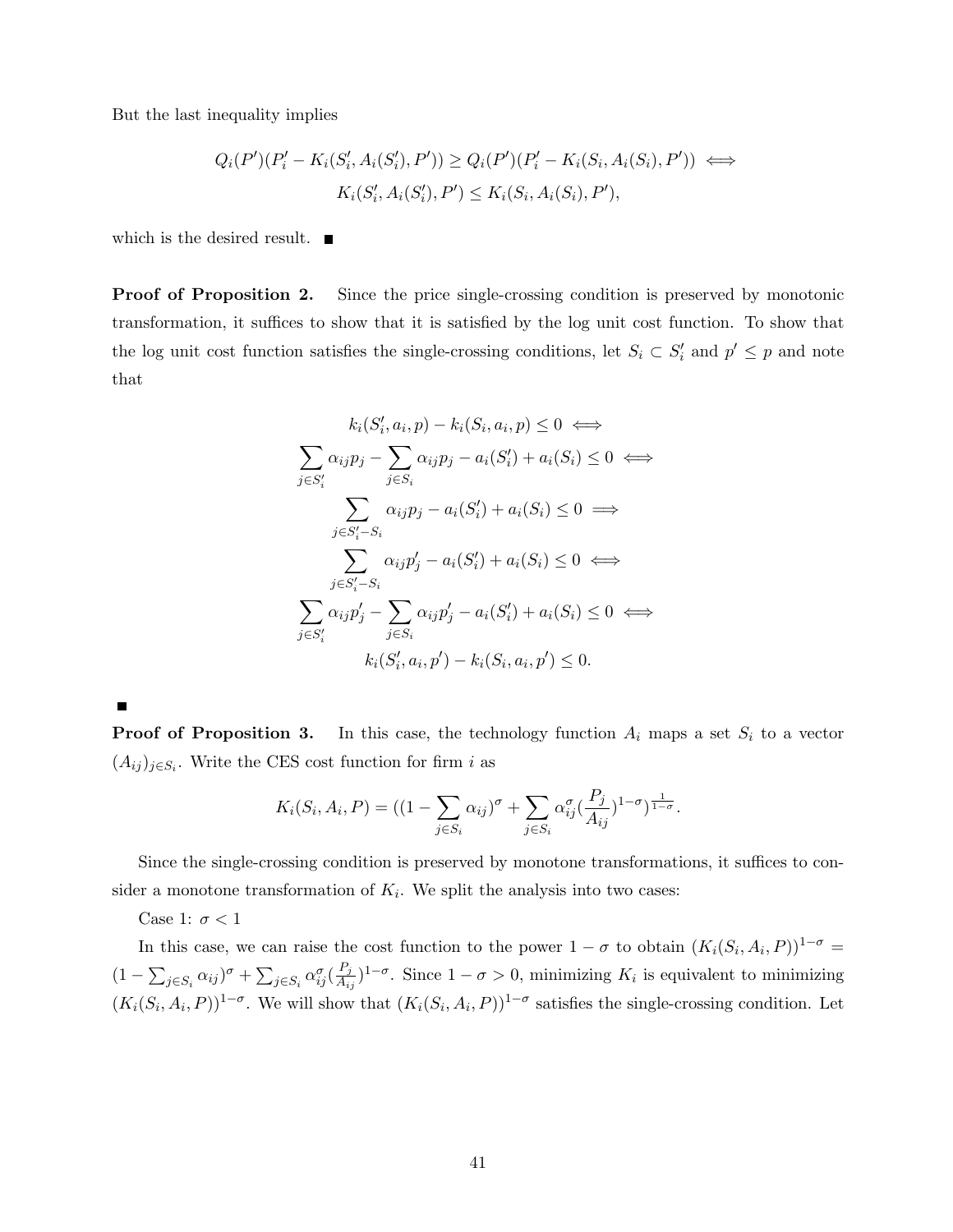But the last inequality implies

$$Q_i(P')(P'_i - K_i(S'_i, A_i(S'_i), P')) \geq Q_i(P')(P'_i - K_i(S_i, A_i(S_i), P')) \iff$$
$$K_i(S'_i, A_i(S'_i), P') \leq K_i(S_i, A_i(S_i), P'),$$

which is the desired result. ■

**Proof of Proposition 2.** Since the price single-crossing condition is preserved by monotonic transformation, it suffices to show that it is satisfied by the log unit cost function. To show that the log unit cost function satisfies the single-crossing conditions, let $S_i \subset S'_i$ and $p' \leq p$ and note that

$$\begin{aligned}
k_i(S'_i, a_i, p) - k_i(S_i, a_i, p) \leq 0 &\iff \\
\sum_{j \in S'_i} \alpha_{ij} p_j - \sum_{j \in S_i} \alpha_{ij} p_j - a_i(S'_i) + a_i(S_i) \leq 0 &\iff \\
\sum_{j \in S'_i - S_i} \alpha_{ij} p_j - a_i(S'_i) + a_i(S_i) \leq 0 &\implies \\
\sum_{j \in S'_i - S_i} \alpha_{ij} p'_j - a_i(S'_i) + a_i(S_i) \leq 0 &\iff \\
\sum_{j \in S'_i} \alpha_{ij} p'_j - \sum_{j \in S_i} \alpha_{ij} p'_j - a_i(S'_i) + a_i(S_i) \leq 0 &\iff \\
k_i(S'_i, a_i, p') - k_i(S_i, a_i, p') \leq 0.&
\end{aligned}$$

■

**Proof of Proposition 3.** In this case, the technology function $A_i$ maps a set $S_i$ to a vector $(A_{ij})_{j \in S_i}$. Write the CES cost function for firm $i$ as

$$K_i(S_i, A_i, P) = ((1 - \sum_{j \in S_i} \alpha_{ij})^\sigma + \sum_{j \in S_i} \alpha_{ij}^\sigma (\frac{P_j}{A_{ij}})^{1-\sigma})^{\frac{1}{1-\sigma}}.$$

Since the single-crossing condition is preserved by monotone transformations, it suffices to consider a monotone transformation of $K_i$. We split the analysis into two cases:

Case 1: $\sigma < 1$

In this case, we can raise the cost function to the power $1 - \sigma$ to obtain $(K_i(S_i, A_i, P))^{1-\sigma} = (1 - \sum_{j \in S_i} \alpha_{ij})^\sigma + \sum_{j \in S_i} \alpha_{ij}^\sigma (\frac{P_j}{A_{ij}})^{1-\sigma}$. Since $1 - \sigma > 0$, minimizing $K_i$ is equivalent to minimizing $(K_i(S_i, A_i, P))^{1-\sigma}$. We will show that $(K_i(S_i, A_i, P))^{1-\sigma}$ satisfies the single-crossing condition. Let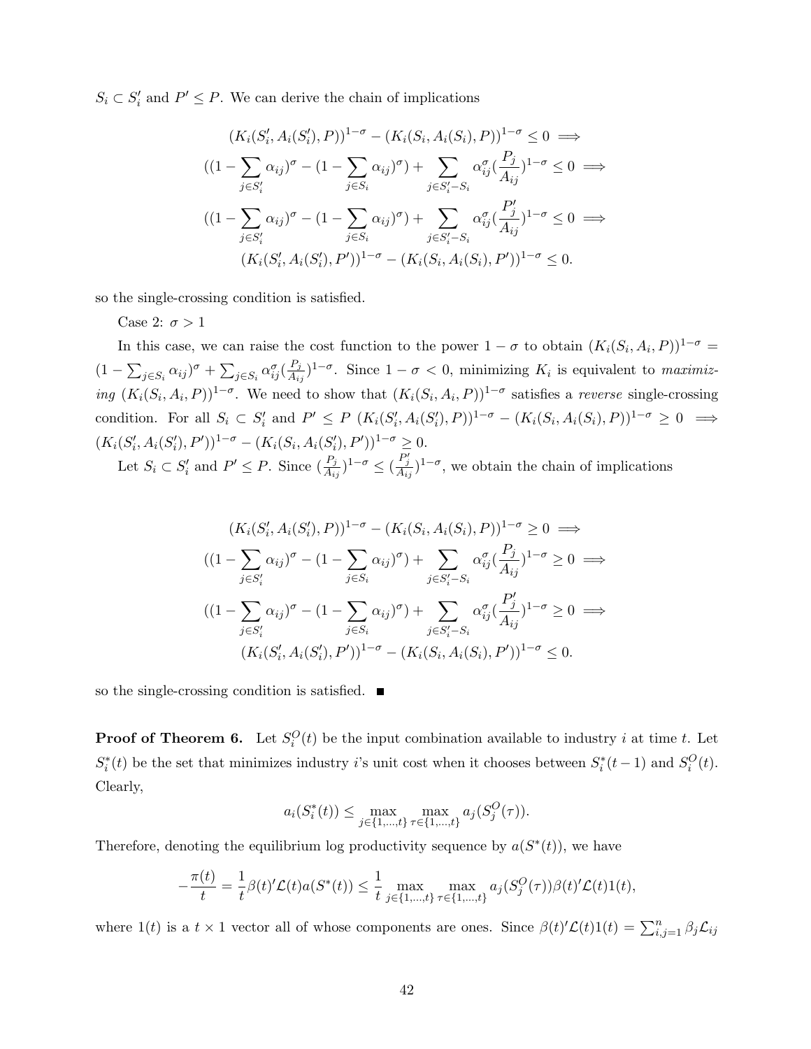$S_i \subset S_i'$ and $P' \leq P$. We can derive the chain of implications

$$
\begin{aligned}
(K_i(S_i', A_i(S_i'), P))^{1-\sigma} - (K_i(S_i, A_i(S_i), P))^{1-\sigma} \leq 0 \implies \\
((1 - \sum_{j \in S_i'} \alpha_{ij})^\sigma - (1 - \sum_{j \in S_i} \alpha_{ij})^\sigma) + \sum_{j \in S_i' - S_i} \alpha_{ij}^\sigma (\frac{P_j}{A_{ij}})^{1-\sigma} \leq 0 \implies \\
((1 - \sum_{j \in S_i'} \alpha_{ij})^\sigma - (1 - \sum_{j \in S_i} \alpha_{ij})^\sigma) + \sum_{j \in S_i' - S_i} \alpha_{ij}^\sigma (\frac{P_j'}{A_{ij}})^{1-\sigma} \leq 0 \implies \\
(K_i(S_i', A_i(S_i'), P'))^{1-\sigma} - (K_i(S_i, A_i(S_i), P'))^{1-\sigma} \leq 0.
\end{aligned}
$$

so the single-crossing condition is satisfied.

Case 2: $\sigma > 1$

In this case, we can raise the cost function to the power $1 - \sigma$ to obtain $(K_i(S_i, A_i, P))^{1-\sigma} = (1 - \sum_{j \in S_i} \alpha_{ij})^\sigma + \sum_{j \in S_i} \alpha_{ij}^\sigma (\frac{P_j}{A_{ij}})^{1-\sigma}$. Since $1 - \sigma < 0$, minimizing $K_i$ is equivalent to *maximizing* $(K_i(S_i, A_i, P))^{1-\sigma}$. We need to show that $(K_i(S_i, A_i, P))^{1-\sigma}$ satisfies a *reverse* single-crossing condition. For all $S_i \subset S_i'$ and $P' \leq P$ $(K_i(S_i', A_i(S_i'), P))^{1-\sigma} - (K_i(S_i, A_i(S_i), P))^{1-\sigma} \geq 0 \implies (K_i(S_i', A_i(S_i'), P'))^{1-\sigma} - (K_i(S_i, A_i(S_i'), P'))^{1-\sigma} \geq 0$.

Let $S_i \subset S_i'$ and $P' \leq P$. Since $(\frac{P_j}{A_{ij}})^{1-\sigma} \leq (\frac{P_j'}{A_{ij}})^{1-\sigma}$, we obtain the chain of implications

$$
\begin{aligned}
(K_i(S_i', A_i(S_i'), P))^{1-\sigma} - (K_i(S_i, A_i(S_i), P))^{1-\sigma} \geq 0 \implies \\
((1 - \sum_{j \in S_i'} \alpha_{ij})^\sigma - (1 - \sum_{j \in S_i} \alpha_{ij})^\sigma) + \sum_{j \in S_i' - S_i} \alpha_{ij}^\sigma (\frac{P_j}{A_{ij}})^{1-\sigma} \geq 0 \implies \\
((1 - \sum_{j \in S_i'} \alpha_{ij})^\sigma - (1 - \sum_{j \in S_i} \alpha_{ij})^\sigma) + \sum_{j \in S_i' - S_i} \alpha_{ij}^\sigma (\frac{P_j'}{A_{ij}})^{1-\sigma} \geq 0 \implies \\
(K_i(S_i', A_i(S_i'), P'))^{1-\sigma} - (K_i(S_i, A_i(S_i), P'))^{1-\sigma} \leq 0.
\end{aligned}
$$

so the single-crossing condition is satisfied. ∎

**Proof of Theorem 6.** Let $S_i^O(t)$ be the input combination available to industry $i$ at time $t$. Let $S_i^*(t)$ be the set that minimizes industry $i$'s unit cost when it chooses between $S_i^*(t-1)$ and $S_i^O(t)$. Clearly,

$$
a_i(S_i^*(t)) \leq \max_{j \in \{1,\ldots,t\}} \max_{\tau \in \{1,\ldots,t\}} a_j(S_j^O(\tau)).
$$

Therefore, denoting the equilibrium log productivity sequence by $a(S^*(t))$, we have

$$
-\frac{\pi(t)}{t} = \frac{1}{t} \beta(t)' \mathcal{L}(t) a(S^*(t)) \leq \frac{1}{t} \max_{j \in \{1,\ldots,t\}} \max_{\tau \in \{1,\ldots,t\}} a_j(S_j^O(\tau)) \beta(t)' \mathcal{L}(t) 1(t),
$$

where $1(t)$ is a $t \times 1$ vector all of whose components are ones. Since $\beta(t)' \mathcal{L}(t) 1(t) = \sum_{i,j=1}^n \beta_j \mathcal{L}_{ij}$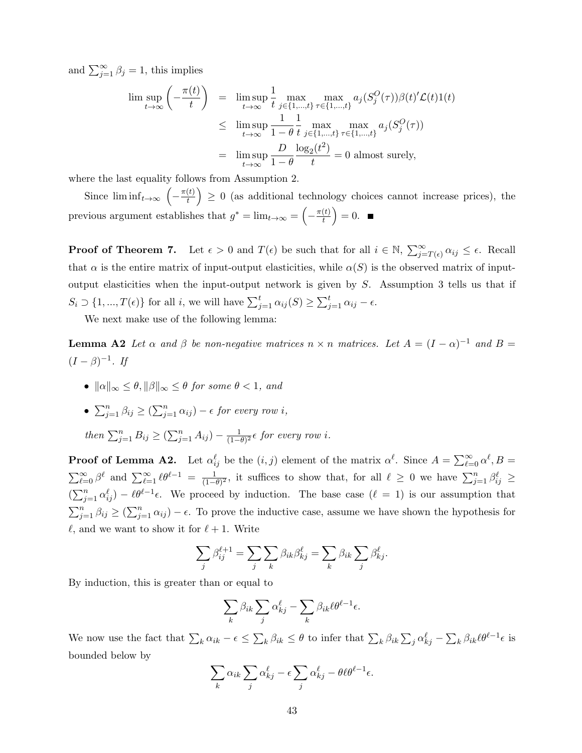and $\sum_{j=1}^{\infty} \beta_j = 1$, this implies

$$
\begin{aligned}
\limsup_{t\to\infty} \left(-\frac{\pi(t)}{t}\right) &= \limsup_{t\to\infty} \frac{1}{t} \max_{j\in\{1,\dots,t\}} \max_{\tau\in\{1,\dots,t\}} a_j(S_j^O(\tau))\beta(t)'\mathcal{L}(t)1(t) \\
&\leq \limsup_{t\to\infty} \frac{1}{1-\theta} \frac{1}{t} \max_{j\in\{1,\dots,t\}} \max_{\tau\in\{1,\dots,t\}} a_j(S_j^O(\tau)) \\
&= \limsup_{t\to\infty} \frac{D}{1-\theta} \frac{\log_2(t^2)}{t} = 0 \text{ almost surely,}
\end{aligned}
$$

where the last equality follows from Assumption 2.

Since $\liminf_{t\to\infty} \left(-\frac{\pi(t)}{t}\right) \geq 0$ (as additional technology choices cannot increase prices), the previous argument establishes that $g^* = \lim_{t\to\infty} = \left(-\frac{\pi(t)}{t}\right) = 0$. ■

**Proof of Theorem 7.** Let $\epsilon > 0$ and $T(\epsilon)$ be such that for all $i \in \mathbb{N}$, $\sum_{j=T(\epsilon)}^{\infty} \alpha_{ij} \leq \epsilon$. Recall that $\alpha$ is the entire matrix of input-output elasticities, while $\alpha(S)$ is the observed matrix of input-output elasticities when the input-output network is given by $S$. Assumption 3 tells us that if $S_i \supset \{1, ..., T(\epsilon)\}$ for all $i$, we will have $\sum_{j=1}^{t} \alpha_{ij}(S) \geq \sum_{j=1}^{t} \alpha_{ij} - \epsilon$.

We next make use of the following lemma:

**Lemma A2** *Let $\alpha$ and $\beta$ be non-negative matrices $n \times n$ matrices. Let $A = (I - \alpha)^{-1}$ and $B = (I - \beta)^{-1}$. If*

- *$\|\alpha\|_\infty \leq \theta, \|\beta\|_\infty \leq \theta$ for some $\theta < 1$, and*
- *$\sum_{j=1}^{n} \beta_{ij} \geq (\sum_{j=1}^{n} \alpha_{ij}) - \epsilon$ for every row $i$,*

*then $\sum_{j=1}^{n} B_{ij} \geq (\sum_{j=1}^{n} A_{ij}) - \frac{1}{(1-\theta)^2}\epsilon$ for every row $i$.*

**Proof of Lemma A2.** Let $\alpha_{ij}^{\ell}$ be the $(i, j)$ element of the matrix $\alpha^{\ell}$. Since $A = \sum_{\ell=0}^{\infty} \alpha^{\ell}, B = \sum_{\ell=0}^{\infty} \beta^{\ell}$ and $\sum_{\ell=1}^{\infty} \ell\theta^{\ell-1} = \frac{1}{(1-\theta)^2}$, it suffices to show that, for all $\ell \geq 0$ we have $\sum_{j=1}^{n} \beta_{ij}^{\ell} \geq (\sum_{j=1}^{n} \alpha_{ij}^{\ell}) - \ell\theta^{\ell-1}\epsilon$. We proceed by induction. The base case ($\ell = 1$) is our assumption that $\sum_{j=1}^{n} \beta_{ij} \geq (\sum_{j=1}^{n} \alpha_{ij}) - \epsilon$. To prove the inductive case, assume we have shown the hypothesis for $\ell$, and we want to show it for $\ell + 1$. Write

$$
\sum_j \beta_{ij}^{\ell+1} = \sum_j \sum_k \beta_{ik}\beta_{kj}^{\ell} = \sum_k \beta_{ik} \sum_j \beta_{kj}^{\ell}.
$$

By induction, this is greater than or equal to

$$
\sum_k \beta_{ik} \sum_j \alpha_{kj}^{\ell} - \sum_k \beta_{ik}\ell\theta^{\ell-1}\epsilon.
$$

We now use the fact that $\sum_k \alpha_{ik} - \epsilon \leq \sum_k \beta_{ik} \leq \theta$ to infer that $\sum_k \beta_{ik} \sum_j \alpha_{kj}^{\ell} - \sum_k \beta_{ik}\ell\theta^{\ell-1}\epsilon$ is bounded below by

$$
\sum_k \alpha_{ik} \sum_j \alpha_{kj}^{\ell} - \epsilon \sum_j \alpha_{kj}^{\ell} - \theta\ell\theta^{\ell-1}\epsilon.
$$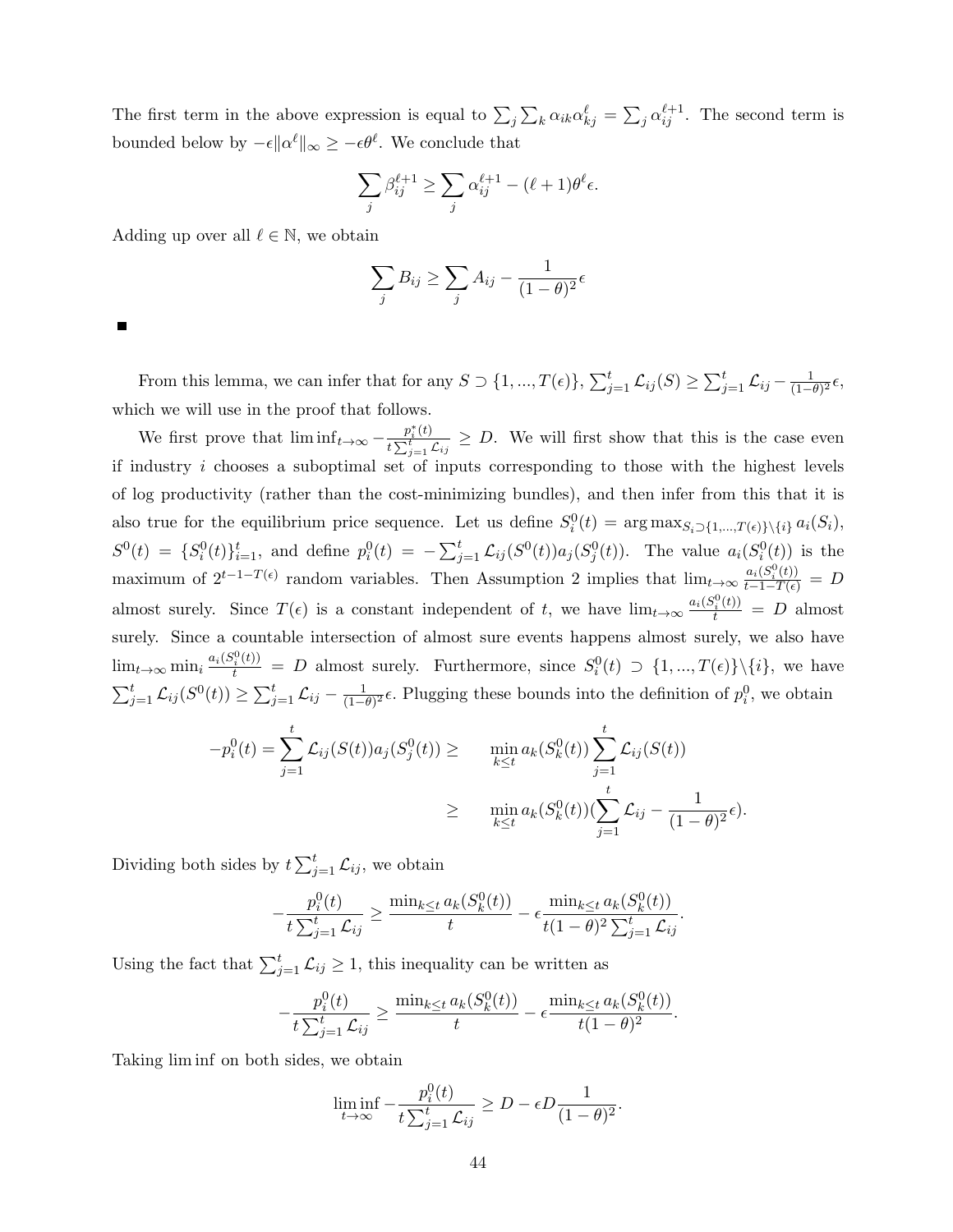The first term in the above expression is equal to $\sum_j \sum_k \alpha_{ik}\alpha_{kj}^{\ell} = \sum_j \alpha_{ij}^{\ell+1}$. The second term is bounded below by $-\epsilon\|\alpha^{\ell}\|_{\infty} \geq -\epsilon\theta^{\ell}$. We conclude that

$$\sum_j \beta_{ij}^{\ell+1} \geq \sum_j \alpha_{ij}^{\ell+1} - (\ell+1)\theta^{\ell}\epsilon.$$

Adding up over all $\ell \in \mathbb{N}$, we obtain

$$\sum_j B_{ij} \geq \sum_j A_{ij} - \frac{1}{(1-\theta)^2}\epsilon$$

■

From this lemma, we can infer that for any $S \supset \{1, ..., T(\epsilon)\}$, $\sum_{j=1}^{t} \mathcal{L}_{ij}(S) \geq \sum_{j=1}^{t} \mathcal{L}_{ij} - \frac{1}{(1-\theta)^2}\epsilon$, which we will use in the proof that follows.

We first prove that $\liminf_{t\to\infty} -\frac{p_i^*(t)}{t\sum_{j=1}^{t}\mathcal{L}_{ij}} \geq D$. We will first show that this is the case even if industry $i$ chooses a suboptimal set of inputs corresponding to those with the highest levels of log productivity (rather than the cost-minimizing bundles), and then infer from this that it is also true for the equilibrium price sequence. Let us define $S_i^0(t) = \arg\max_{S_i \supset \{1,...,T(\epsilon)\}\setminus\{i\}} a_i(S_i)$, $S^0(t) = \{S_i^0(t)\}_{i=1}^{t}$, and define $p_i^0(t) = -\sum_{j=1}^{t} \mathcal{L}_{ij}(S^0(t)) a_j(S_j^0(t))$. The value $a_i(S_i^0(t))$ is the maximum of $2^{t-1-T(\epsilon)}$ random variables. Then Assumption 2 implies that $\lim_{t\to\infty} \frac{a_i(S_i^0(t))}{t-1-T(\epsilon)} = D$ almost surely. Since $T(\epsilon)$ is a constant independent of $t$, we have $\lim_{t\to\infty} \frac{a_i(S_i^0(t))}{t} = D$ almost surely. Since a countable intersection of almost sure events happens almost surely, we also have $\lim_{t\to\infty} \min_i \frac{a_i(S_i^0(t))}{t} = D$ almost surely. Furthermore, since $S_i^0(t) \supset \{1, ..., T(\epsilon)\}\setminus\{i\}$, we have $\sum_{j=1}^{t} \mathcal{L}_{ij}(S^0(t)) \geq \sum_{j=1}^{t} \mathcal{L}_{ij} - \frac{1}{(1-\theta)^2}\epsilon$. Plugging these bounds into the definition of $p_i^0$, we obtain

$$\begin{aligned}
-p_i^0(t) = \sum_{j=1}^{t} \mathcal{L}_{ij}(S(t)) a_j(S_j^0(t)) \geq \quad & \min_{k\leq t} a_k(S_k^0(t)) \sum_{j=1}^{t} \mathcal{L}_{ij}(S(t)) \\
\geq \quad & \min_{k\leq t} a_k(S_k^0(t)) \left(\sum_{j=1}^{t} \mathcal{L}_{ij} - \frac{1}{(1-\theta)^2}\epsilon\right).
\end{aligned}$$

Dividing both sides by $t\sum_{j=1}^{t}\mathcal{L}_{ij}$, we obtain

$$-\frac{p_i^0(t)}{t\sum_{j=1}^{t}\mathcal{L}_{ij}} \geq \frac{\min_{k\leq t} a_k(S_k^0(t))}{t} - \epsilon \frac{\min_{k\leq t} a_k(S_k^0(t))}{t(1-\theta)^2 \sum_{j=1}^{t}\mathcal{L}_{ij}}.$$

Using the fact that $\sum_{j=1}^{t}\mathcal{L}_{ij} \geq 1$, this inequality can be written as

$$-\frac{p_i^0(t)}{t\sum_{j=1}^{t}\mathcal{L}_{ij}} \geq \frac{\min_{k\leq t} a_k(S_k^0(t))}{t} - \epsilon \frac{\min_{k\leq t} a_k(S_k^0(t))}{t(1-\theta)^2}.$$

Taking lim inf on both sides, we obtain

$$\liminf_{t\to\infty} -\frac{p_i^0(t)}{t\sum_{j=1}^{t}\mathcal{L}_{ij}} \geq D - \epsilon D \frac{1}{(1-\theta)^2}.$$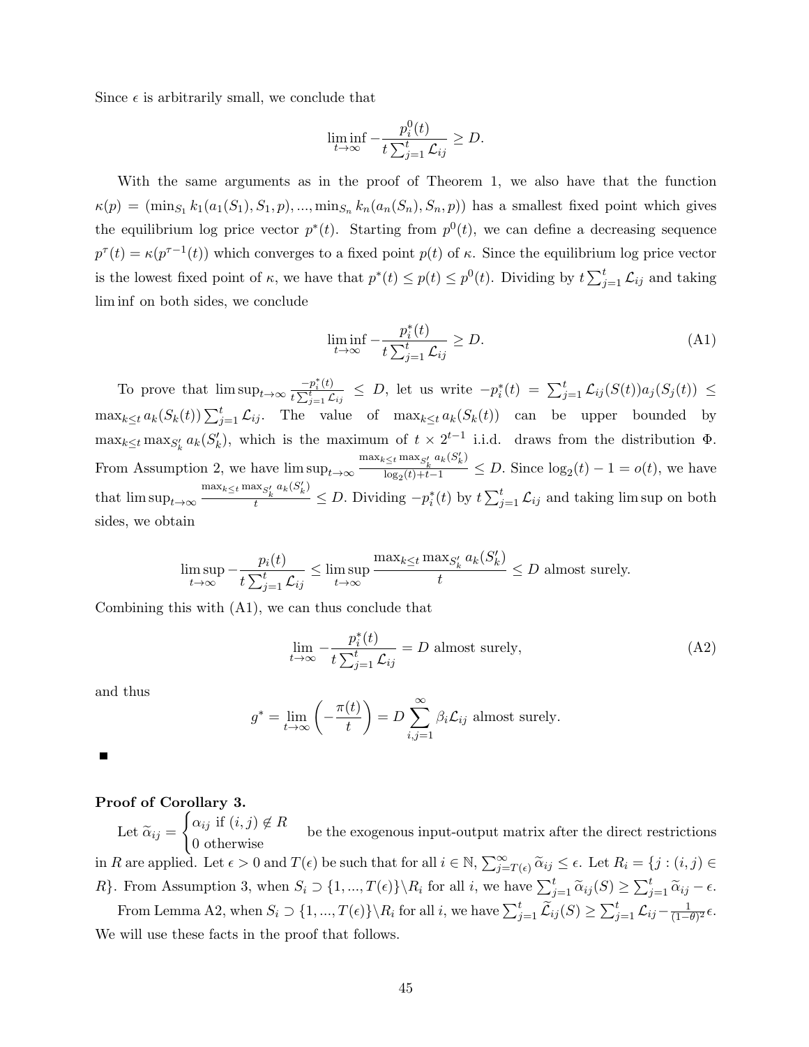Since $\epsilon$ is arbitrarily small, we conclude that

$$\liminf_{t\to\infty} -\frac{p_i^0(t)}{t\sum_{j=1}^t \mathcal{L}_{ij}} \geq D.$$

With the same arguments as in the proof of Theorem 1, we also have that the function $\kappa(p) = (\min_{S_1} k_1(a_1(S_1), S_1, p), ..., \min_{S_n} k_n(a_n(S_n), S_n, p))$ has a smallest fixed point which gives the equilibrium log price vector $p^*(t)$. Starting from $p^0(t)$, we can define a decreasing sequence $p^\tau(t) = \kappa(p^{\tau-1}(t))$ which converges to a fixed point $p(t)$ of $\kappa$. Since the equilibrium log price vector is the lowest fixed point of $\kappa$, we have that $p^*(t) \leq p(t) \leq p^0(t)$. Dividing by $t\sum_{j=1}^t \mathcal{L}_{ij}$ and taking $\liminf$ on both sides, we conclude

$$\liminf_{t\to\infty} -\frac{p_i^*(t)}{t\sum_{j=1}^t \mathcal{L}_{ij}} \geq D. \tag{A1}$$

To prove that $\limsup_{t\to\infty} \frac{-p_i^*(t)}{t\sum_{j=1}^t \mathcal{L}_{ij}} \leq D$, let us write $-p_i^*(t) = \sum_{j=1}^t \mathcal{L}_{ij}(S(t))a_j(S_j(t)) \leq \max_{k\leq t} a_k(S_k(t)) \sum_{j=1}^t \mathcal{L}_{ij}$. The value of $\max_{k\leq t} a_k(S_k(t))$ can be upper bounded by $\max_{k\leq t}\max_{S'_k} a_k(S'_k)$, which is the maximum of $t\times 2^{t-1}$ i.i.d. draws from the distribution $\Phi$. From Assumption 2, we have $\limsup_{t\to\infty} \frac{\max_{k\leq t}\max_{S'_k} a_k(S'_k)}{\log_2(t)+t-1} \leq D$. Since $\log_2(t) - 1 = o(t)$, we have that $\limsup_{t\to\infty} \frac{\max_{k\leq t}\max_{S'_k} a_k(S'_k)}{t} \leq D$. Dividing $-p_i^*(t)$ by $t\sum_{j=1}^t \mathcal{L}_{ij}$ and taking $\limsup$ on both sides, we obtain

$$\limsup_{t\to\infty} -\frac{p_i(t)}{t\sum_{j=1}^t \mathcal{L}_{ij}} \leq \limsup_{t\to\infty} \frac{\max_{k\leq t}\max_{S'_k} a_k(S'_k)}{t} \leq D \text{ almost surely.}$$

Combining this with (A1), we can thus conclude that

$$\lim_{t\to\infty} -\frac{p_i^*(t)}{t\sum_{j=1}^t \mathcal{L}_{ij}} = D \text{ almost surely,} \tag{A2}$$

and thus

$$g^* = \lim_{t\to\infty}\left(-\frac{\pi(t)}{t}\right) = D\sum_{i,j=1}^{\infty} \beta_i \mathcal{L}_{ij} \text{ almost surely.}$$

■

**Proof of Corollary 3.**

Let $\widetilde{\alpha}_{ij} = \begin{cases} \alpha_{ij} \text{ if } (i,j) \notin R \\ 0 \text{ otherwise} \end{cases}$ be the exogenous input-output matrix after the direct restrictions in $R$ are applied. Let $\epsilon > 0$ and $T(\epsilon)$ be such that for all $i \in \mathbb{N}$, $\sum_{j=T(\epsilon)}^{\infty} \widetilde{\alpha}_{ij} \leq \epsilon$. Let $R_i = \{j : (i,j) \in R\}$. From Assumption 3, when $S_i \supset \{1, ..., T(\epsilon)\}\backslash R_i$ for all $i$, we have $\sum_{j=1}^t \widetilde{\alpha}_{ij}(S) \geq \sum_{j=1}^t \widetilde{\alpha}_{ij} - \epsilon$.

From Lemma A2, when $S_i \supset \{1, ..., T(\epsilon)\}\backslash R_i$ for all $i$, we have $\sum_{j=1}^t \widetilde{\mathcal{L}}_{ij}(S) \geq \sum_{j=1}^t \mathcal{L}_{ij} - \frac{1}{(1-\theta)^2}\epsilon$. We will use these facts in the proof that follows.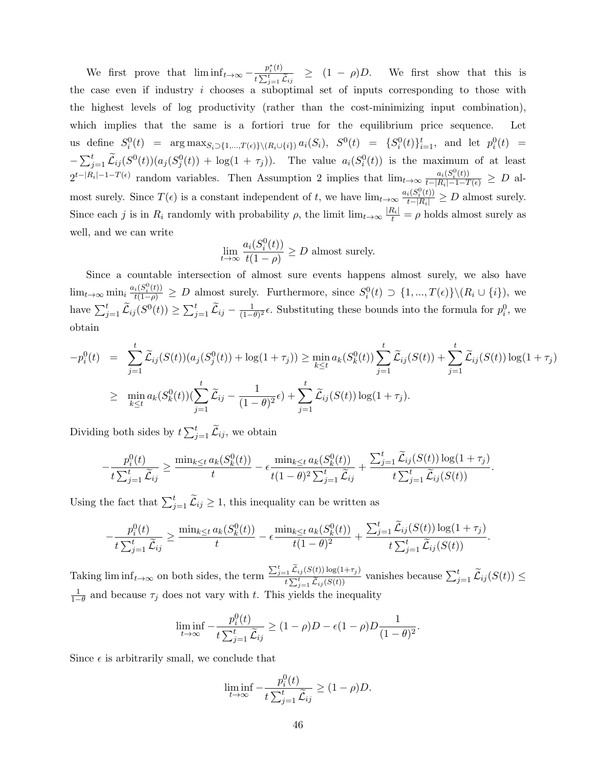We first prove that $\liminf_{t\to\infty} -\frac{p_i^*(t)}{t\sum_{j=1}^t \widetilde{\mathcal{L}}_{ij}} \geq (1-\rho)D$. We first show that this is the case even if industry $i$ chooses a suboptimal set of inputs corresponding to those with the highest levels of log productivity (rather than the cost-minimizing input combination), which implies that the same is a fortiori true for the equilibrium price sequence. Let us define $S_i^0(t) = \arg\max_{S_i \supset \{1,\ldots,T(\epsilon)\}\backslash(R_i\cup\{i\})} a_i(S_i)$, $S^0(t) = \{S_i^0(t)\}_{i=1}^t$, and let $p_i^0(t) = -\sum_{j=1}^t \widetilde{\mathcal{L}}_{ij}(S^0(t))(a_j(S_j^0(t)) + \log(1+\tau_j))$. The value $a_i(S_i^0(t))$ is the maximum of at least $2^{t-|R_i|-1-T(\epsilon)}$ random variables. Then Assumption 2 implies that $\lim_{t\to\infty} \frac{a_i(S_i^0(t))}{t-|R_i|-1-T(\epsilon)} \geq D$ almost surely. Since $T(\epsilon)$ is a constant independent of $t$, we have $\lim_{t\to\infty}\frac{a_i(S_i^0(t))}{t-|R_i|} \geq D$ almost surely. Since each $j$ is in $R_i$ randomly with probability $\rho$, the limit $\lim_{t\to\infty}\frac{|R_i|}{t} = \rho$ holds almost surely as well, and we can write

$$\lim_{t\to\infty}\frac{a_i(S_i^0(t))}{t(1-\rho)} \geq D \text{ almost surely.}$$

Since a countable intersection of almost sure events happens almost surely, we also have $\lim_{t\to\infty}\min_i \frac{a_i(S_i^0(t))}{t(1-\rho)} \geq D$ almost surely. Furthermore, since $S_i^0(t) \supset \{1,\ldots,T(\epsilon)\}\backslash(R_i\cup\{i\})$, we have $\sum_{j=1}^t \widetilde{\mathcal{L}}_{ij}(S^0(t)) \geq \sum_{j=1}^t \widetilde{\mathcal{L}}_{ij} - \frac{1}{(1-\theta)^2}\epsilon$. Substituting these bounds into the formula for $p_i^0$, we obtain

$$
\begin{aligned}
-p_i^0(t) &= \sum_{j=1}^t \widetilde{\mathcal{L}}_{ij}(S(t))(a_j(S_j^0(t)) + \log(1+\tau_j)) \geq \min_{k\leq t} a_k(S_k^0(t))\sum_{j=1}^t \widetilde{\mathcal{L}}_{ij}(S(t)) + \sum_{j=1}^t \widetilde{\mathcal{L}}_{ij}(S(t))\log(1+\tau_j) \\
&\geq \min_{k\leq t} a_k(S_k^0(t))\Big(\sum_{j=1}^t \widetilde{\mathcal{L}}_{ij} - \frac{1}{(1-\theta)^2}\epsilon\Big) + \sum_{j=1}^t \widetilde{\mathcal{L}}_{ij}(S(t))\log(1+\tau_j).
\end{aligned}
$$

Dividing both sides by $t\sum_{j=1}^t \widetilde{\mathcal{L}}_{ij}$, we obtain

$$-\frac{p_i^0(t)}{t\sum_{j=1}^t \widetilde{\mathcal{L}}_{ij}} \geq \frac{\min_{k\leq t} a_k(S_k^0(t))}{t} - \epsilon\frac{\min_{k\leq t} a_k(S_k^0(t))}{t(1-\theta)^2\sum_{j=1}^t \widetilde{\mathcal{L}}_{ij}} + \frac{\sum_{j=1}^t \widetilde{\mathcal{L}}_{ij}(S(t))\log(1+\tau_j)}{t\sum_{j=1}^t \widetilde{\mathcal{L}}_{ij}(S(t))}.$$

Using the fact that $\sum_{j=1}^t \widetilde{\mathcal{L}}_{ij} \geq 1$, this inequality can be written as

$$-\frac{p_i^0(t)}{t\sum_{j=1}^t \widetilde{\mathcal{L}}_{ij}} \geq \frac{\min_{k\leq t} a_k(S_k^0(t))}{t} - \epsilon\frac{\min_{k\leq t} a_k(S_k^0(t))}{t(1-\theta)^2} + \frac{\sum_{j=1}^t \widetilde{\mathcal{L}}_{ij}(S(t))\log(1+\tau_j)}{t\sum_{j=1}^t \widetilde{\mathcal{L}}_{ij}(S(t))}.$$

Taking $\liminf_{t\to\infty}$ on both sides, the term $\frac{\sum_{j=1}^t \widetilde{\mathcal{L}}_{ij}(S(t))\log(1+\tau_j)}{t\sum_{j=1}^t \widetilde{\mathcal{L}}_{ij}(S(t))}$ vanishes because $\sum_{j=1}^t \widetilde{\mathcal{L}}_{ij}(S(t)) \leq \frac{1}{1-\theta}$ and because $\tau_j$ does not vary with $t$. This yields the inequality

$$\liminf_{t\to\infty} -\frac{p_i^0(t)}{t\sum_{j=1}^t \widetilde{\mathcal{L}}_{ij}} \geq (1-\rho)D - \epsilon(1-\rho)D\frac{1}{(1-\theta)^2}.$$

Since $\epsilon$ is arbitrarily small, we conclude that

$$\liminf_{t\to\infty} -\frac{p_i^0(t)}{t\sum_{j=1}^t \widetilde{\mathcal{L}}_{ij}} \geq (1-\rho)D.$$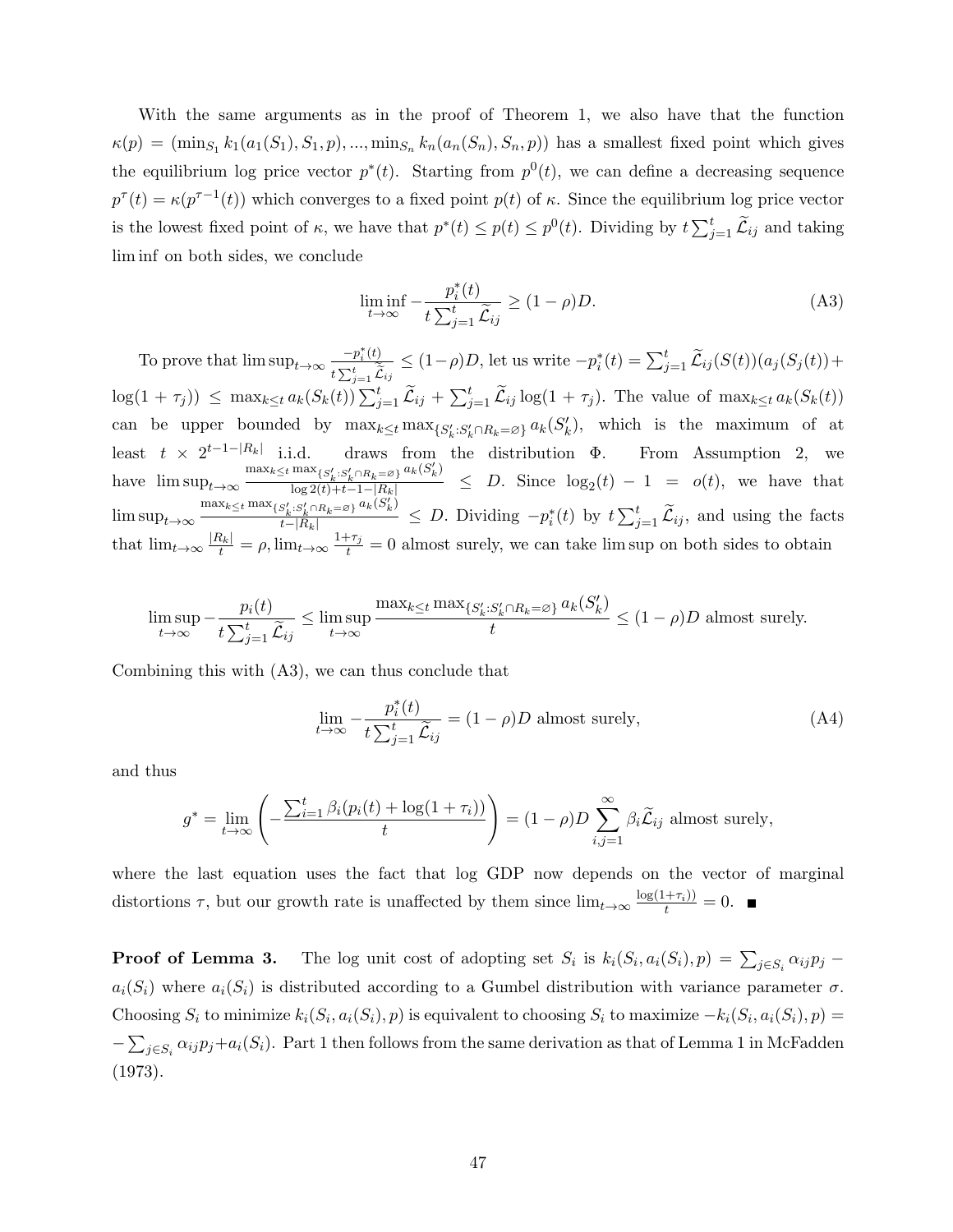With the same arguments as in the proof of Theorem 1, we also have that the function $\kappa(p) = (\min_{S_1} k_1(a_1(S_1), S_1, p), ..., \min_{S_n} k_n(a_n(S_n), S_n, p))$ has a smallest fixed point which gives the equilibrium log price vector $p^*(t)$. Starting from $p^0(t)$, we can define a decreasing sequence $p^\tau(t) = \kappa(p^{\tau-1}(t))$ which converges to a fixed point $p(t)$ of $\kappa$. Since the equilibrium log price vector is the lowest fixed point of $\kappa$, we have that $p^*(t) \leq p(t) \leq p^0(t)$. Dividing by $t\sum_{j=1}^t \widetilde{\mathcal{L}}_{ij}$ and taking $\liminf$ on both sides, we conclude

$$\liminf_{t\to\infty} -\frac{p_i^*(t)}{t\sum_{j=1}^t \widetilde{\mathcal{L}}_{ij}} \geq (1-\rho)D. \tag{A3}$$

To prove that $\limsup_{t\to\infty} \frac{-p_i^*(t)}{t\sum_{j=1}^t \widetilde{\mathcal{L}}_{ij}} \leq (1-\rho)D$, let us write $-p_i^*(t) = \sum_{j=1}^t \widetilde{\mathcal{L}}_{ij}(S(t))(a_j(S_j(t)) + \log(1+\tau_j)) \leq \max_{k\leq t} a_k(S_k(t)) \sum_{j=1}^t \widetilde{\mathcal{L}}_{ij} + \sum_{j=1}^t \widetilde{\mathcal{L}}_{ij} \log(1+\tau_j)$. The value of $\max_{k\leq t} a_k(S_k(t))$ can be upper bounded by $\max_{k\leq t} \max_{\{S'_k : S'_k \cap R_k = \varnothing\}} a_k(S'_k)$, which is the maximum of at least $t \times 2^{t-1-|R_k|}$ i.i.d. draws from the distribution $\Phi$. From Assumption 2, we have $\limsup_{t\to\infty} \frac{\max_{k\leq t} \max_{\{S'_k : S'_k \cap R_k = \varnothing\}} a_k(S'_k)}{\log 2(t)+t-1-|R_k|} \leq D$. Since $\log_2(t) - 1 = o(t)$, we have that $\limsup_{t\to\infty} \frac{\max_{k\leq t} \max_{\{S'_k : S'_k \cap R_k = \varnothing\}} a_k(S'_k)}{t-|R_k|} \leq D$. Dividing $-p_i^*(t)$ by $t\sum_{j=1}^t \widetilde{\mathcal{L}}_{ij}$, and using the facts that $\lim_{t\to\infty} \frac{|R_k|}{t} = \rho, \lim_{t\to\infty} \frac{1+\tau_j}{t} = 0$ almost surely, we can take $\limsup$ on both sides to obtain

$$\limsup_{t\to\infty} -\frac{p_i(t)}{t\sum_{j=1}^t \widetilde{\mathcal{L}}_{ij}} \leq \limsup_{t\to\infty} \frac{\max_{k\leq t} \max_{\{S'_k : S'_k \cap R_k = \varnothing\}} a_k(S'_k)}{t} \leq (1-\rho)D \text{ almost surely.}$$

Combining this with (A3), we can thus conclude that

$$\lim_{t\to\infty} -\frac{p_i^*(t)}{t\sum_{j=1}^t \widetilde{\mathcal{L}}_{ij}} = (1-\rho)D \text{ almost surely,} \tag{A4}$$

and thus

$$g^* = \lim_{t\to\infty} \left( -\frac{\sum_{i=1}^t \beta_i(p_i(t) + \log(1+\tau_i))}{t} \right) = (1-\rho)D \sum_{i,j=1}^\infty \beta_i \widetilde{\mathcal{L}}_{ij} \text{ almost surely,}$$

where the last equation uses the fact that log GDP now depends on the vector of marginal distortions $\tau$, but our growth rate is unaffected by them since $\lim_{t\to\infty} \frac{\log(1+\tau_i))}{t} = 0$. ■

**Proof of Lemma 3.** The log unit cost of adopting set $S_i$ is $k_i(S_i, a_i(S_i), p) = \sum_{j\in S_i} \alpha_{ij} p_j - a_i(S_i)$ where $a_i(S_i)$ is distributed according to a Gumbel distribution with variance parameter $\sigma$. Choosing $S_i$ to minimize $k_i(S_i, a_i(S_i), p)$ is equivalent to choosing $S_i$ to maximize $-k_i(S_i, a_i(S_i), p) = -\sum_{j\in S_i} \alpha_{ij} p_j + a_i(S_i)$. Part 1 then follows from the same derivation as that of Lemma 1 in McFadden (1973).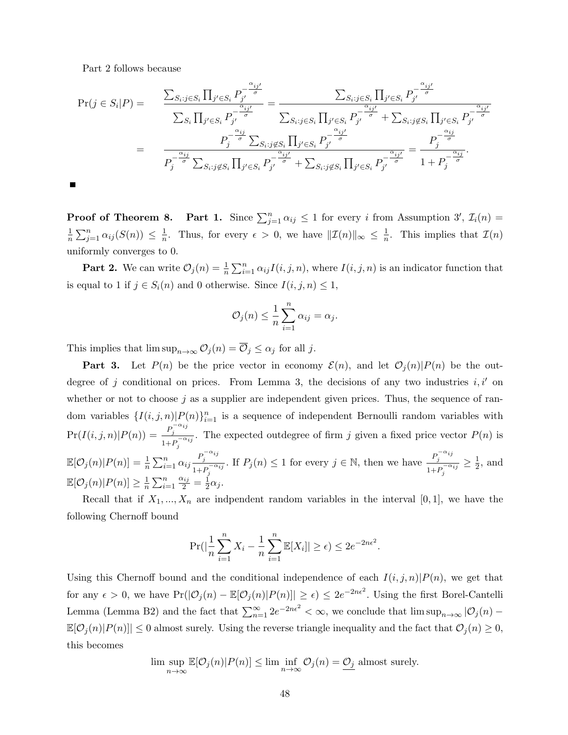Part 2 follows because

$$
\begin{aligned}
\Pr(j \in S_i|P) = & \quad \frac{\sum_{S_i: j \in S_i} \prod_{j' \in S_i} P_{j'}^{-\frac{\alpha_{ij'}}{\sigma}}}{\sum_{S_i} \prod_{j' \in S_i} P_{j'}^{-\frac{\alpha_{ij'}}{\sigma}}} = \frac{\sum_{S_i: j \in S_i} \prod_{j' \in S_i} P_{j'}^{-\frac{\alpha_{ij'}}{\sigma}}}{\sum_{S_i: j \in S_i} \prod_{j' \in S_i} P_{j'}^{-\frac{\alpha_{ij'}}{\sigma}} + \sum_{S_i: j \notin S_i} \prod_{j' \in S_i} P_{j'}^{-\frac{\alpha_{ij'}}{\sigma}}} \\
= & \quad \frac{P_j^{-\frac{\alpha_{ij}}{\sigma}} \sum_{S_i: j \notin S_i} \prod_{j' \in S_i} P_{j'}^{-\frac{\alpha_{ij'}}{\sigma}}}{P_j^{-\frac{\alpha_{ij}}{\sigma}} \sum_{S_i: j \notin S_i} \prod_{j' \in S_i} P_{j'}^{-\frac{\alpha_{ij'}}{\sigma}} + \sum_{S_i: j \notin S_i} \prod_{j' \in S_i} P_{j'}^{-\frac{\alpha_{ij'}}{\sigma}}} = \frac{P_j^{-\frac{\alpha_{ij}}{\sigma}}}{1 + P_j^{-\frac{\alpha_{ij}}{\sigma}}}.
\end{aligned}
$$

■

**Proof of Theorem 8.** **Part 1.** Since $\sum_{j=1}^{n} \alpha_{ij} \leq 1$ for every $i$ from Assumption $3'$, $\mathcal{I}_i(n) = \frac{1}{n} \sum_{j=1}^{n} \alpha_{ij}(S(n)) \leq \frac{1}{n}$. Thus, for every $\epsilon > 0$, we have $\|\mathcal{I}(n)\|_\infty \leq \frac{1}{n}$. This implies that $\mathcal{I}(n)$ uniformly converges to 0.

**Part 2.** We can write $\mathcal{O}_j(n) = \frac{1}{n} \sum_{i=1}^{n} \alpha_{ij} I(i,j,n)$, where $I(i,j,n)$ is an indicator function that is equal to 1 if $j \in S_i(n)$ and 0 otherwise. Since $I(i,j,n) \leq 1$,

$$
\mathcal{O}_j(n) \leq \frac{1}{n} \sum_{i=1}^{n} \alpha_{ij} = \alpha_j.
$$

This implies that $\limsup_{n \to \infty} \mathcal{O}_j(n) = \overline{\mathcal{O}}_j \leq \alpha_j$ for all $j$.

**Part 3.** Let $P(n)$ be the price vector in economy $\mathcal{E}(n)$, and let $\mathcal{O}_j(n)|P(n)$ be the outdegree of $j$ conditional on prices. From Lemma 3, the decisions of any two industries $i, i'$ on whether or not to choose $j$ as a supplier are independent given prices. Thus, the sequence of random variables $\{I(i,j,n)|P(n)\}_{i=1}^{n}$ is a sequence of independent Bernoulli random variables with $\Pr(I(i,j,n)|P(n)) = \frac{P_j^{-\alpha_{ij}}}{1+P_j^{-\alpha_{ij}}}$. The expected outdegree of firm $j$ given a fixed price vector $P(n)$ is $\mathbb{E}[\mathcal{O}_j(n)|P(n)] = \frac{1}{n} \sum_{i=1}^{n} \alpha_{ij} \frac{P_j^{-\alpha_{ij}}}{1+P_j^{-\alpha_{ij}}}$. If $P_j(n) \leq 1$ for every $j \in \mathbb{N}$, then we have $\frac{P_j^{-\alpha_{ij}}}{1+P_j^{-\alpha_{ij}}} \geq \frac{1}{2}$, and $\mathbb{E}[\mathcal{O}_j(n)|P(n)] \geq \frac{1}{n} \sum_{i=1}^{n} \frac{\alpha_{ij}}{2} = \frac{1}{2} \alpha_j$.

Recall that if $X_1, ..., X_n$ are indpendent random variables in the interval $[0,1]$, we have the following Chernoff bound

$$
\Pr(|\frac{1}{n} \sum_{i=1}^{n} X_i - \frac{1}{n} \sum_{i=1}^{n} \mathbb{E}[X_i]| \geq \epsilon) \leq 2e^{-2n\epsilon^2}.
$$

Using this Chernoff bound and the conditional independence of each $I(i,j,n)|P(n)$, we get that for any $\epsilon > 0$, we have $\Pr(|\mathcal{O}_j(n) - \mathbb{E}[\mathcal{O}_j(n)|P(n)]| \geq \epsilon) \leq 2e^{-2n\epsilon^2}$. Using the first Borel-Cantelli Lemma (Lemma B2) and the fact that $\sum_{n=1}^{\infty} 2e^{-2n\epsilon^2} < \infty$, we conclude that $\limsup_{n \to \infty} |\mathcal{O}_j(n) - \mathbb{E}[\mathcal{O}_j(n)|P(n)]| \leq 0$ almost surely. Using the reverse triangle inequality and the fact that $\mathcal{O}_j(n) \geq 0$, this becomes

$$
\limsup_{n \to \infty} \mathbb{E}[\mathcal{O}_j(n)|P(n)] \leq \liminf_{n \to \infty} \mathcal{O}_j(n) = \underline{\mathcal{O}_j} \text{ almost surely.}
$$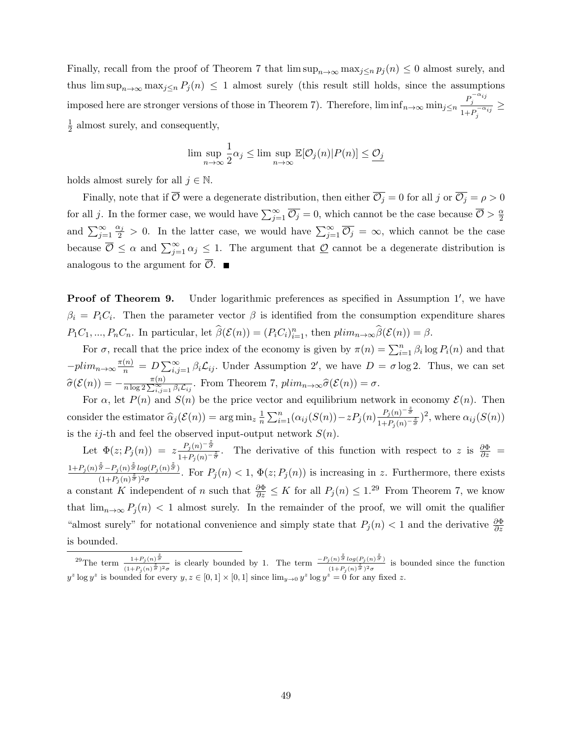Finally, recall from the proof of Theorem 7 that $\limsup_{n\to\infty} \max_{j\le n} p_j(n) \le 0$ almost surely, and thus $\limsup_{n\to\infty} \max_{j\le n} P_j(n) \le 1$ almost surely (this result still holds, since the assumptions imposed here are stronger versions of those in Theorem 7). Therefore, $\liminf_{n\to\infty} \min_{j\le n} \frac{P_j^{-\alpha_{ij}}}{1+P_j^{-\alpha_{ij}}} \ge \frac{1}{2}$ almost surely, and consequently,

$$\limsup_{n\to\infty} \frac{1}{2}\alpha_j \le \limsup_{n\to\infty} \mathbb{E}[\mathcal{O}_j(n)|P(n)] \le \underline{\mathcal{O}_j}$$

holds almost surely for all $j \in \mathbb{N}$.

Finally, note that if $\overline{\mathcal{O}}$ were a degenerate distribution, then either $\overline{\mathcal{O}_j} = 0$ for all $j$ or $\overline{\mathcal{O}_j} = \rho > 0$ for all $j$. In the former case, we would have $\sum_{j=1}^{\infty} \overline{\mathcal{O}_j} = 0$, which cannot be the case because $\overline{\mathcal{O}} > \frac{\alpha}{2}$ and $\sum_{j=1}^{\infty} \frac{\alpha_j}{2} > 0$. In the latter case, we would have $\sum_{j=1}^{\infty} \overline{\mathcal{O}_j} = \infty$, which cannot be the case because $\overline{\mathcal{O}} \le \alpha$ and $\sum_{j=1}^{\infty} \alpha_j \le 1$. The argument that $\underline{\mathcal{O}}$ cannot be a degenerate distribution is analogous to the argument for $\overline{\mathcal{O}}$. ■

**Proof of Theorem 9.** Under logarithmic preferences as specified in Assumption 1′, we have $\beta_i = P_i C_i$. Then the parameter vector $\beta$ is identified from the consumption expenditure shares $P_1C_1, ..., P_nC_n$. In particular, let $\widehat{\beta}(\mathcal{E}(n)) = (P_iC_i)_{i=1}^n$, then $plim_{n\to\infty}\widehat{\beta}(\mathcal{E}(n)) = \beta$.

For $\sigma$, recall that the price index of the economy is given by $\pi(n) = \sum_{i=1}^n \beta_i \log P_i(n)$ and that $-plim_{n\to\infty} \frac{\pi(n)}{n} = D\sum_{i,j=1}^{\infty} \beta_i \mathcal{L}_{ij}$. Under Assumption 2′, we have $D = \sigma \log 2$. Thus, we can set $\widehat{\sigma}(\mathcal{E}(n)) = -\frac{\pi(n)}{n \log 2 \sum_{i,j=1}^{\infty} \beta_i \mathcal{L}_{ij}}$. From Theorem 7, $plim_{n\to\infty}\widehat{\sigma}(\mathcal{E}(n)) = \sigma$.

For $\alpha$, let $P(n)$ and $S(n)$ be the price vector and equilibrium network in economy $\mathcal{E}(n)$. Then consider the estimator $\widehat{\alpha}_j(\mathcal{E}(n)) = \arg\min_z \frac{1}{n}\sum_{i=1}^n (\alpha_{ij}(S(n)) - zP_j(n)\frac{P_j(n)^{-\frac{z}{\sigma}}}{1+P_j(n)^{-\frac{z}{\sigma}}})^2$, where $\alpha_{ij}(S(n))$ is the $ij$-th and feel the observed input-output network $S(n)$.

Let $\Phi(z; P_j(n)) = z\frac{P_j(n)^{-\frac{z}{\sigma}}}{1+P_j(n)^{-\frac{z}{\sigma}}}$. The derivative of this function with respect to $z$ is $\frac{\partial \Phi}{\partial z} = \frac{1+P_j(n)^{\frac{z}{\sigma}} - P_j(n)^{\frac{z}{\sigma}} log(P_j(n)^{\frac{z}{\sigma}})}{(1+P_j(n)^{\frac{z}{\sigma}})^2\sigma}$. For $P_j(n) < 1$, $\Phi(z; P_j(n))$ is increasing in $z$. Furthermore, there exists a constant $K$ independent of $n$ such that $\frac{\partial \Phi}{\partial z} \le K$ for all $P_j(n) \le 1$.[29] From Theorem 7, we know that $\lim_{n\to\infty} P_j(n) < 1$ almost surely. In the remainder of the proof, we will omit the qualifier "almost surely" for notational convenience and simply state that $P_j(n) < 1$ and the derivative $\frac{\partial \Phi}{\partial z}$ is bounded.

---

[29] The term $\frac{1+P_j(n)^{\frac{z}{\sigma}}}{(1+P_j(n)^{\frac{z}{\sigma}})^2\sigma}$ is clearly bounded by 1. The term $\frac{-P_j(n)^{\frac{z}{\sigma}} log(P_j(n)^{\frac{z}{\sigma}})}{(1+P_j(n)^{\frac{z}{\sigma}})^2\sigma}$ is bounded since the function $y^z \log y^z$ is bounded for every $y, z \in [0,1] \times [0,1]$ since $\lim_{y\to 0} y^z \log y^z = 0$ for any fixed $z$.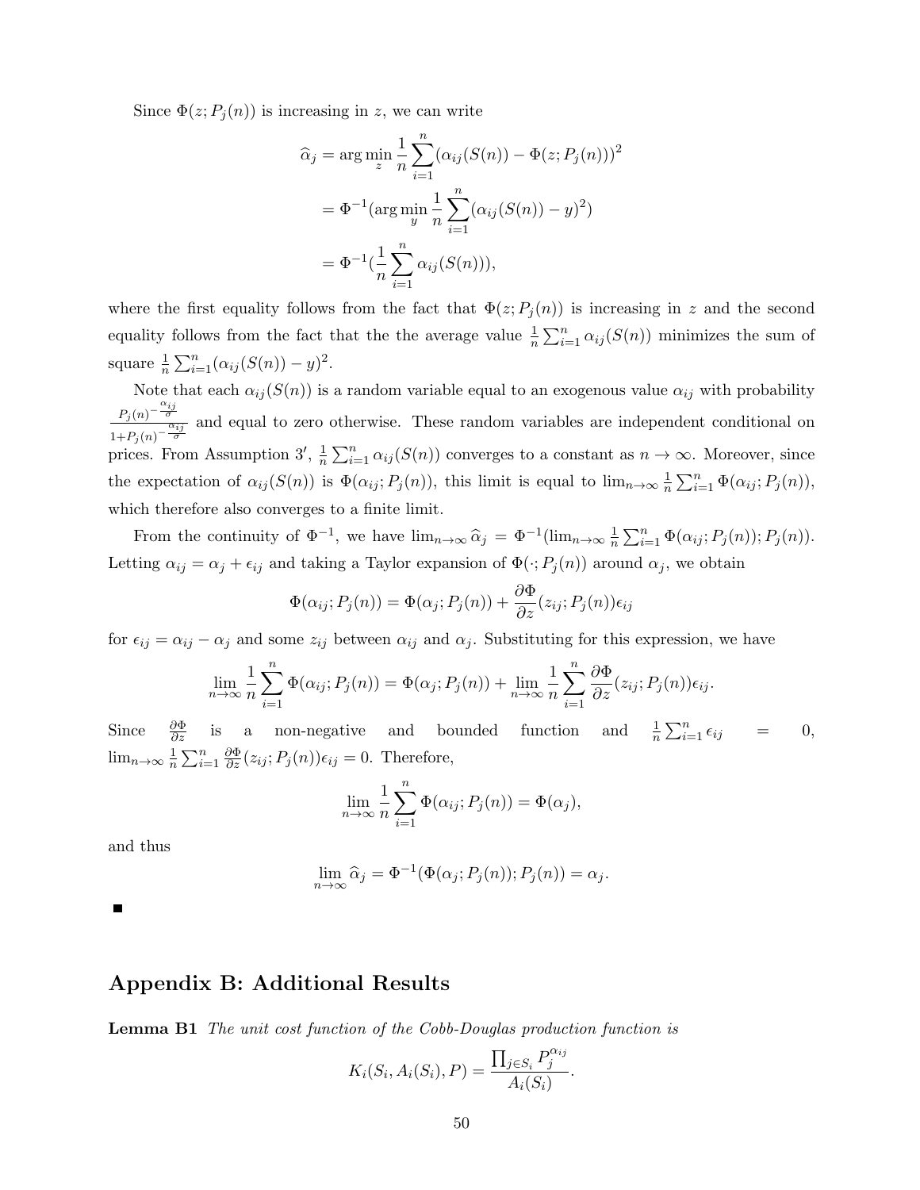Since $\Phi(z; P_j(n))$ is increasing in $z$, we can write

$$\widehat{\alpha}_j = \arg\min_z \frac{1}{n}\sum_{i=1}^{n}(\alpha_{ij}(S(n)) - \Phi(z; P_j(n)))^2$$

$$= \Phi^{-1}(\arg\min_y \frac{1}{n}\sum_{i=1}^{n}(\alpha_{ij}(S(n)) - y)^2)$$

$$= \Phi^{-1}(\frac{1}{n}\sum_{i=1}^{n}\alpha_{ij}(S(n))),$$

where the first equality follows from the fact that $\Phi(z; P_j(n))$ is increasing in $z$ and the second equality follows from the fact that the the average value $\frac{1}{n}\sum_{i=1}^{n}\alpha_{ij}(S(n))$ minimizes the sum of square $\frac{1}{n}\sum_{i=1}^{n}(\alpha_{ij}(S(n)) - y)^2$.

Note that each $\alpha_{ij}(S(n))$ is a random variable equal to an exogenous value $\alpha_{ij}$ with probability $\frac{P_j(n)^{-\frac{\alpha_{ij}}{\sigma}}}{1+P_j(n)^{-\frac{\alpha_{ij}}{\sigma}}}$ and equal to zero otherwise. These random variables are independent conditional on prices. From Assumption 3′, $\frac{1}{n}\sum_{i=1}^{n}\alpha_{ij}(S(n))$ converges to a constant as $n \to \infty$. Moreover, since the expectation of $\alpha_{ij}(S(n))$ is $\Phi(\alpha_{ij}; P_j(n))$, this limit is equal to $\lim_{n\to\infty}\frac{1}{n}\sum_{i=1}^{n}\Phi(\alpha_{ij}; P_j(n))$, which therefore also converges to a finite limit.

From the continuity of $\Phi^{-1}$, we have $\lim_{n\to\infty}\widehat{\alpha}_j = \Phi^{-1}(\lim_{n\to\infty}\frac{1}{n}\sum_{i=1}^{n}\Phi(\alpha_{ij}; P_j(n)); P_j(n))$. Letting $\alpha_{ij} = \alpha_j + \epsilon_{ij}$ and taking a Taylor expansion of $\Phi(\cdot; P_j(n))$ around $\alpha_j$, we obtain

$$\Phi(\alpha_{ij}; P_j(n)) = \Phi(\alpha_j; P_j(n)) + \frac{\partial \Phi}{\partial z}(z_{ij}; P_j(n))\epsilon_{ij}$$

for $\epsilon_{ij} = \alpha_{ij} - \alpha_j$ and some $z_{ij}$ between $\alpha_{ij}$ and $\alpha_j$. Substituting for this expression, we have

$$\lim_{n\to\infty}\frac{1}{n}\sum_{i=1}^{n}\Phi(\alpha_{ij}; P_j(n)) = \Phi(\alpha_j; P_j(n)) + \lim_{n\to\infty}\frac{1}{n}\sum_{i=1}^{n}\frac{\partial \Phi}{\partial z}(z_{ij}; P_j(n))\epsilon_{ij}.$$

Since $\frac{\partial \Phi}{\partial z}$ is a non-negative and bounded function and $\frac{1}{n}\sum_{i=1}^{n}\epsilon_{ij} = 0$, $\lim_{n\to\infty}\frac{1}{n}\sum_{i=1}^{n}\frac{\partial \Phi}{\partial z}(z_{ij}; P_j(n))\epsilon_{ij} = 0$. Therefore,

$$\lim_{n\to\infty}\frac{1}{n}\sum_{i=1}^{n}\Phi(\alpha_{ij}; P_j(n)) = \Phi(\alpha_j),$$

and thus

$$\lim_{n\to\infty}\widehat{\alpha}_j = \Phi^{-1}(\Phi(\alpha_j; P_j(n)); P_j(n)) = \alpha_j.$$

■

## Appendix B: Additional Results

**Lemma B1** *The unit cost function of the Cobb-Douglas production function is*

$$K_i(S_i, A_i(S_i), P) = \frac{\prod_{j\in S_i} P_j^{\alpha_{ij}}}{A_i(S_i)}.$$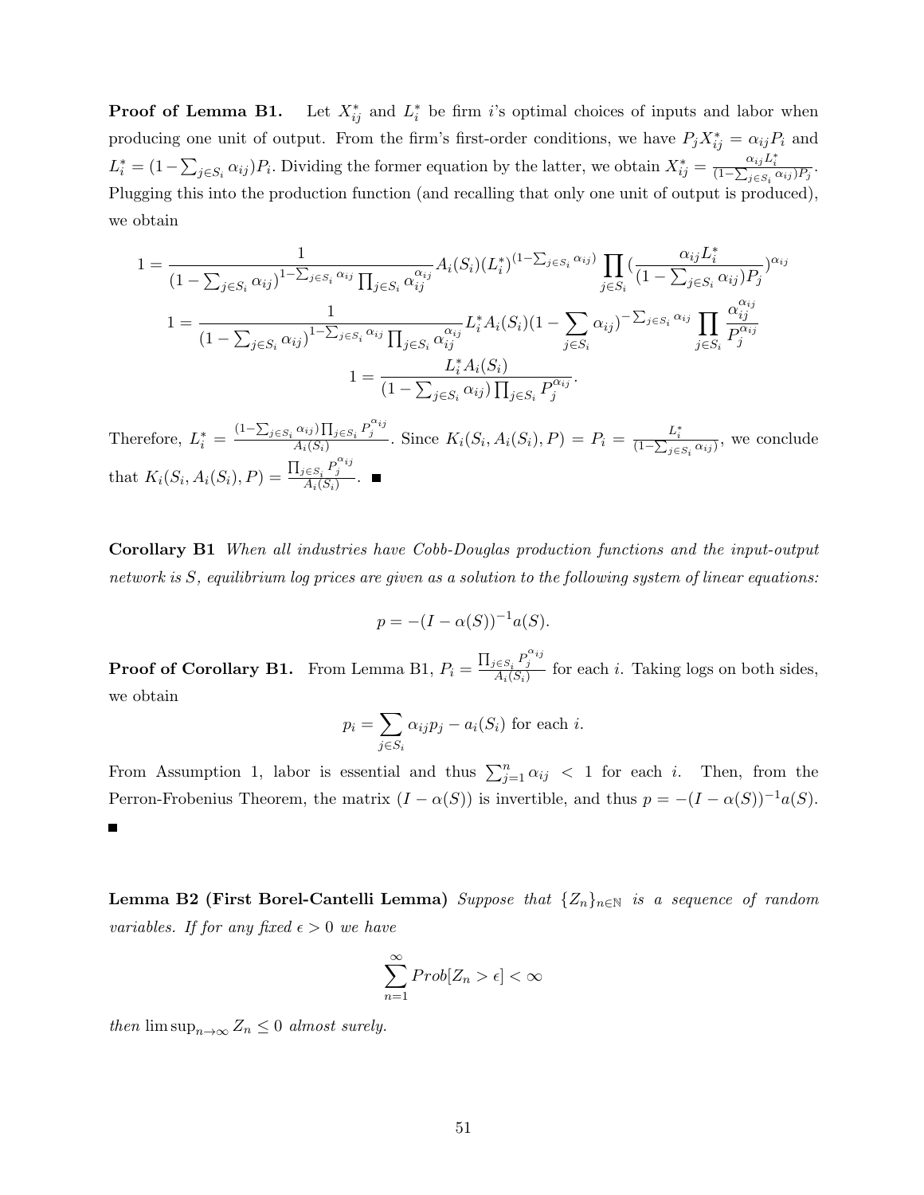**Proof of Lemma B1.** Let $X^*_{ij}$ and $L^*_i$ be firm $i$'s optimal choices of inputs and labor when producing one unit of output. From the firm's first-order conditions, we have $P_j X^*_{ij} = \alpha_{ij} P_i$ and $L^*_i = (1 - \sum_{j \in S_i} \alpha_{ij}) P_i$. Dividing the former equation by the latter, we obtain $X^*_{ij} = \frac{\alpha_{ij} L^*_i}{(1 - \sum_{j \in S_i} \alpha_{ij}) P_j}$. Plugging this into the production function (and recalling that only one unit of output is produced), we obtain

$$1 = \frac{1}{(1 - \sum_{j \in S_i} \alpha_{ij})^{1 - \sum_{j \in S_i} \alpha_{ij}} \prod_{j \in S_i} \alpha_{ij}^{\alpha_{ij}}} A_i(S_i) (L^*_i)^{(1 - \sum_{j \in S_i} \alpha_{ij})} \prod_{j \in S_i} \left(\frac{\alpha_{ij} L^*_i}{(1 - \sum_{j \in S_i} \alpha_{ij}) P_j}\right)^{\alpha_{ij}}$$

$$1 = \frac{1}{(1 - \sum_{j \in S_i} \alpha_{ij})^{1 - \sum_{j \in S_i} \alpha_{ij}} \prod_{j \in S_i} \alpha_{ij}^{\alpha_{ij}}} L^*_i A_i(S_i) (1 - \sum_{j \in S_i} \alpha_{ij})^{-\sum_{j \in S_i} \alpha_{ij}} \prod_{j \in S_i} \frac{\alpha_{ij}^{\alpha_{ij}}}{P_j^{\alpha_{ij}}}$$

$$1 = \frac{L^*_i A_i(S_i)}{(1 - \sum_{j \in S_i} \alpha_{ij}) \prod_{j \in S_i} P_j^{\alpha_{ij}}}.$$

Therefore, $L^*_i = \frac{(1 - \sum_{j \in S_i} \alpha_{ij}) \prod_{j \in S_i} P_j^{\alpha_{ij}}}{A_i(S_i)}$. Since $K_i(S_i, A_i(S_i), P) = P_i = \frac{L^*_i}{(1 - \sum_{j \in S_i} \alpha_{ij})}$, we conclude that $K_i(S_i, A_i(S_i), P) = \frac{\prod_{j \in S_i} P_j^{\alpha_{ij}}}{A_i(S_i)}$. ■

**Corollary B1** *When all industries have Cobb-Douglas production functions and the input-output network is $S$, equilibrium log prices are given as a solution to the following system of linear equations:*

$$p = -(I - \alpha(S))^{-1} a(S).$$

**Proof of Corollary B1.** From Lemma B1, $P_i = \frac{\prod_{j \in S_i} P_j^{\alpha_{ij}}}{A_i(S_i)}$ for each $i$. Taking logs on both sides, we obtain

$$p_i = \sum_{j \in S_i} \alpha_{ij} p_j - a_i(S_i) \text{ for each } i.$$

From Assumption 1, labor is essential and thus $\sum_{j=1}^{n} \alpha_{ij} < 1$ for each $i$. Then, from the Perron-Frobenius Theorem, the matrix $(I - \alpha(S))$ is invertible, and thus $p = -(I - \alpha(S))^{-1} a(S)$. ■

**Lemma B2 (First Borel-Cantelli Lemma)** *Suppose that $\{Z_n\}_{n \in \mathbb{N}}$ is a sequence of random variables. If for any fixed $\epsilon > 0$ we have*

$$\sum_{n=1}^{\infty} Prob[Z_n > \epsilon] < \infty$$

*then $\limsup_{n \to \infty} Z_n \leq 0$ almost surely.*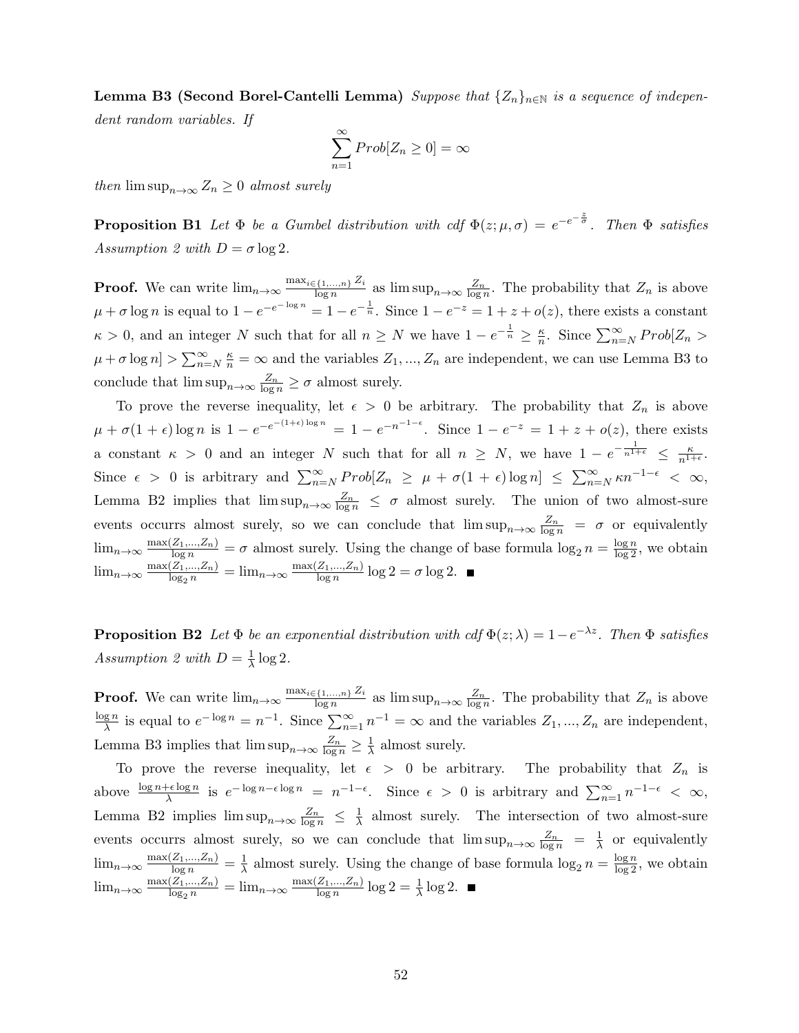**Lemma B3 (Second Borel-Cantelli Lemma)** *Suppose that $\{Z_n\}_{n\in\mathbb{N}}$ is a sequence of independent random variables. If*

$$\sum_{n=1}^{\infty} Prob[Z_n \geq 0] = \infty$$

*then $\limsup_{n\to\infty} Z_n \geq 0$ almost surely*

**Proposition B1** *Let $\Phi$ be a Gumbel distribution with cdf $\Phi(z;\mu,\sigma) = e^{-e^{-\frac{z}{\sigma}}}$. Then $\Phi$ satisfies Assumption 2 with $D = \sigma \log 2$.*

**Proof.** We can write $\lim_{n\to\infty} \frac{\max_{i\in\{1,\ldots,n\}} Z_i}{\log n}$ as $\limsup_{n\to\infty} \frac{Z_n}{\log n}$. The probability that $Z_n$ is above $\mu + \sigma \log n$ is equal to $1 - e^{-e^{-\log n}} = 1 - e^{-\frac{1}{n}}$. Since $1 - e^{-z} = 1 + z + o(z)$, there exists a constant $\kappa > 0$, and an integer $N$ such that for all $n \geq N$ we have $1 - e^{-\frac{1}{n}} \geq \frac{\kappa}{n}$. Since $\sum_{n=N}^{\infty} Prob[Z_n > \mu + \sigma \log n] > \sum_{n=N}^{\infty} \frac{\kappa}{n} = \infty$ and the variables $Z_1, ..., Z_n$ are independent, we can use Lemma B3 to conclude that $\limsup_{n\to\infty} \frac{Z_n}{\log n} \geq \sigma$ almost surely.

To prove the reverse inequality, let $\epsilon > 0$ be arbitrary. The probability that $Z_n$ is above $\mu + \sigma(1+\epsilon)\log n$ is $1 - e^{-e^{-(1+\epsilon)\log n}} = 1 - e^{-n^{-1-\epsilon}}$. Since $1 - e^{-z} = 1 + z + o(z)$, there exists a constant $\kappa > 0$ and an integer $N$ such that for all $n \geq N$, we have $1 - e^{-\frac{1}{n^{1+\epsilon}}} \leq \frac{\kappa}{n^{1+\epsilon}}$. Since $\epsilon > 0$ is arbitrary and $\sum_{n=N}^{\infty} Prob[Z_n \geq \mu + \sigma(1+\epsilon)\log n] \leq \sum_{n=N}^{\infty} \kappa n^{-1-\epsilon} < \infty$, Lemma B2 implies that $\limsup_{n\to\infty} \frac{Z_n}{\log n} \leq \sigma$ almost surely. The union of two almost-sure events occurrs almost surely, so we can conclude that $\limsup_{n\to\infty} \frac{Z_n}{\log n} = \sigma$ or equivalently $\lim_{n\to\infty} \frac{\max(Z_1,\ldots,Z_n)}{\log n} = \sigma$ almost surely. Using the change of base formula $\log_2 n = \frac{\log n}{\log 2}$, we obtain $\lim_{n\to\infty} \frac{\max(Z_1,\ldots,Z_n)}{\log_2 n} = \lim_{n\to\infty} \frac{\max(Z_1,\ldots,Z_n)}{\log n} \log 2 = \sigma \log 2$. ■

**Proposition B2** *Let $\Phi$ be an exponential distribution with cdf $\Phi(z;\lambda) = 1 - e^{-\lambda z}$. Then $\Phi$ satisfies Assumption 2 with $D = \frac{1}{\lambda}\log 2$.*

**Proof.** We can write $\lim_{n\to\infty} \frac{\max_{i\in\{1,\ldots,n\}} Z_i}{\log n}$ as $\limsup_{n\to\infty} \frac{Z_n}{\log n}$. The probability that $Z_n$ is above $\frac{\log n}{\lambda}$ is equal to $e^{-\log n} = n^{-1}$. Since $\sum_{n=1}^{\infty} n^{-1} = \infty$ and the variables $Z_1, ..., Z_n$ are independent, Lemma B3 implies that $\limsup_{n\to\infty} \frac{Z_n}{\log n} \geq \frac{1}{\lambda}$ almost surely.

To prove the reverse inequality, let $\epsilon > 0$ be arbitrary. The probability that $Z_n$ is above $\frac{\log n + \epsilon \log n}{\lambda}$ is $e^{-\log n - \epsilon \log n} = n^{-1-\epsilon}$. Since $\epsilon > 0$ is arbitrary and $\sum_{n=1}^{\infty} n^{-1-\epsilon} < \infty$, Lemma B2 implies $\limsup_{n\to\infty} \frac{Z_n}{\log n} \leq \frac{1}{\lambda}$ almost surely. The intersection of two almost-sure events occurrs almost surely, so we can conclude that $\limsup_{n\to\infty} \frac{Z_n}{\log n} = \frac{1}{\lambda}$ or equivalently $\lim_{n\to\infty} \frac{\max(Z_1,\ldots,Z_n)}{\log n} = \frac{1}{\lambda}$ almost surely. Using the change of base formula $\log_2 n = \frac{\log n}{\log 2}$, we obtain $\lim_{n\to\infty} \frac{\max(Z_1,\ldots,Z_n)}{\log_2 n} = \lim_{n\to\infty} \frac{\max(Z_1,\ldots,Z_n)}{\log n} \log 2 = \frac{1}{\lambda} \log 2$. ■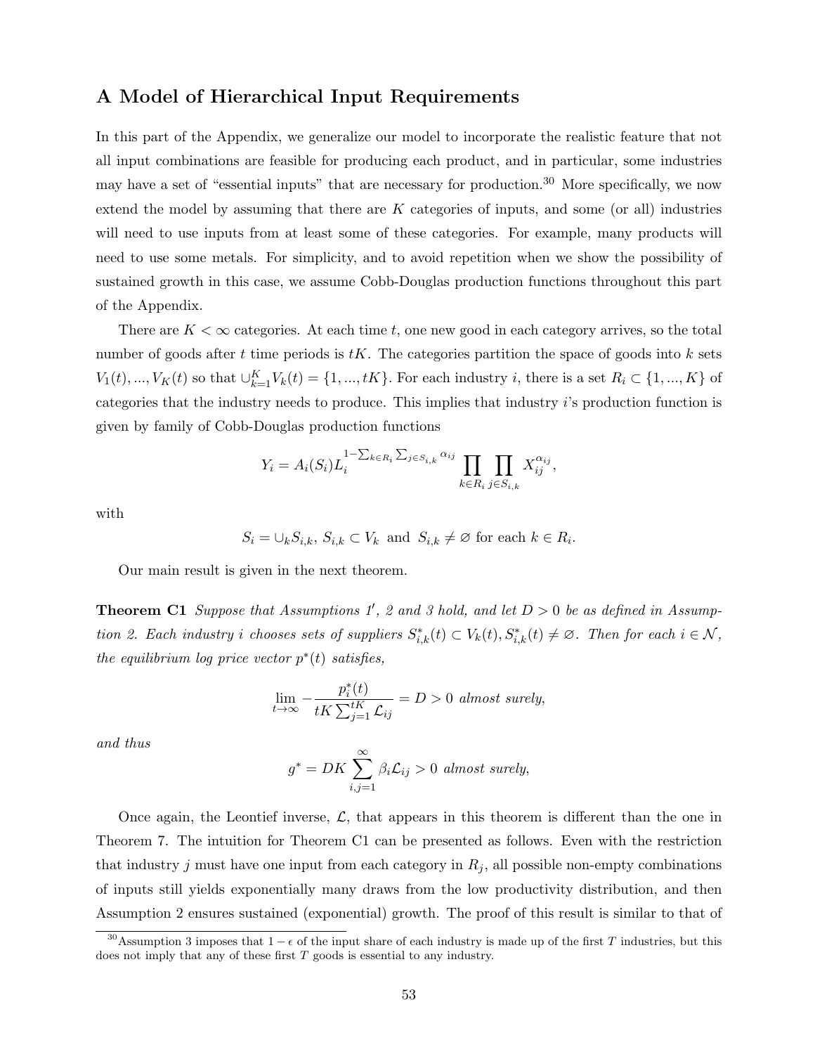## A Model of Hierarchical Input Requirements

In this part of the Appendix, we generalize our model to incorporate the realistic feature that not all input combinations are feasible for producing each product, and in particular, some industries may have a set of "essential inputs" that are necessary for production.[30] More specifically, we now extend the model by assuming that there are $K$ categories of inputs, and some (or all) industries will need to use inputs from at least some of these categories. For example, many products will need to use some metals. For simplicity, and to avoid repetition when we show the possibility of sustained growth in this case, we assume Cobb-Douglas production functions throughout this part of the Appendix.

There are $K < \infty$ categories. At each time $t$, one new good in each category arrives, so the total number of goods after $t$ time periods is $tK$. The categories partition the space of goods into $k$ sets $V_1(t), ..., V_K(t)$ so that $\cup_{k=1}^{K} V_k(t) = \{1, ..., tK\}$. For each industry $i$, there is a set $R_i \subset \{1, ..., K\}$ of categories that the industry needs to produce. This implies that industry $i$'s production function is given by family of Cobb-Douglas production functions

$$Y_i = A_i(S_i) L_i^{1-\sum_{k \in R_i} \sum_{j \in S_{i,k}} \alpha_{ij}} \prod_{k \in R_i} \prod_{j \in S_{i,k}} X_{ij}^{\alpha_{ij}},$$

with

$$S_i = \cup_k S_{i,k},\ S_{i,k} \subset V_k \text{ and } S_{i,k} \neq \varnothing \text{ for each } k \in R_i.$$

Our main result is given in the next theorem.

**Theorem C1** *Suppose that Assumptions 1′, 2 and 3 hold, and let $D > 0$ be as defined in Assumption 2. Each industry $i$ chooses sets of suppliers $S_{i,k}^*(t) \subset V_k(t), S_{i,k}^*(t) \neq \varnothing$. Then for each $i \in \mathcal{N}$, the equilibrium log price vector $p^*(t)$ satisfies,*

$$\lim_{t \to \infty} -\frac{p_i^*(t)}{tK \sum_{j=1}^{tK} \mathcal{L}_{ij}} = D > 0 \text{ almost surely,}$$

*and thus*

$$g^* = DK \sum_{i,j=1}^{\infty} \beta_i \mathcal{L}_{ij} > 0 \text{ almost surely,}$$

Once again, the Leontief inverse, $\mathcal{L}$, that appears in this theorem is different than the one in Theorem 7. The intuition for Theorem C1 can be presented as follows. Even with the restriction that industry $j$ must have one input from each category in $R_j$, all possible non-empty combinations of inputs still yields exponentially many draws from the low productivity distribution, and then Assumption 2 ensures sustained (exponential) growth. The proof of this result is similar to that of

[30] Assumption 3 imposes that $1 - \epsilon$ of the input share of each industry is made up of the first $T$ industries, but this does not imply that any of these first $T$ goods is essential to any industry.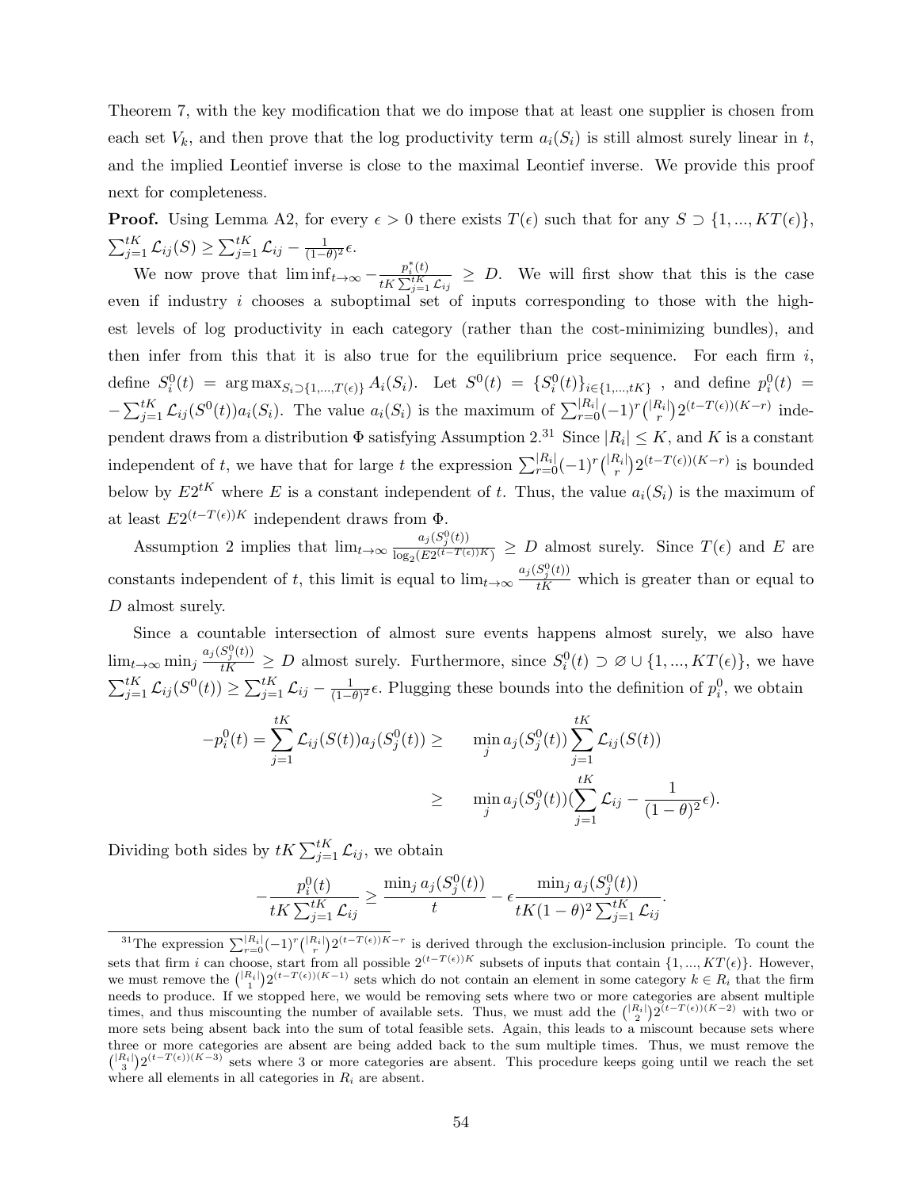Theorem 7, with the key modification that we do impose that at least one supplier is chosen from each set $V_k$, and then prove that the log productivity term $a_i(S_i)$ is still almost surely linear in $t$, and the implied Leontief inverse is close to the maximal Leontief inverse. We provide this proof next for completeness.

**Proof.** Using Lemma A2, for every $\epsilon > 0$ there exists $T(\epsilon)$ such that for any $S \supset \{1, ..., KT(\epsilon)\}$, $\sum_{j=1}^{tK} \mathcal{L}_{ij}(S) \geq \sum_{j=1}^{tK} \mathcal{L}_{ij} - \frac{1}{(1-\theta)^2}\epsilon$.

We now prove that $\liminf_{t\to\infty} -\frac{p_i^*(t)}{tK \sum_{j=1}^{tK} \mathcal{L}_{ij}} \geq D$. We will first show that this is the case even if industry $i$ chooses a suboptimal set of inputs corresponding to those with the highest levels of log productivity in each category (rather than the cost-minimizing bundles), and then infer from this that it is also true for the equilibrium price sequence. For each firm $i$, define $S_i^0(t) = \arg\max_{S_i \supset \{1,...,T(\epsilon)\}} A_i(S_i)$. Let $S^0(t) = \{S_i^0(t)\}_{i\in\{1,...,tK\}}$ , and define $p_i^0(t) = -\sum_{j=1}^{tK} \mathcal{L}_{ij}(S^0(t)) a_i(S_i)$. The value $a_i(S_i)$ is the maximum of $\sum_{r=0}^{|R_i|} (-1)^r \binom{|R_i|}{r} 2^{(t-T(\epsilon))(K-r)}$ independent draws from a distribution $\Phi$ satisfying Assumption 2.[31] Since $|R_i| \leq K$, and $K$ is a constant independent of $t$, we have that for large $t$ the expression $\sum_{r=0}^{|R_i|} (-1)^r \binom{|R_i|}{r} 2^{(t-T(\epsilon))(K-r)}$ is bounded below by $E2^{tK}$ where $E$ is a constant independent of $t$. Thus, the value $a_i(S_i)$ is the maximum of at least $E2^{(t-T(\epsilon))K}$ independent draws from $\Phi$.

Assumption 2 implies that $\lim_{t\to\infty} \frac{a_j(S_j^0(t))}{\log_2(E2^{(t-T(\epsilon))K})} \geq D$ almost surely. Since $T(\epsilon)$ and $E$ are constants independent of $t$, this limit is equal to $\lim_{t\to\infty} \frac{a_j(S_j^0(t))}{tK}$ which is greater than or equal to $D$ almost surely.

Since a countable intersection of almost sure events happens almost surely, we also have $\lim_{t\to\infty} \min_j \frac{a_j(S_j^0(t))}{tK} \geq D$ almost surely. Furthermore, since $S_i^0(t) \supset \varnothing \cup \{1, ..., KT(\epsilon)\}$, we have $\sum_{j=1}^{tK} \mathcal{L}_{ij}(S^0(t)) \geq \sum_{j=1}^{tK} \mathcal{L}_{ij} - \frac{1}{(1-\theta)^2}\epsilon$. Plugging these bounds into the definition of $p_i^0$, we obtain

$$
\begin{aligned}
-p_i^0(t) = \sum_{j=1}^{tK} \mathcal{L}_{ij}(S(t)) a_j(S_j^0(t)) \geq \quad & \min_j a_j(S_j^0(t)) \sum_{j=1}^{tK} \mathcal{L}_{ij}(S(t)) \\
\geq \quad & \min_j a_j(S_j^0(t)) (\sum_{j=1}^{tK} \mathcal{L}_{ij} - \frac{1}{(1-\theta)^2}\epsilon).
\end{aligned}
$$

Dividing both sides by $tK \sum_{j=1}^{tK} \mathcal{L}_{ij}$, we obtain

$$
-\frac{p_i^0(t)}{tK \sum_{j=1}^{tK} \mathcal{L}_{ij}} \geq \frac{\min_j a_j(S_j^0(t))}{t} - \epsilon \frac{\min_j a_j(S_j^0(t))}{tK(1-\theta)^2 \sum_{j=1}^{tK} \mathcal{L}_{ij}}.
$$

[31] The expression $\sum_{r=0}^{|R_i|} (-1)^r \binom{|R_i|}{r} 2^{(t-T(\epsilon))K-r}$ is derived through the exclusion-inclusion principle. To count the sets that firm $i$ can choose, start from all possible $2^{(t-T(\epsilon))K}$ subsets of inputs that contain $\{1, ..., KT(\epsilon)\}$. However, we must remove the $\binom{|R_i|}{1} 2^{(t-T(\epsilon))(K-1)}$ sets which do not contain an element in some category $k \in R_i$ that the firm needs to produce. If we stopped here, we would be removing sets where two or more categories are absent multiple times, and thus miscounting the number of available sets. Thus, we must add the $\binom{|R_i|}{2} 2^{(t-T(\epsilon))(K-2)}$ with two or more sets being absent back into the sum of total feasible sets. Again, this leads to a miscount because sets where three or more categories are absent are being added back to the sum multiple times. Thus, we must remove the $\binom{|R_i|}{3} 2^{(t-T(\epsilon))(K-3)}$ sets where 3 or more categories are absent. This procedure keeps going until we reach the set where all elements in all categories in $R_i$ are absent.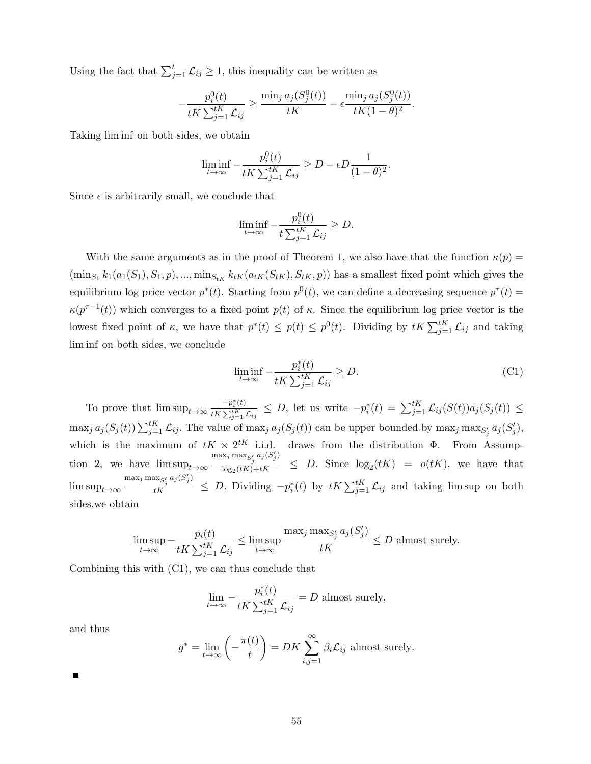Using the fact that $\sum_{j=1}^{t} \mathcal{L}_{ij} \geq 1$, this inequality can be written as

$$-\frac{p_i^0(t)}{tK \sum_{j=1}^{tK} \mathcal{L}_{ij}} \geq \frac{\min_j a_j(S_j^0(t))}{tK} - \epsilon \frac{\min_j a_j(S_j^0(t))}{tK(1-\theta)^2}.$$

Taking lim inf on both sides, we obtain

$$\liminf_{t\to\infty} -\frac{p_i^0(t)}{tK \sum_{j=1}^{tK} \mathcal{L}_{ij}} \geq D - \epsilon D \frac{1}{(1-\theta)^2}.$$

Since $\epsilon$ is arbitrarily small, we conclude that

$$\liminf_{t\to\infty} -\frac{p_i^0(t)}{t \sum_{j=1}^{tK} \mathcal{L}_{ij}} \geq D.$$

With the same arguments as in the proof of Theorem 1, we also have that the function $\kappa(p) = (\min_{S_1} k_1(a_1(S_1), S_1, p), ..., \min_{S_{tK}} k_{tK}(a_{tK}(S_{tK}), S_{tK}, p))$ has a smallest fixed point which gives the equilibrium log price vector $p^*(t)$. Starting from $p^0(t)$, we can define a decreasing sequence $p^\tau(t) = \kappa(p^{\tau-1}(t))$ which converges to a fixed point $p(t)$ of $\kappa$. Since the equilibrium log price vector is the lowest fixed point of $\kappa$, we have that $p^*(t) \leq p(t) \leq p^0(t)$. Dividing by $tK \sum_{j=1}^{tK} \mathcal{L}_{ij}$ and taking lim inf on both sides, we conclude

$$\liminf_{t\to\infty} -\frac{p_i^*(t)}{tK \sum_{j=1}^{tK} \mathcal{L}_{ij}} \geq D. \tag{C1}$$

To prove that $\limsup_{t\to\infty} \frac{-p_i^*(t)}{tK \sum_{j=1}^{tK} \mathcal{L}_{ij}} \leq D$, let us write $-p_i^*(t) = \sum_{j=1}^{tK} \mathcal{L}_{ij}(S(t)) a_j(S_j(t)) \leq \max_j a_j(S_j(t)) \sum_{j=1}^{tK} \mathcal{L}_{ij}$. The value of $\max_j a_j(S_j(t))$ can be upper bounded by $\max_j \max_{S_j'} a_j(S_j')$, which is the maximum of $tK \times 2^{tK}$ i.i.d. draws from the distribution $\Phi$. From Assumption 2, we have $\limsup_{t\to\infty} \frac{\max_j \max_{S_j'} a_j(S_j')}{\log_2(tK)+tK} \leq D$. Since $\log_2(tK) = o(tK)$, we have that $\limsup_{t\to\infty} \frac{\max_j \max_{S_j'} a_j(S_j')}{tK} \leq D$. Dividing $-p_i^*(t)$ by $tK \sum_{j=1}^{tK} \mathcal{L}_{ij}$ and taking lim sup on both sides,we obtain

$$\limsup_{t\to\infty} -\frac{p_i(t)}{tK \sum_{j=1}^{tK} \mathcal{L}_{ij}} \leq \limsup_{t\to\infty} \frac{\max_j \max_{S_j'} a_j(S_j')}{tK} \leq D \text{ almost surely.}$$

Combining this with (C1), we can thus conclude that

$$\lim_{t\to\infty} -\frac{p_i^*(t)}{tK \sum_{j=1}^{tK} \mathcal{L}_{ij}} = D \text{ almost surely,}$$

and thus

$$g^* = \lim_{t\to\infty} \left(-\frac{\pi(t)}{t}\right) = DK \sum_{i,j=1}^{\infty} \beta_i \mathcal{L}_{ij} \text{ almost surely.}$$

■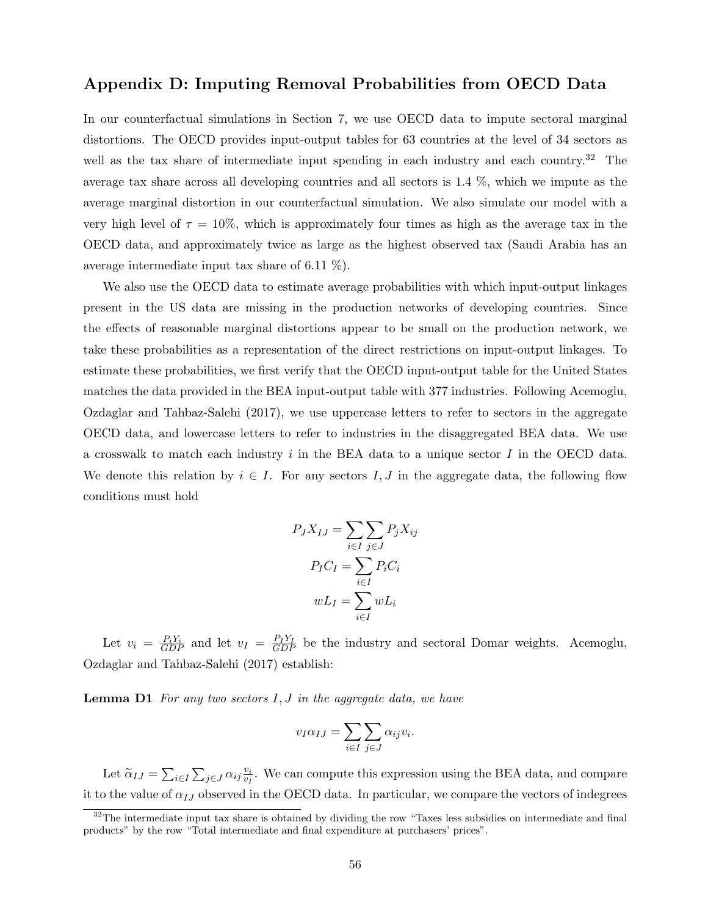## Appendix D: Imputing Removal Probabilities from OECD Data

In our counterfactual simulations in Section 7, we use OECD data to impute sectoral marginal distortions. The OECD provides input-output tables for 63 countries at the level of 34 sectors as well as the tax share of intermediate input spending in each industry and each country.[32] The average tax share across all developing countries and all sectors is 1.4 %, which we impute as the average marginal distortion in our counterfactual simulation. We also simulate our model with a very high level of $\tau = 10\%$, which is approximately four times as high as the average tax in the OECD data, and approximately twice as large as the highest observed tax (Saudi Arabia has an average intermediate input tax share of 6.11 %).

We also use the OECD data to estimate average probabilities with which input-output linkages present in the US data are missing in the production networks of developing countries. Since the effects of reasonable marginal distortions appear to be small on the production network, we take these probabilities as a representation of the direct restrictions on input-output linkages. To estimate these probabilities, we first verify that the OECD input-output table for the United States matches the data provided in the BEA input-output table with 377 industries. Following Acemoglu, Ozdaglar and Tahbaz-Salehi (2017), we use uppercase letters to refer to sectors in the aggregate OECD data, and lowercase letters to refer to industries in the disaggregated BEA data. We use a crosswalk to match each industry $i$ in the BEA data to a unique sector $I$ in the OECD data. We denote this relation by $i \in I$. For any sectors $I, J$ in the aggregate data, the following flow conditions must hold

$$P_J X_{IJ} = \sum_{i \in I} \sum_{j \in J} P_j X_{ij}$$

$$P_I C_I = \sum_{i \in I} P_i C_i$$

$$w L_I = \sum_{i \in I} w L_i$$

Let $v_i = \frac{P_i Y_i}{GDP}$ and let $v_I = \frac{P_I Y_I}{GDP}$ be the industry and sectoral Domar weights. Acemoglu, Ozdaglar and Tahbaz-Salehi (2017) establish:

**Lemma D1** *For any two sectors $I, J$ in the aggregate data, we have*

$$v_I \alpha_{IJ} = \sum_{i \in I} \sum_{j \in J} \alpha_{ij} v_i.$$

Let $\widetilde{\alpha}_{IJ} = \sum_{i \in I} \sum_{j \in J} \alpha_{ij} \frac{v_i}{v_I}$. We can compute this expression using the BEA data, and compare it to the value of $\alpha_{IJ}$ observed in the OECD data. In particular, we compare the vectors of indegrees

[32] The intermediate input tax share is obtained by dividing the row "Taxes less subsidies on intermediate and final products" by the row "Total intermediate and final expenditure at purchasers' prices".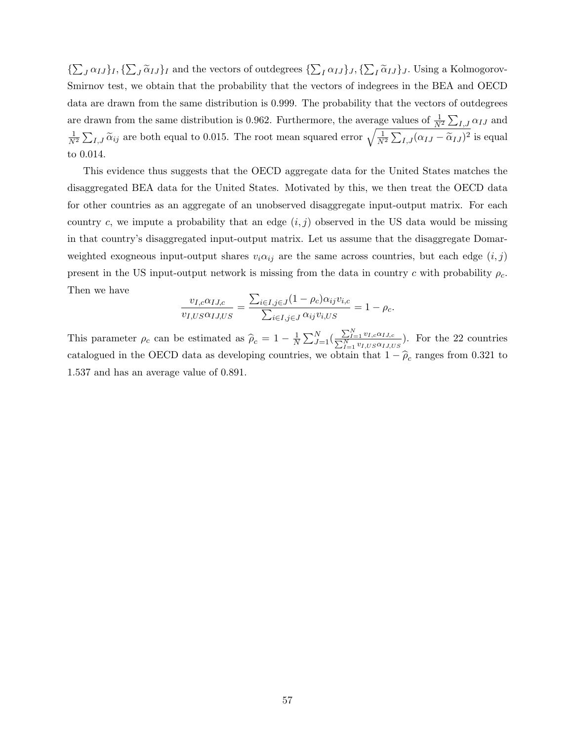$\{\sum_J \alpha_{IJ}\}_I, \{\sum_J \widetilde{\alpha}_{IJ}\}_I$ and the vectors of outdegrees $\{\sum_I \alpha_{IJ}\}_J, \{\sum_I \widetilde{\alpha}_{IJ}\}_J$. Using a Kolmogorov-Smirnov test, we obtain that the probability that the vectors of indegrees in the BEA and OECD data are drawn from the same distribution is 0.999. The probability that the vectors of outdegrees are drawn from the same distribution is 0.962. Furthermore, the average values of $\frac{1}{N^2}\sum_{I,J}\alpha_{IJ}$ and $\frac{1}{N^2}\sum_{I,J}\widetilde{\alpha}_{ij}$ are both equal to 0.015. The root mean squared error $\sqrt{\frac{1}{N^2}\sum_{I,J}(\alpha_{IJ}-\widetilde{\alpha}_{IJ})^2}$ is equal to 0.014.

This evidence thus suggests that the OECD aggregate data for the United States matches the disaggregated BEA data for the United States. Motivated by this, we then treat the OECD data for other countries as an aggregate of an unobserved disaggregate input-output matrix. For each country $c$, we impute a probability that an edge $(i, j)$ observed in the US data would be missing in that country's disaggregated input-output matrix. Let us assume that the disaggregate Domar-weighted exogneous input-output shares $v_i\alpha_{ij}$ are the same across countries, but each edge $(i, j)$ present in the US input-output network is missing from the data in country $c$ with probability $\rho_c$. Then we have

$$\frac{v_{I,c}\alpha_{IJ,c}}{v_{I,US}\alpha_{IJ,US}} = \frac{\sum_{i\in I,j\in J}(1-\rho_c)\alpha_{ij}v_{i,c}}{\sum_{i\in I,j\in J}\alpha_{ij}v_{i,US}} = 1-\rho_c.$$

This parameter $\rho_c$ can be estimated as $\widehat{\rho}_c = 1 - \frac{1}{N}\sum_{J=1}^{N}\left(\frac{\sum_{I=1}^{N} v_{I,c}\alpha_{IJ,c}}{\sum_{I=1}^{N} v_{I,US}\alpha_{IJ,US}}\right)$. For the 22 countries catalogued in the OECD data as developing countries, we obtain that $1-\widehat{\rho}_c$ ranges from 0.321 to 1.537 and has an average value of 0.891.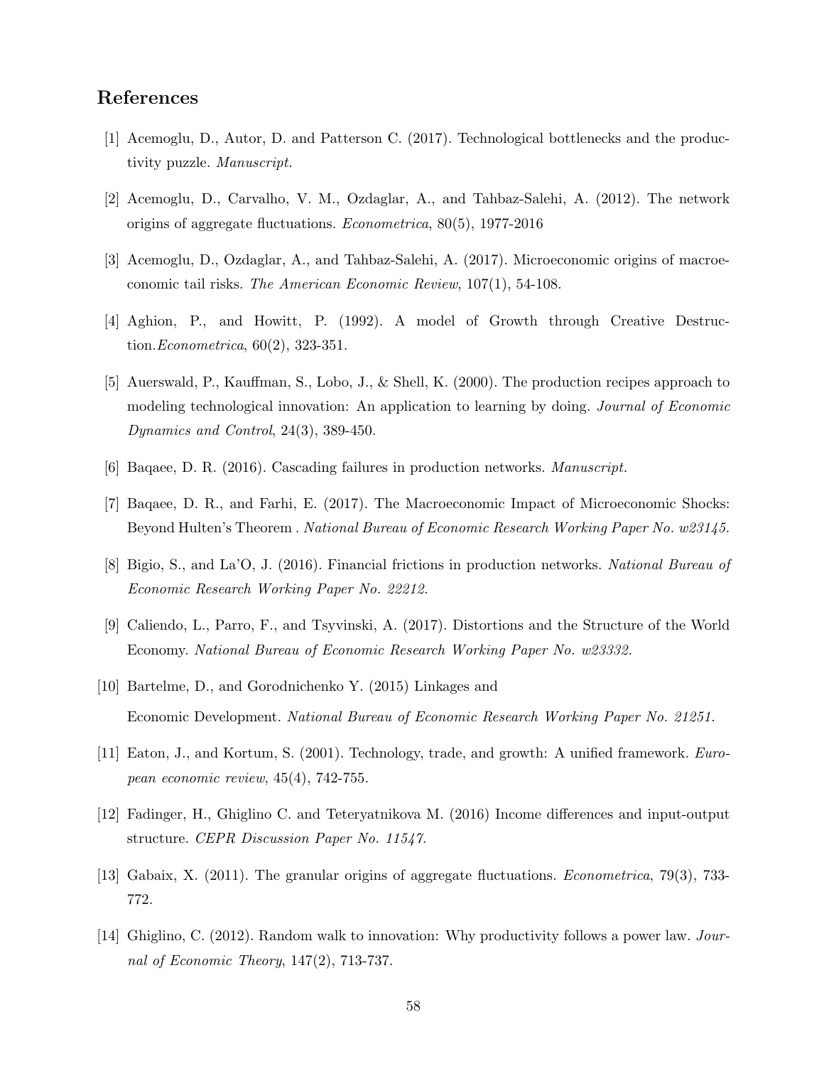## References

[1] Acemoglu, D., Autor, D. and Patterson C. (2017). Technological bottlenecks and the productivity puzzle. *Manuscript.*

[2] Acemoglu, D., Carvalho, V. M., Ozdaglar, A., and Tahbaz-Salehi, A. (2012). The network origins of aggregate fluctuations. *Econometrica*, 80(5), 1977-2016

[3] Acemoglu, D., Ozdaglar, A., and Tahbaz-Salehi, A. (2017). Microeconomic origins of macroeconomic tail risks. *The American Economic Review*, 107(1), 54-108.

[4] Aghion, P., and Howitt, P. (1992). A model of Growth through Creative Destruction.*Econometrica*, 60(2), 323-351.

[5] Auerswald, P., Kauffman, S., Lobo, J., & Shell, K. (2000). The production recipes approach to modeling technological innovation: An application to learning by doing. *Journal of Economic Dynamics and Control*, 24(3), 389-450.

[6] Baqaee, D. R. (2016). Cascading failures in production networks. *Manuscript.*

[7] Baqaee, D. R., and Farhi, E. (2017). The Macroeconomic Impact of Microeconomic Shocks: Beyond Hulten's Theorem . *National Bureau of Economic Research Working Paper No. w23145.*

[8] Bigio, S., and La'O, J. (2016). Financial frictions in production networks. *National Bureau of Economic Research Working Paper No. 22212.*

[9] Caliendo, L., Parro, F., and Tsyvinski, A. (2017). Distortions and the Structure of the World Economy. *National Bureau of Economic Research Working Paper No. w23332.*

[10] Bartelme, D., and Gorodnichenko Y. (2015) Linkages and Economic Development. *National Bureau of Economic Research Working Paper No. 21251.*

[11] Eaton, J., and Kortum, S. (2001). Technology, trade, and growth: A unified framework. *European economic review*, 45(4), 742-755.

[12] Fadinger, H., Ghiglino C. and Teteryatnikova M. (2016) Income differences and input-output structure. *CEPR Discussion Paper No. 11547.*

[13] Gabaix, X. (2011). The granular origins of aggregate fluctuations. *Econometrica*, 79(3), 733-772.

[14] Ghiglino, C. (2012). Random walk to innovation: Why productivity follows a power law. *Journal of Economic Theory*, 147(2), 713-737.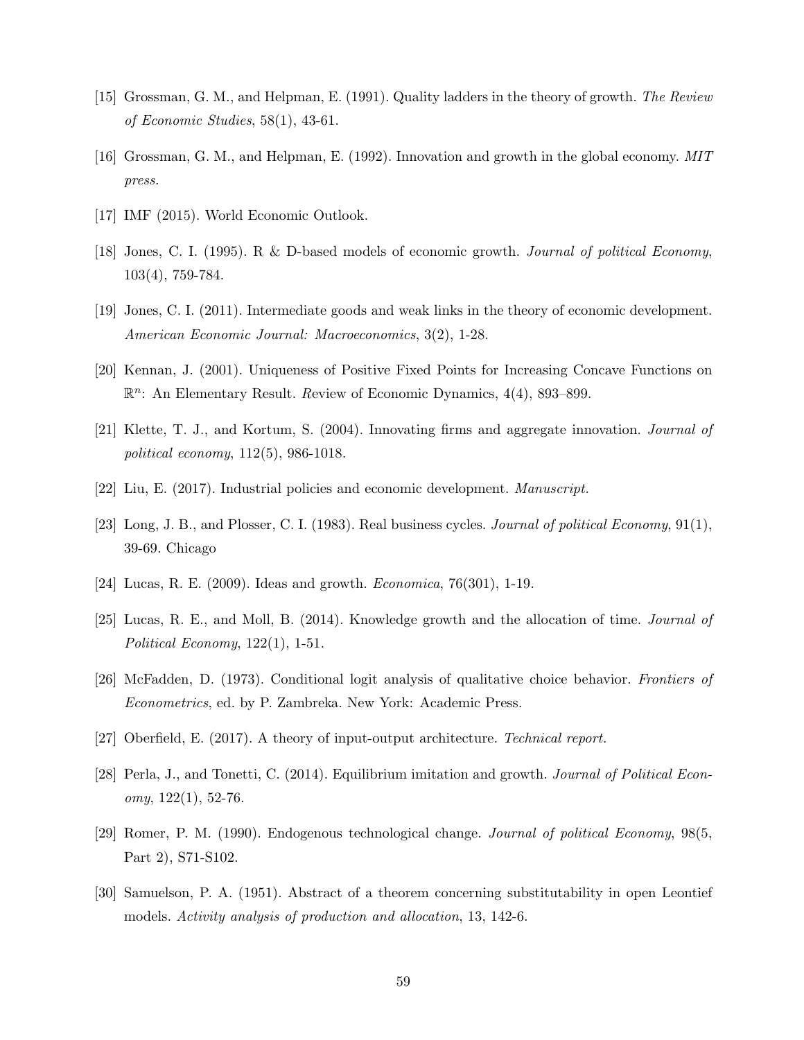[15] Grossman, G. M., and Helpman, E. (1991). Quality ladders in the theory of growth. *The Review of Economic Studies*, 58(1), 43-61.

[16] Grossman, G. M., and Helpman, E. (1992). Innovation and growth in the global economy. *MIT press.*

[17] IMF (2015). World Economic Outlook.

[18] Jones, C. I. (1995). R & D-based models of economic growth. *Journal of political Economy*, 103(4), 759-784.

[19] Jones, C. I. (2011). Intermediate goods and weak links in the theory of economic development. *American Economic Journal: Macroeconomics*, 3(2), 1-28.

[20] Kennan, J. (2001). Uniqueness of Positive Fixed Points for Increasing Concave Functions on $\mathbb{R}^n$: An Elementary Result. *R*eview of Economic Dynamics, 4(4), 893–899.

[21] Klette, T. J., and Kortum, S. (2004). Innovating firms and aggregate innovation. *Journal of political economy*, 112(5), 986-1018.

[22] Liu, E. (2017). Industrial policies and economic development. *Manuscript.*

[23] Long, J. B., and Plosser, C. I. (1983). Real business cycles. *Journal of political Economy*, 91(1), 39-69. Chicago

[24] Lucas, R. E. (2009). Ideas and growth. *Economica*, 76(301), 1-19.

[25] Lucas, R. E., and Moll, B. (2014). Knowledge growth and the allocation of time. *Journal of Political Economy*, 122(1), 1-51.

[26] McFadden, D. (1973). Conditional logit analysis of qualitative choice behavior. *Frontiers of Econometrics*, ed. by P. Zambreka. New York: Academic Press.

[27] Oberfield, E. (2017). A theory of input-output architecture. *Technical report.*

[28] Perla, J., and Tonetti, C. (2014). Equilibrium imitation and growth. *Journal of Political Economy*, 122(1), 52-76.

[29] Romer, P. M. (1990). Endogenous technological change. *Journal of political Economy*, 98(5, Part 2), S71-S102.

[30] Samuelson, P. A. (1951). Abstract of a theorem concerning substitutability in open Leontief models. *Activity analysis of production and allocation*, 13, 142-6.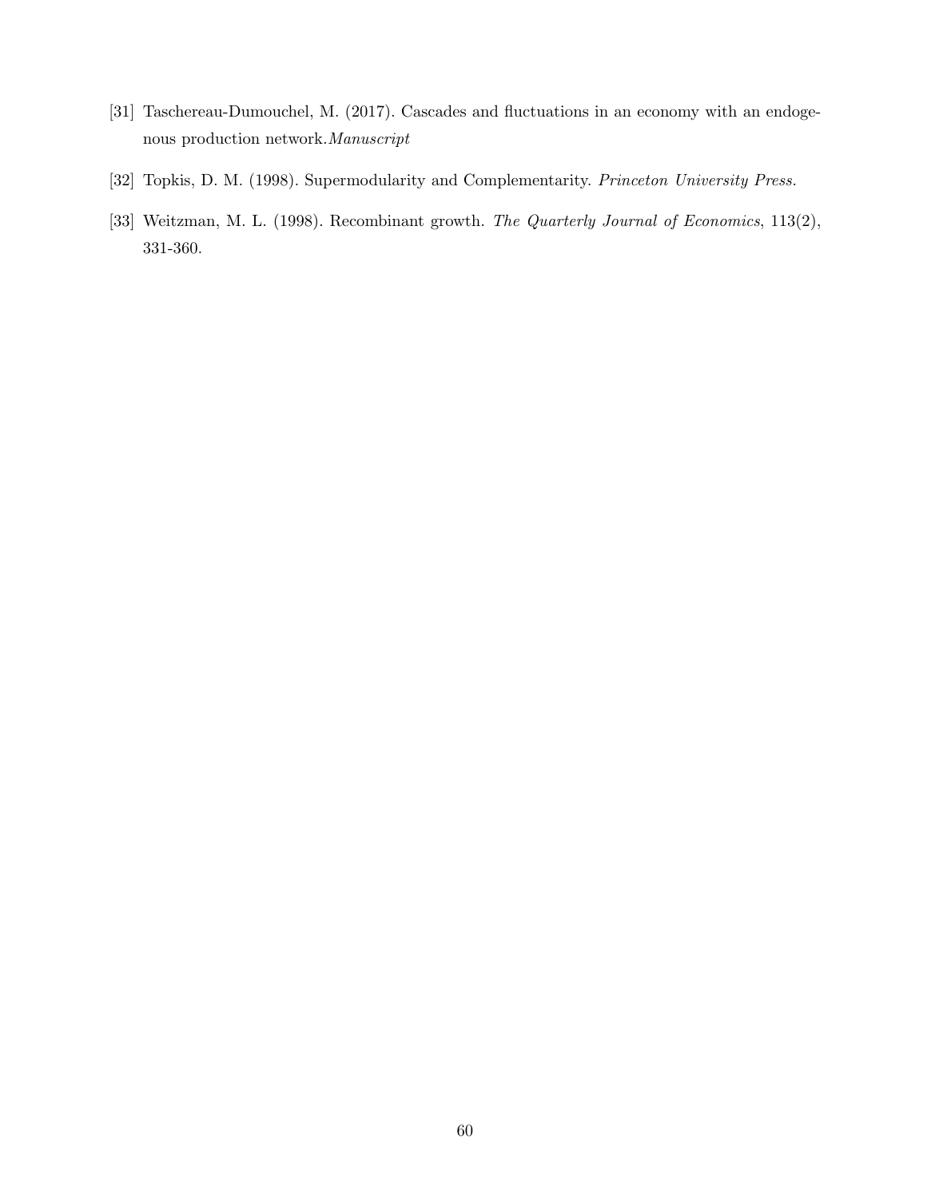[31] Taschereau-Dumouchel, M. (2017). Cascades and fluctuations in an economy with an endogenous production network.*Manuscript*

[32] Topkis, D. M. (1998). Supermodularity and Complementarity. *Princeton University Press.*

[33] Weitzman, M. L. (1998). Recombinant growth. *The Quarterly Journal of Economics*, 113(2), 331-360.